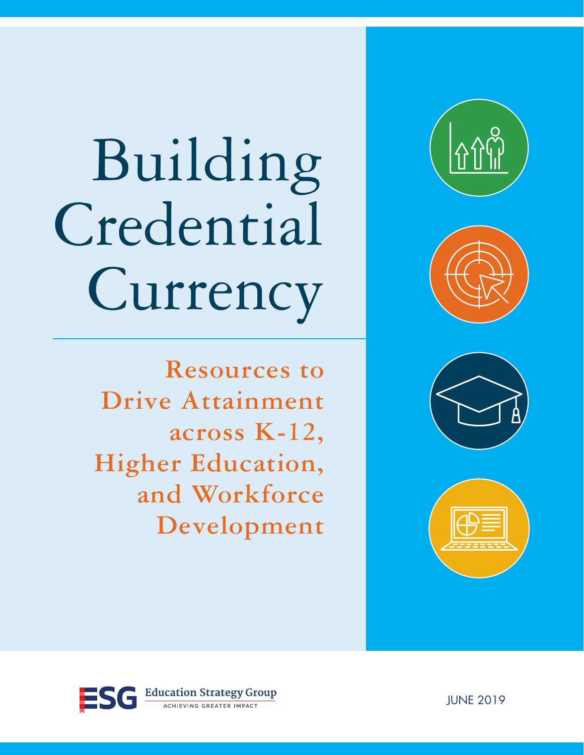# Building Credential Currency

## Resources to Drive Attainment across K-12, Higher Education, and Workforce Development

Education Strategy Group
ACHIEVING GREATER IMPACT

JUNE 2019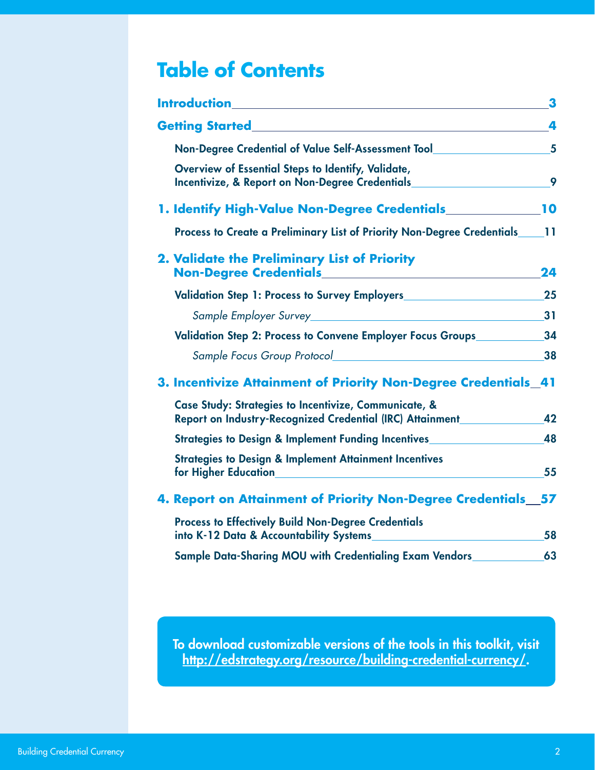# Table of Contents

**Introduction** 3

**Getting Started** 4

- Non-Degree Credential of Value Self-Assessment Tool 5
- Overview of Essential Steps to Identify, Validate, Incentivize, & Report on Non-Degree Credentials 9

**1. Identify High-Value Non-Degree Credentials** 10

- Process to Create a Preliminary List of Priority Non-Degree Credentials 11

**2. Validate the Preliminary List of Priority Non-Degree Credentials** 24

- Validation Step 1: Process to Survey Employers 25
  - *Sample Employer Survey* 31
- Validation Step 2: Process to Convene Employer Focus Groups 34
  - *Sample Focus Group Protocol* 38

**3. Incentivize Attainment of Priority Non-Degree Credentials** 41

- Case Study: Strategies to Incentivize, Communicate, & Report on Industry-Recognized Credential (IRC) Attainment 42
- Strategies to Design & Implement Funding Incentives 48
- Strategies to Design & Implement Attainment Incentives for Higher Education 55

**4. Report on Attainment of Priority Non-Degree Credentials** 57

- Process to Effectively Build Non-Degree Credentials into K-12 Data & Accountability Systems 58
- Sample Data-Sharing MOU with Credentialing Exam Vendors 63

**To download customizable versions of the tools in this toolkit, visit http://edstrategy.org/resource/building-credential-currency/.**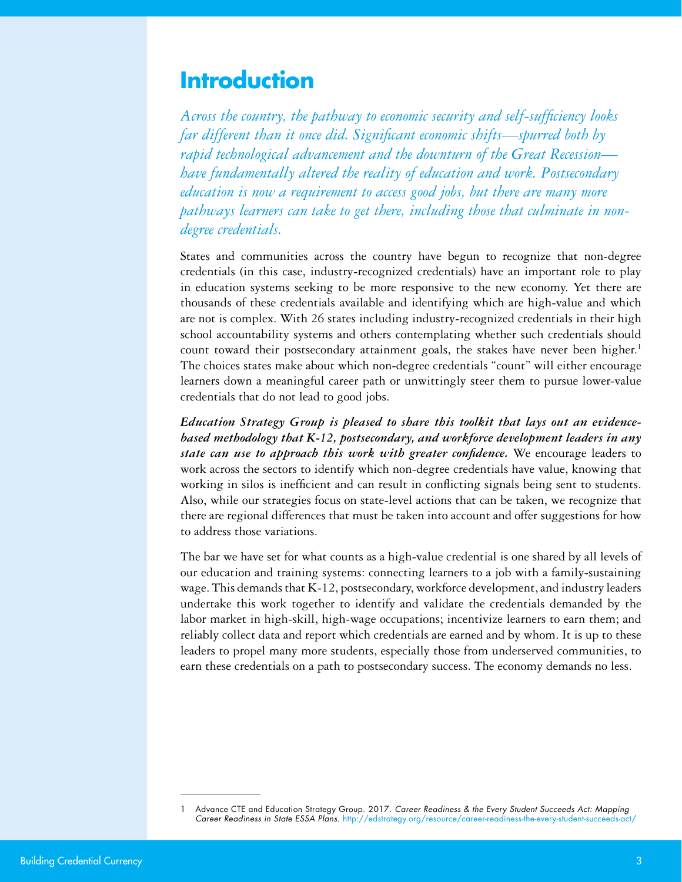# Introduction

*Across the country, the pathway to economic security and self-sufficiency looks far different than it once did. Significant economic shifts—spurred both by rapid technological advancement and the downturn of the Great Recession—have fundamentally altered the reality of education and work. Postsecondary education is now a requirement to access good jobs, but there are many more pathways learners can take to get there, including those that culminate in non-degree credentials.*

States and communities across the country have begun to recognize that non-degree credentials (in this case, industry-recognized credentials) have an important role to play in education systems seeking to be more responsive to the new economy. Yet there are thousands of these credentials available and identifying which are high-value and which are not is complex. With 26 states including industry-recognized credentials in their high school accountability systems and others contemplating whether such credentials should count toward their postsecondary attainment goals, the stakes have never been higher.[1] The choices states make about which non-degree credentials "count" will either encourage learners down a meaningful career path or unwittingly steer them to pursue lower-value credentials that do not lead to good jobs.

***Education Strategy Group is pleased to share this toolkit that lays out an evidence-based methodology that K-12, postsecondary, and workforce development leaders in any state can use to approach this work with greater confidence.*** We encourage leaders to work across the sectors to identify which non-degree credentials have value, knowing that working in silos is inefficient and can result in conflicting signals being sent to students. Also, while our strategies focus on state-level actions that can be taken, we recognize that there are regional differences that must be taken into account and offer suggestions for how to address those variations.

The bar we have set for what counts as a high-value credential is one shared by all levels of our education and training systems: connecting learners to a job with a family-sustaining wage. This demands that K-12, postsecondary, workforce development, and industry leaders undertake this work together to identify and validate the credentials demanded by the labor market in high-skill, high-wage occupations; incentivize learners to earn them; and reliably collect data and report which credentials are earned and by whom. It is up to these leaders to propel many more students, especially those from underserved communities, to earn these credentials on a path to postsecondary success. The economy demands no less.

---

1 Advance CTE and Education Strategy Group. 2017. *Career Readiness & the Every Student Succeeds Act: Mapping Career Readiness in State ESSA Plans.* http://edstrategy.org/resource/career-readiness-the-every-student-succeeds-act/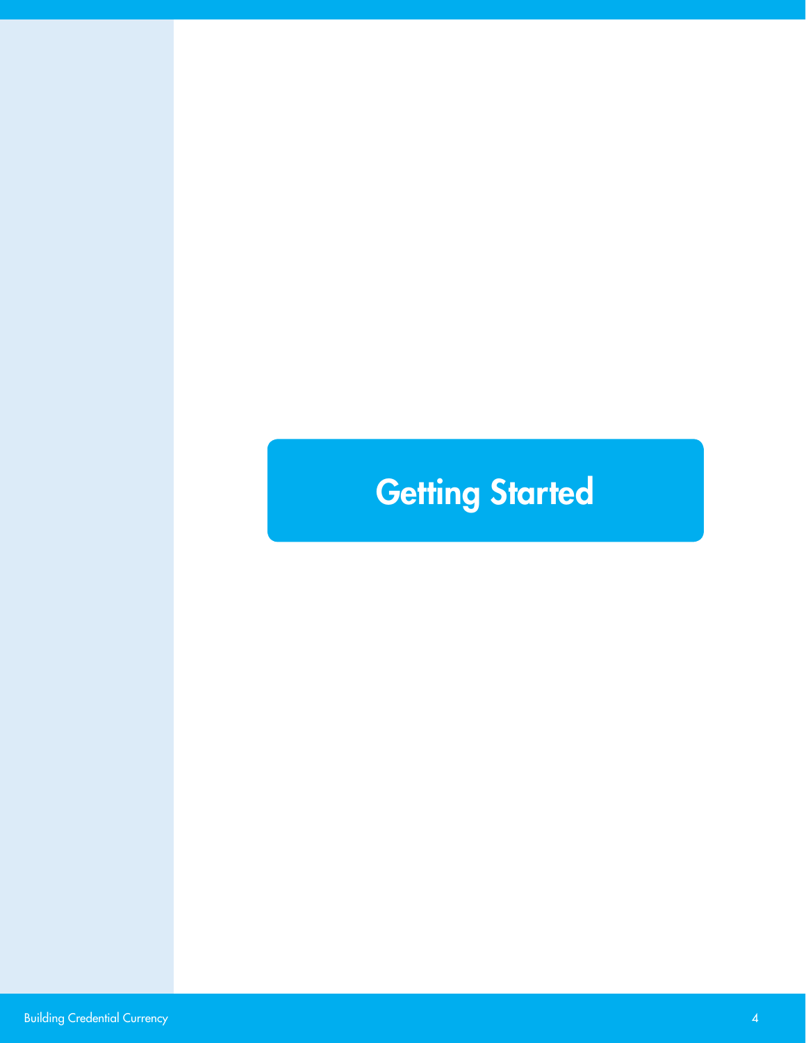# Getting Started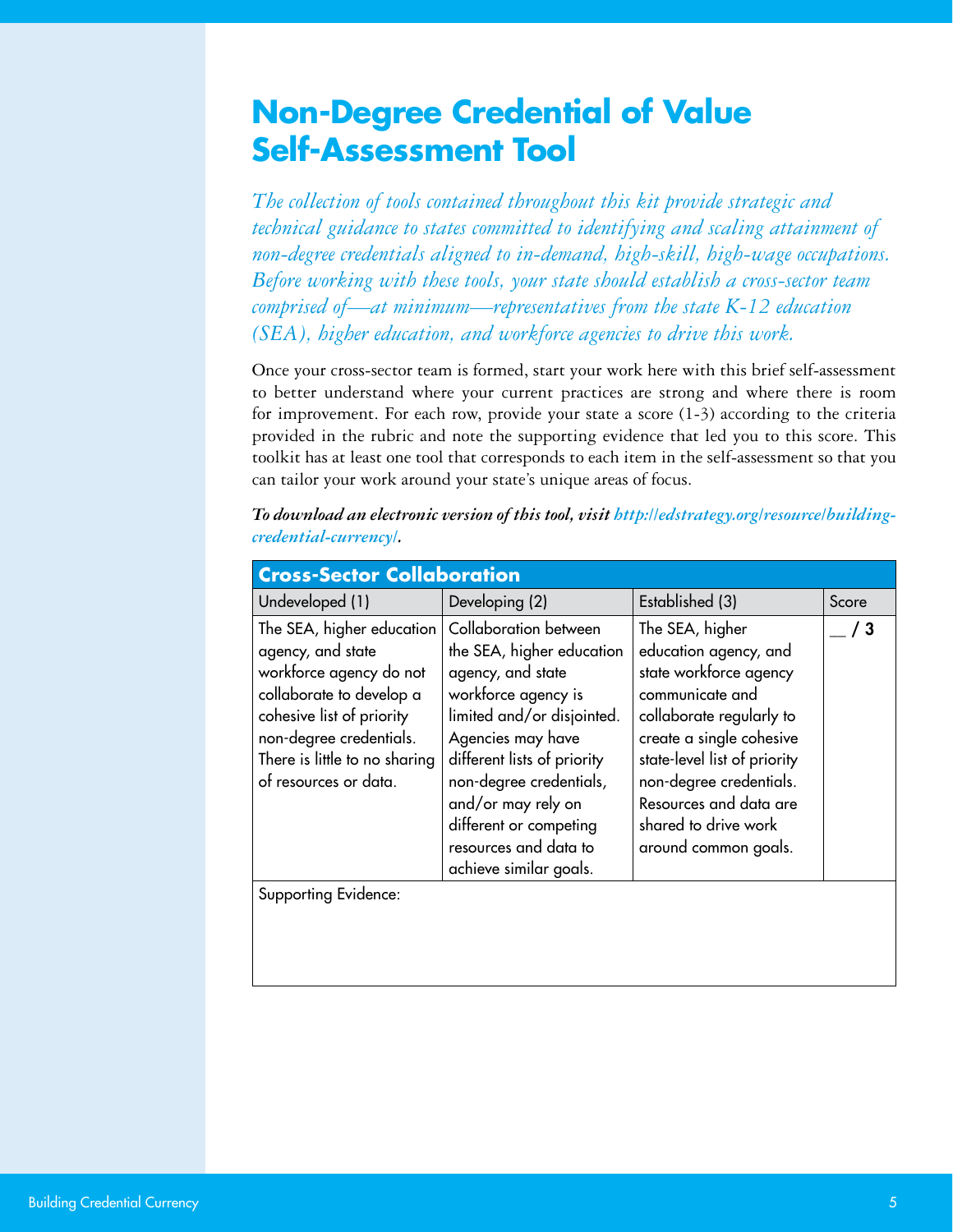# Non-Degree Credential of Value Self-Assessment Tool

*The collection of tools contained throughout this kit provide strategic and technical guidance to states committed to identifying and scaling attainment of non-degree credentials aligned to in-demand, high-skill, high-wage occupations. Before working with these tools, your state should establish a cross-sector team comprised of—at minimum—representatives from the state K-12 education (SEA), higher education, and workforce agencies to drive this work.*

Once your cross-sector team is formed, start your work here with this brief self-assessment to better understand where your current practices are strong and where there is room for improvement. For each row, provide your state a score (1-3) according to the criteria provided in the rubric and note the supporting evidence that led you to this score. This toolkit has at least one tool that corresponds to each item in the self-assessment so that you can tailor your work around your state's unique areas of focus.

***To download an electronic version of this tool, visit http://edstrategy.org/resource/building-credential-currency/.***

| **Cross-Sector Collaboration** | | | |
|---|---|---|---|
| Undeveloped (1) | Developing (2) | Established (3) | Score |
| The SEA, higher education agency, and state workforce agency do not collaborate to develop a cohesive list of priority non-degree credentials. There is little to no sharing of resources or data. | Collaboration between the SEA, higher education agency, and state workforce agency is limited and/or disjointed. Agencies may have different lists of priority non-degree credentials, and/or may rely on different or competing resources and data to achieve similar goals. | The SEA, higher education agency, and state workforce agency communicate and collaborate regularly to create a single cohesive state-level list of priority non-degree credentials. Resources and data are shared to drive work around common goals. | __ **/ 3** |
| Supporting Evidence: | | | |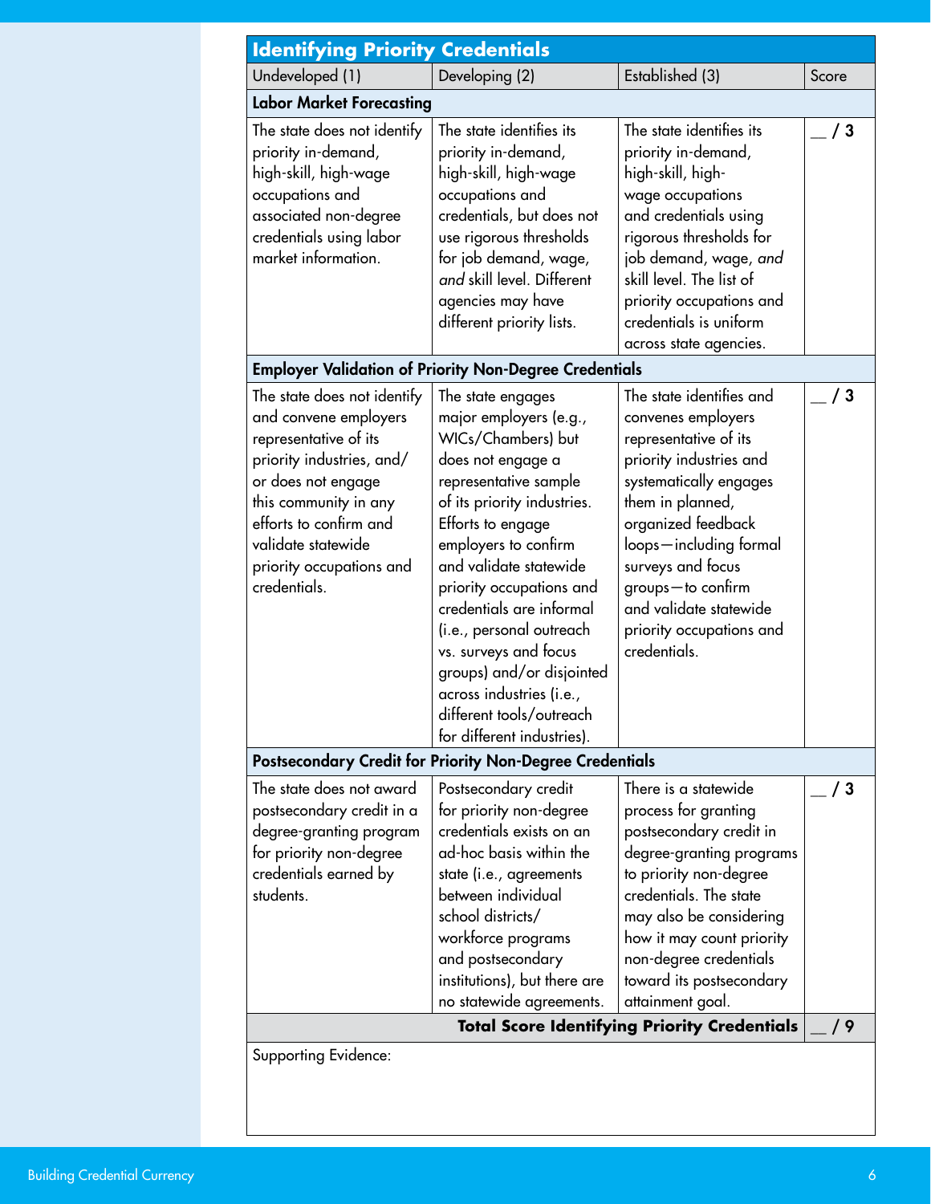## Identifying Priority Credentials

| Undeveloped (1) | Developing (2) | Established (3) | Score |
|---|---|---|---|
| **Labor Market Forecasting** | | | |
| The state does not identify priority in-demand, high-skill, high-wage occupations and associated non-degree credentials using labor market information. | The state identifies its priority in-demand, high-skill, high-wage occupations and credentials, but does not use rigorous thresholds for job demand, wage, *and* skill level. Different agencies may have different priority lists. | The state identifies its priority in-demand, high-skill, high-wage occupations and credentials using rigorous thresholds for job demand, wage, *and* skill level. The list of priority occupations and credentials is uniform across state agencies. | __ / 3 |
| **Employer Validation of Priority Non-Degree Credentials** | | | |
| The state does not identify and convene employers representative of its priority industries, and/or does not engage this community in any efforts to confirm and validate statewide priority occupations and credentials. | The state engages major employers (e.g., WICs/Chambers) but does not engage a representative sample of its priority industries. Efforts to engage employers to confirm and validate statewide priority occupations and credentials are informal (i.e., personal outreach vs. surveys and focus groups) and/or disjointed across industries (i.e., different tools/outreach for different industries). | The state identifies and convenes employers representative of its priority industries and systematically engages them in planned, organized feedback loops—including formal surveys and focus groups—to confirm and validate statewide priority occupations and credentials. | __ / 3 |
| **Postsecondary Credit for Priority Non-Degree Credentials** | | | |
| The state does not award postsecondary credit in a degree-granting program for priority non-degree credentials earned by students. | Postsecondary credit for priority non-degree credentials exists on an ad-hoc basis within the state (i.e., agreements between individual school districts/ workforce programs and postsecondary institutions), but there are no statewide agreements. | There is a statewide process for granting postsecondary credit in degree-granting programs to priority non-degree credentials. The state may also be considering how it may count priority non-degree credentials toward its postsecondary attainment goal. | __ / 3 |
| | | **Total Score Identifying Priority Credentials** | __ / 9 |

Supporting Evidence: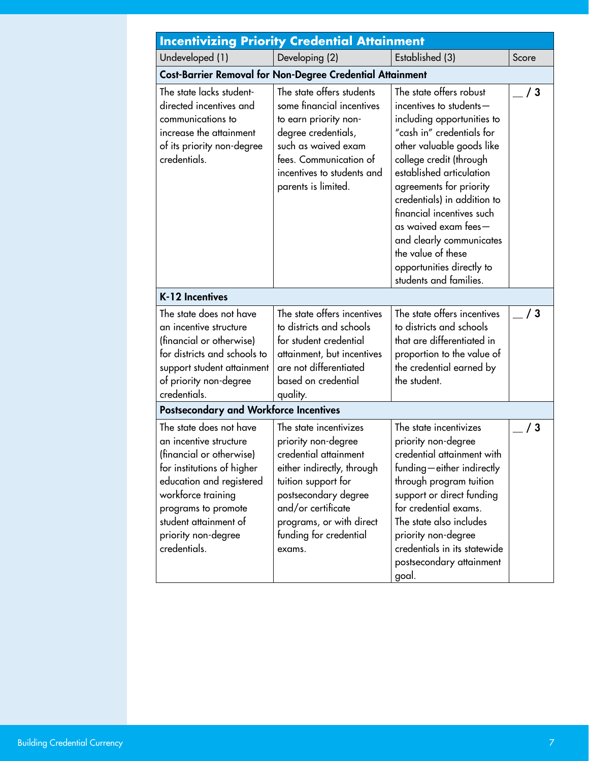| Incentivizing Priority Credential Attainment | | | |
|---|---|---|---|
| Undeveloped (1) | Developing (2) | Established (3) | Score |
| **Cost-Barrier Removal for Non-Degree Credential Attainment** | | | |
| The state lacks student-directed incentives and communications to increase the attainment of its priority non-degree credentials. | The state offers students some financial incentives to earn priority non-degree credentials, such as waived exam fees. Communication of incentives to students and parents is limited. | The state offers robust incentives to students—including opportunities to "cash in" credentials for other valuable goods like college credit (through established articulation agreements for priority credentials) in addition to financial incentives such as waived exam fees—and clearly communicates the value of these opportunities directly to students and families. | __ / 3 |
| **K-12 Incentives** | | | |
| The state does not have an incentive structure (financial or otherwise) for districts and schools to support student attainment of priority non-degree credentials. | The state offers incentives to districts and schools for student credential attainment, but incentives are not differentiated based on credential quality. | The state offers incentives to districts and schools that are differentiated in proportion to the value of the credential earned by the student. | __ / 3 |
| **Postsecondary and Workforce Incentives** | | | |
| The state does not have an incentive structure (financial or otherwise) for institutions of higher education and registered workforce training programs to promote student attainment of priority non-degree credentials. | The state incentivizes priority non-degree credential attainment either indirectly, through tuition support for postsecondary degree and/or certificate programs, or with direct funding for credential exams. | The state incentivizes priority non-degree credential attainment with funding—either indirectly through program tuition support or direct funding for credential exams. The state also includes priority non-degree credentials in its statewide postsecondary attainment goal. | __ / 3 |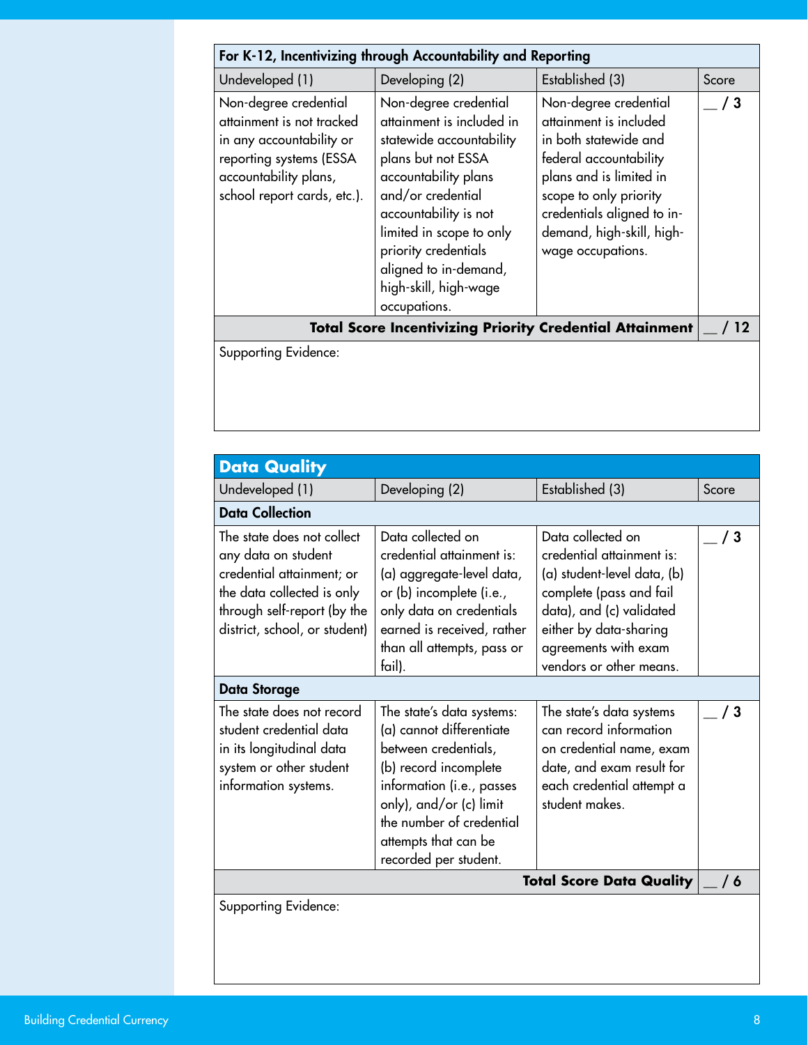| For K-12, Incentivizing through Accountability and Reporting | | | |
|---|---|---|---|
| Undeveloped (1) | Developing (2) | Established (3) | Score |
| Non-degree credential attainment is not tracked in any accountability or reporting systems (ESSA accountability plans, school report cards, etc.). | Non-degree credential attainment is included in statewide accountability plans but not ESSA accountability plans and/or credential accountability is not limited in scope to only priority credentials aligned to in-demand, high-skill, high-wage occupations. | Non-degree credential attainment is included in both statewide and federal accountability plans and is limited in scope to only priority credentials aligned to in-demand, high-skill, high-wage occupations. | __ / 3 |
| | | **Total Score Incentivizing Priority Credential Attainment** | __ / 12 |
| Supporting Evidence: | | | |

## Data Quality

| Undeveloped (1) | Developing (2) | Established (3) | Score |
|---|---|---|---|
| **Data Collection** | | | |
| The state does not collect any data on student credential attainment; or the data collected is only through self-report (by the district, school, or student) | Data collected on credential attainment is: (a) aggregate-level data, or (b) incomplete (i.e., only data on credentials earned is received, rather than all attempts, pass or fail). | Data collected on credential attainment is: (a) student-level data, (b) complete (pass and fail data), and (c) validated either by data-sharing agreements with exam vendors or other means. | __ / 3 |
| **Data Storage** | | | |
| The state does not record student credential data in its longitudinal data system or other student information systems. | The state's data systems: (a) cannot differentiate between credentials, (b) record incomplete information (i.e., passes only), and/or (c) limit the number of credential attempts that can be recorded per student. | The state's data systems can record information on credential name, exam date, and exam result for each credential attempt a student makes. | __ / 3 |
| | | **Total Score Data Quality** | __ / 6 |
| Supporting Evidence: | | | |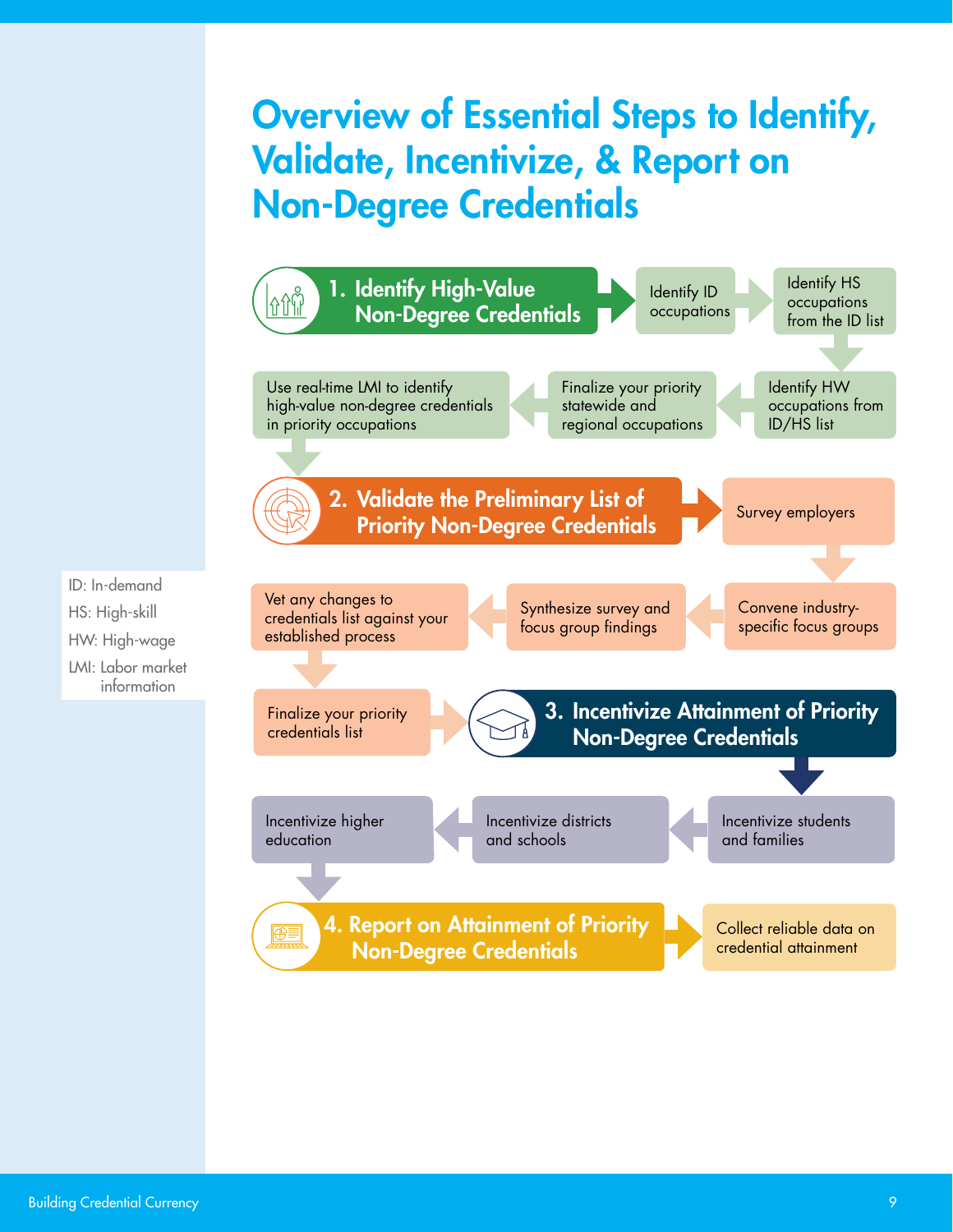# Overview of Essential Steps to Identify, Validate, Incentivize, & Report on Non-Degree Credentials

## 1. Identify High-Value Non-Degree Credentials

- Identify ID occupations
- Identify HS occupations from the ID list
- Identify HW occupations from ID/HS list
- Finalize your priority statewide and regional occupations
- Use real-time LMI to identify high-value non-degree credentials in priority occupations

## 2. Validate the Preliminary List of Priority Non-Degree Credentials

- Survey employers
- Convene industry-specific focus groups
- Synthesize survey and focus group findings
- Vet any changes to credentials list against your established process
- Finalize your priority credentials list

## 3. Incentivize Attainment of Priority Non-Degree Credentials

- Incentivize students and families
- Incentivize districts and schools
- Incentivize higher education

## 4. Report on Attainment of Priority Non-Degree Credentials

- Collect reliable data on credential attainment

ID: In-demand
HS: High-skill
HW: High-wage
LMI: Labor market information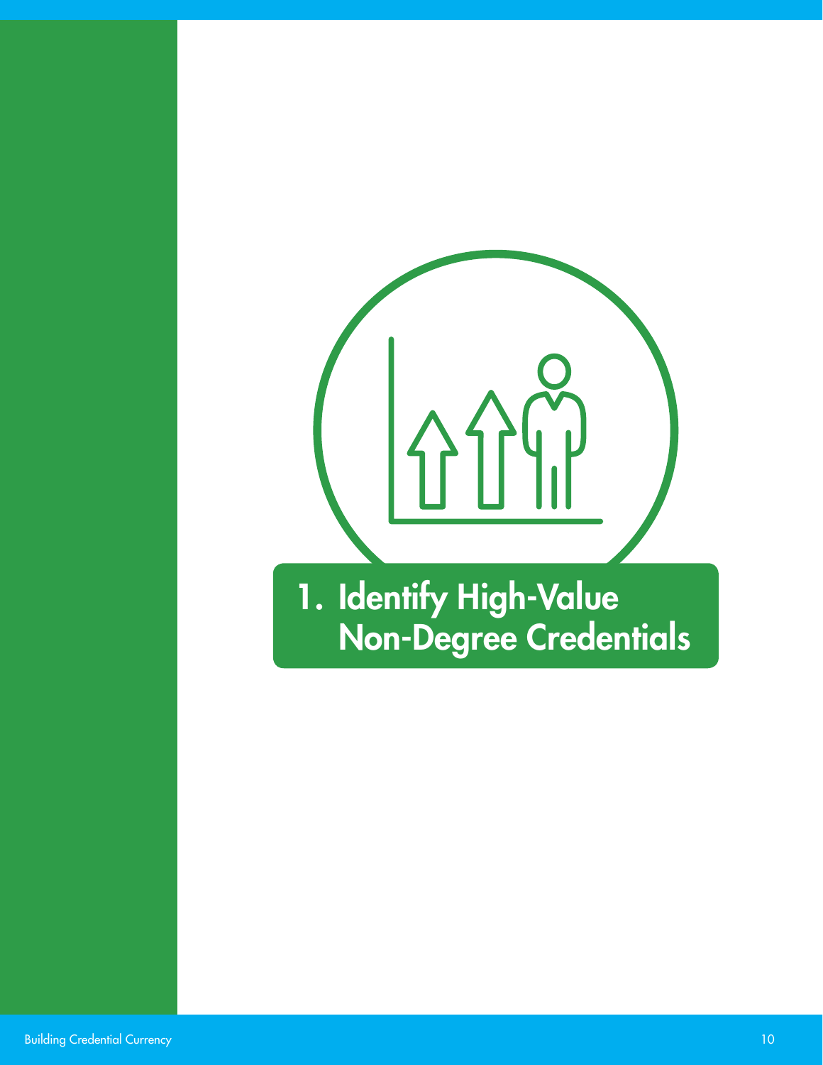# 1. Identify High-Value Non-Degree Credentials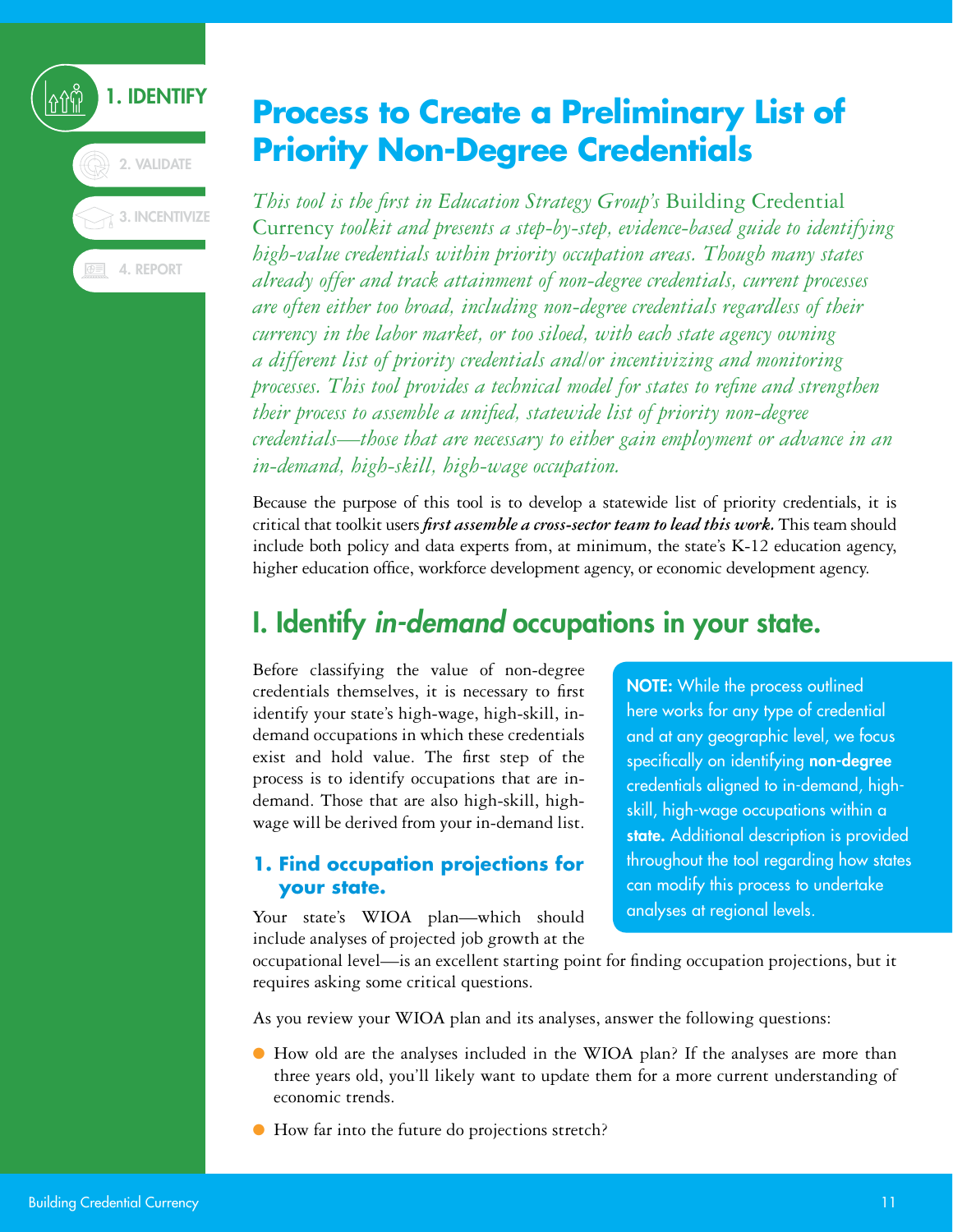# Process to Create a Preliminary List of Priority Non-Degree Credentials

*This tool is the first in Education Strategy Group's* Building Credential Currency *toolkit and presents a step-by-step, evidence-based guide to identifying high-value credentials within priority occupation areas. Though many states already offer and track attainment of non-degree credentials, current processes are often either too broad, including non-degree credentials regardless of their currency in the labor market, or too siloed, with each state agency owning a different list of priority credentials and/or incentivizing and monitoring processes. This tool provides a technical model for states to refine and strengthen their process to assemble a unified, statewide list of priority non-degree credentials—those that are necessary to either gain employment or advance in an in-demand, high-skill, high-wage occupation.*

Because the purpose of this tool is to develop a statewide list of priority credentials, it is critical that toolkit users ***first assemble a cross-sector team to lead this work.*** This team should include both policy and data experts from, at minimum, the state's K-12 education agency, higher education office, workforce development agency, or economic development agency.

## I. Identify *in-demand* occupations in your state.

Before classifying the value of non-degree credentials themselves, it is necessary to first identify your state's high-wage, high-skill, in-demand occupations in which these credentials exist and hold value. The first step of the process is to identify occupations that are in-demand. Those that are also high-skill, high-wage will be derived from your in-demand list.

**NOTE:** While the process outlined here works for any type of credential and at any geographic level, we focus specifically on identifying **non-degree** credentials aligned to in-demand, high-skill, high-wage occupations within a **state.** Additional description is provided throughout the tool regarding how states can modify this process to undertake analyses at regional levels.

### 1. Find occupation projections for your state.

Your state's WIOA plan—which should include analyses of projected job growth at the occupational level—is an excellent starting point for finding occupation projections, but it requires asking some critical questions.

As you review your WIOA plan and its analyses, answer the following questions:

- How old are the analyses included in the WIOA plan? If the analyses are more than three years old, you'll likely want to update them for a more current understanding of economic trends.
- How far into the future do projections stretch?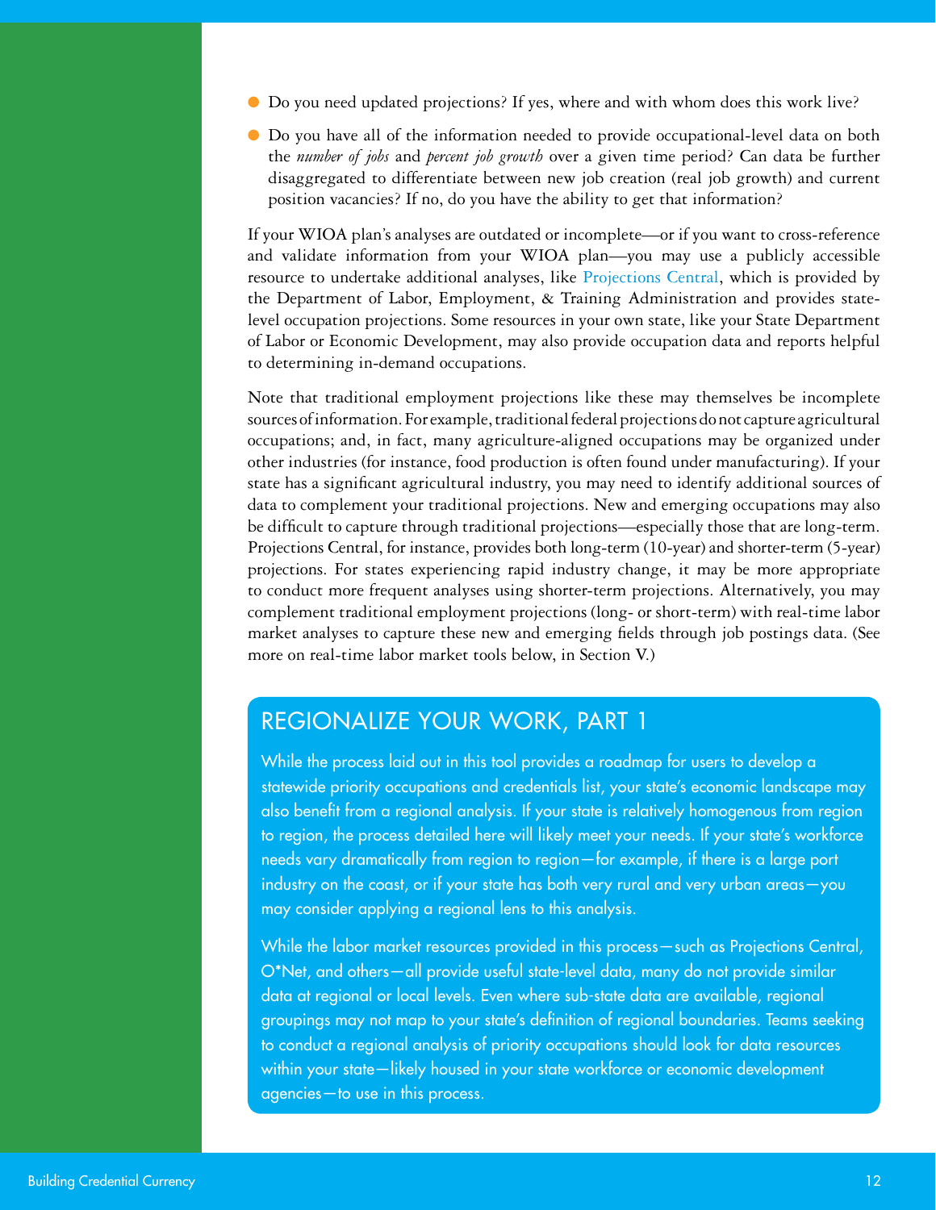- Do you need updated projections? If yes, where and with whom does this work live?
- Do you have all of the information needed to provide occupational-level data on both the *number of jobs* and *percent job growth* over a given time period? Can data be further disaggregated to differentiate between new job creation (real job growth) and current position vacancies? If no, do you have the ability to get that information?

If your WIOA plan's analyses are outdated or incomplete—or if you want to cross-reference and validate information from your WIOA plan—you may use a publicly accessible resource to undertake additional analyses, like Projections Central, which is provided by the Department of Labor, Employment, & Training Administration and provides state-level occupation projections. Some resources in your own state, like your State Department of Labor or Economic Development, may also provide occupation data and reports helpful to determining in-demand occupations.

Note that traditional employment projections like these may themselves be incomplete sources of information. For example, traditional federal projections do not capture agricultural occupations; and, in fact, many agriculture-aligned occupations may be organized under other industries (for instance, food production is often found under manufacturing). If your state has a significant agricultural industry, you may need to identify additional sources of data to complement your traditional projections. New and emerging occupations may also be difficult to capture through traditional projections—especially those that are long-term. Projections Central, for instance, provides both long-term (10-year) and shorter-term (5-year) projections. For states experiencing rapid industry change, it may be more appropriate to conduct more frequent analyses using shorter-term projections. Alternatively, you may complement traditional employment projections (long- or short-term) with real-time labor market analyses to capture these new and emerging fields through job postings data. (See more on real-time labor market tools below, in Section V.)

## REGIONALIZE YOUR WORK, PART 1

While the process laid out in this tool provides a roadmap for users to develop a statewide priority occupations and credentials list, your state's economic landscape may also benefit from a regional analysis. If your state is relatively homogenous from region to region, the process detailed here will likely meet your needs. If your state's workforce needs vary dramatically from region to region—for example, if there is a large port industry on the coast, or if your state has both very rural and very urban areas—you may consider applying a regional lens to this analysis.

While the labor market resources provided in this process—such as Projections Central, O*Net, and others—all provide useful state-level data, many do not provide similar data at regional or local levels. Even where sub-state data are available, regional groupings may not map to your state's definition of regional boundaries. Teams seeking to conduct a regional analysis of priority occupations should look for data resources within your state—likely housed in your state workforce or economic development agencies—to use in this process.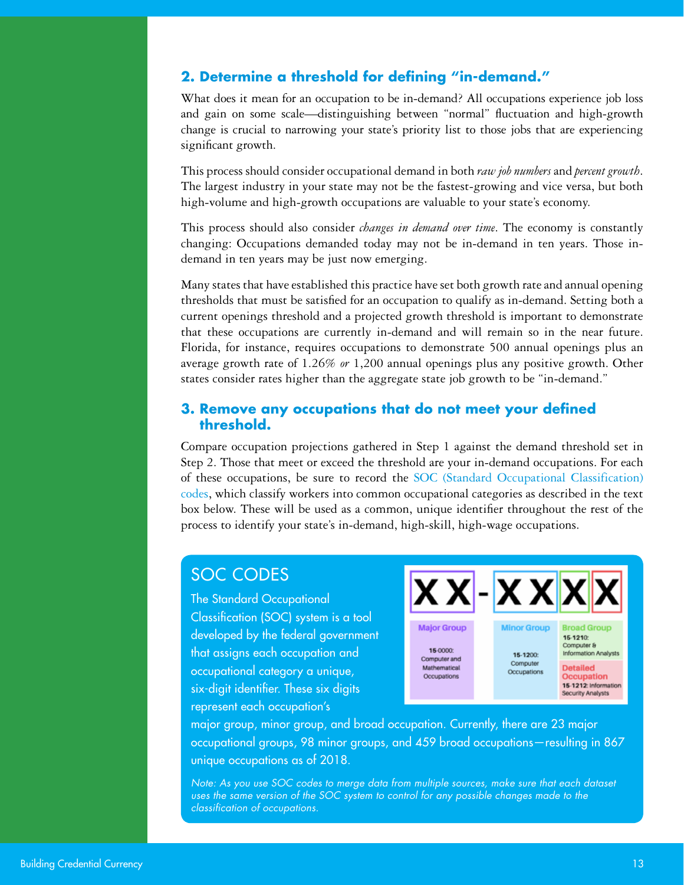## 2. Determine a threshold for defining "in-demand."

What does it mean for an occupation to be in-demand? All occupations experience job loss and gain on some scale—distinguishing between "normal" fluctuation and high-growth change is crucial to narrowing your state's priority list to those jobs that are experiencing significant growth.

This process should consider occupational demand in both *raw job numbers* and *percent growth*. The largest industry in your state may not be the fastest-growing and vice versa, but both high-volume and high-growth occupations are valuable to your state's economy.

This process should also consider *changes in demand over time*. The economy is constantly changing: Occupations demanded today may not be in-demand in ten years. Those in-demand in ten years may be just now emerging.

Many states that have established this practice have set both growth rate and annual opening thresholds that must be satisfied for an occupation to qualify as in-demand. Setting both a current openings threshold and a projected growth threshold is important to demonstrate that these occupations are currently in-demand and will remain so in the near future. Florida, for instance, requires occupations to demonstrate 500 annual openings plus an average growth rate of 1.26% *or* 1,200 annual openings plus any positive growth. Other states consider rates higher than the aggregate state job growth to be "in-demand."

## 3. Remove any occupations that do not meet your defined threshold.

Compare occupation projections gathered in Step 1 against the demand threshold set in Step 2. Those that meet or exceed the threshold are your in-demand occupations. For each of these occupations, be sure to record the SOC (Standard Occupational Classification) codes, which classify workers into common occupational categories as described in the text box below. These will be used as a common, unique identifier throughout the rest of the process to identify your state's in-demand, high-skill, high-wage occupations.

### SOC CODES

The Standard Occupational Classification (SOC) system is a tool developed by the federal government that assigns each occupation and occupational category a unique, six-digit identifier. These six digits represent each occupation's major group, minor group, and broad occupation. Currently, there are 23 major occupational groups, 98 minor groups, and 459 broad occupations—resulting in 867 unique occupations as of 2018.

**XX-XXXX**

- **Major Group** (XX): 15-0000: Computer and Mathematical Occupations
- **Minor Group**: 15-1200: Computer Occupations
- **Broad Group**: 15-1210: Computer & Information Analysts
- **Detailed Occupation**: 15-1212: Information Security Analysts

*Note: As you use SOC codes to merge data from multiple sources, make sure that each dataset uses the same version of the SOC system to control for any possible changes made to the classification of occupations.*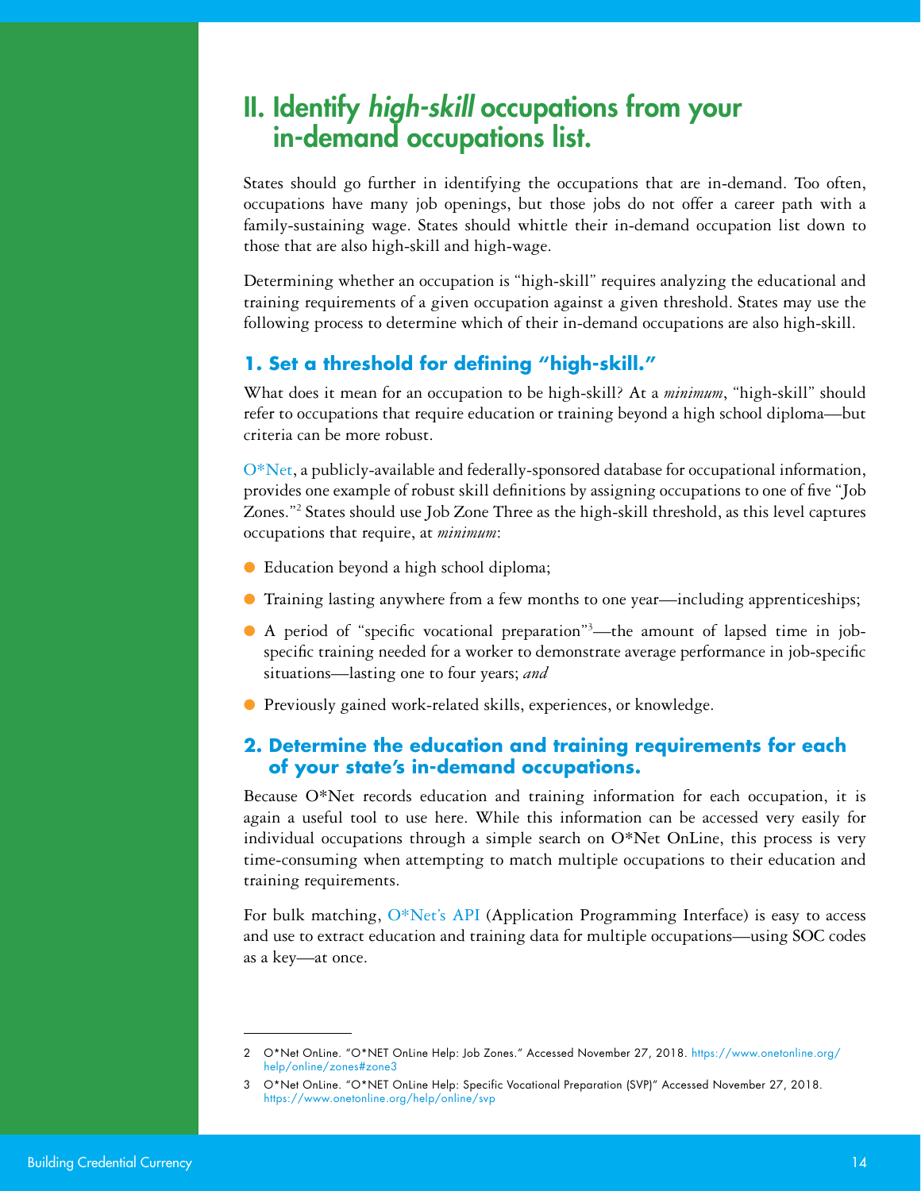# II. Identify *high-skill* occupations from your in-demand occupations list.

States should go further in identifying the occupations that are in-demand. Too often, occupations have many job openings, but those jobs do not offer a career path with a family-sustaining wage. States should whittle their in-demand occupation list down to those that are also high-skill and high-wage.

Determining whether an occupation is "high-skill" requires analyzing the educational and training requirements of a given occupation against a given threshold. States may use the following process to determine which of their in-demand occupations are also high-skill.

### 1. Set a threshold for defining "high-skill."

What does it mean for an occupation to be high-skill? At a *minimum*, "high-skill" should refer to occupations that require education or training beyond a high school diploma—but criteria can be more robust.

O*Net, a publicly-available and federally-sponsored database for occupational information, provides one example of robust skill definitions by assigning occupations to one of five "Job Zones."[2] States should use Job Zone Three as the high-skill threshold, as this level captures occupations that require, at *minimum*:

- Education beyond a high school diploma;
- Training lasting anywhere from a few months to one year—including apprenticeships;
- A period of "specific vocational preparation"[3]—the amount of lapsed time in job-specific training needed for a worker to demonstrate average performance in job-specific situations—lasting one to four years; *and*
- Previously gained work-related skills, experiences, or knowledge.

### 2. Determine the education and training requirements for each of your state's in-demand occupations.

Because O*Net records education and training information for each occupation, it is again a useful tool to use here. While this information can be accessed very easily for individual occupations through a simple search on O*Net OnLine, this process is very time-consuming when attempting to match multiple occupations to their education and training requirements.

For bulk matching, O*Net's API (Application Programming Interface) is easy to access and use to extract education and training data for multiple occupations—using SOC codes as a key—at once.

---

2 O*Net OnLine. "O*NET OnLine Help: Job Zones." Accessed November 27, 2018. https://www.onetonline.org/help/online/zones#zone3

3 O*Net OnLine. "O*NET OnLine Help: Specific Vocational Preparation (SVP)" Accessed November 27, 2018. https://www.onetonline.org/help/online/svp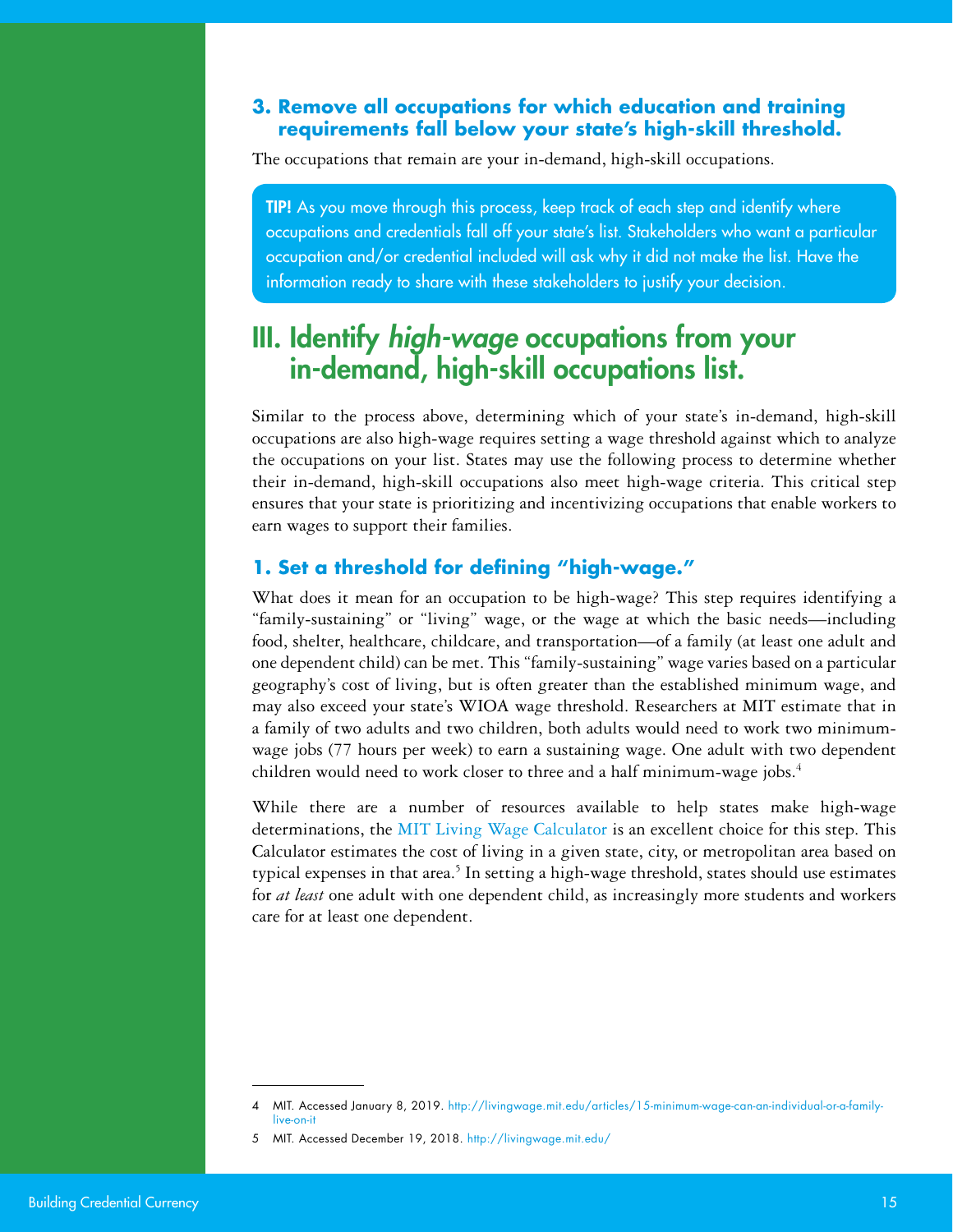### 3. Remove all occupations for which education and training requirements fall below your state's high-skill threshold.

The occupations that remain are your in-demand, high-skill occupations.

> **TIP!** As you move through this process, keep track of each step and identify where occupations and credentials fall off your state's list. Stakeholders who want a particular occupation and/or credential included will ask why it did not make the list. Have the information ready to share with these stakeholders to justify your decision.

## III. Identify *high-wage* occupations from your in-demand, high-skill occupations list.

Similar to the process above, determining which of your state's in-demand, high-skill occupations are also high-wage requires setting a wage threshold against which to analyze the occupations on your list. States may use the following process to determine whether their in-demand, high-skill occupations also meet high-wage criteria. This critical step ensures that your state is prioritizing and incentivizing occupations that enable workers to earn wages to support their families.

### 1. Set a threshold for defining "high-wage."

What does it mean for an occupation to be high-wage? This step requires identifying a "family-sustaining" or "living" wage, or the wage at which the basic needs—including food, shelter, healthcare, childcare, and transportation—of a family (at least one adult and one dependent child) can be met. This "family-sustaining" wage varies based on a particular geography's cost of living, but is often greater than the established minimum wage, and may also exceed your state's WIOA wage threshold. Researchers at MIT estimate that in a family of two adults and two children, both adults would need to work two minimum-wage jobs (77 hours per week) to earn a sustaining wage. One adult with two dependent children would need to work closer to three and a half minimum-wage jobs.[4]

While there are a number of resources available to help states make high-wage determinations, the MIT Living Wage Calculator is an excellent choice for this step. This Calculator estimates the cost of living in a given state, city, or metropolitan area based on typical expenses in that area.[5] In setting a high-wage threshold, states should use estimates for *at least* one adult with one dependent child, as increasingly more students and workers care for at least one dependent.

---

4 MIT. Accessed January 8, 2019. http://livingwage.mit.edu/articles/15-minimum-wage-can-an-individual-or-a-family-live-on-it

5 MIT. Accessed December 19, 2018. http://livingwage.mit.edu/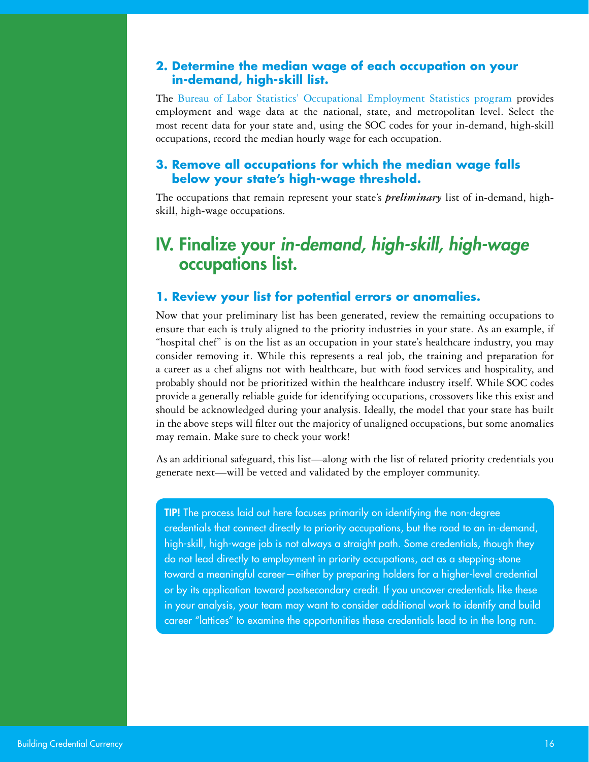### 2. Determine the median wage of each occupation on your in-demand, high-skill list.

The Bureau of Labor Statistics' Occupational Employment Statistics program provides employment and wage data at the national, state, and metropolitan level. Select the most recent data for your state and, using the SOC codes for your in-demand, high-skill occupations, record the median hourly wage for each occupation.

### 3. Remove all occupations for which the median wage falls below your state's high-wage threshold.

The occupations that remain represent your state's ***preliminary*** list of in-demand, high-skill, high-wage occupations.

## IV. Finalize your *in-demand, high-skill, high-wage* occupations list.

### 1. Review your list for potential errors or anomalies.

Now that your preliminary list has been generated, review the remaining occupations to ensure that each is truly aligned to the priority industries in your state. As an example, if "hospital chef" is on the list as an occupation in your state's healthcare industry, you may consider removing it. While this represents a real job, the training and preparation for a career as a chef aligns not with healthcare, but with food services and hospitality, and probably should not be prioritized within the healthcare industry itself. While SOC codes provide a generally reliable guide for identifying occupations, crossovers like this exist and should be acknowledged during your analysis. Ideally, the model that your state has built in the above steps will filter out the majority of unaligned occupations, but some anomalies may remain. Make sure to check your work!

As an additional safeguard, this list—along with the list of related priority credentials you generate next—will be vetted and validated by the employer community.

**TIP!** The process laid out here focuses primarily on identifying the non-degree credentials that connect directly to priority occupations, but the road to an in-demand, high-skill, high-wage job is not always a straight path. Some credentials, though they do not lead directly to employment in priority occupations, act as a stepping-stone toward a meaningful career—either by preparing holders for a higher-level credential or by its application toward postsecondary credit. If you uncover credentials like these in your analysis, your team may want to consider additional work to identify and build career "lattices" to examine the opportunities these credentials lead to in the long run.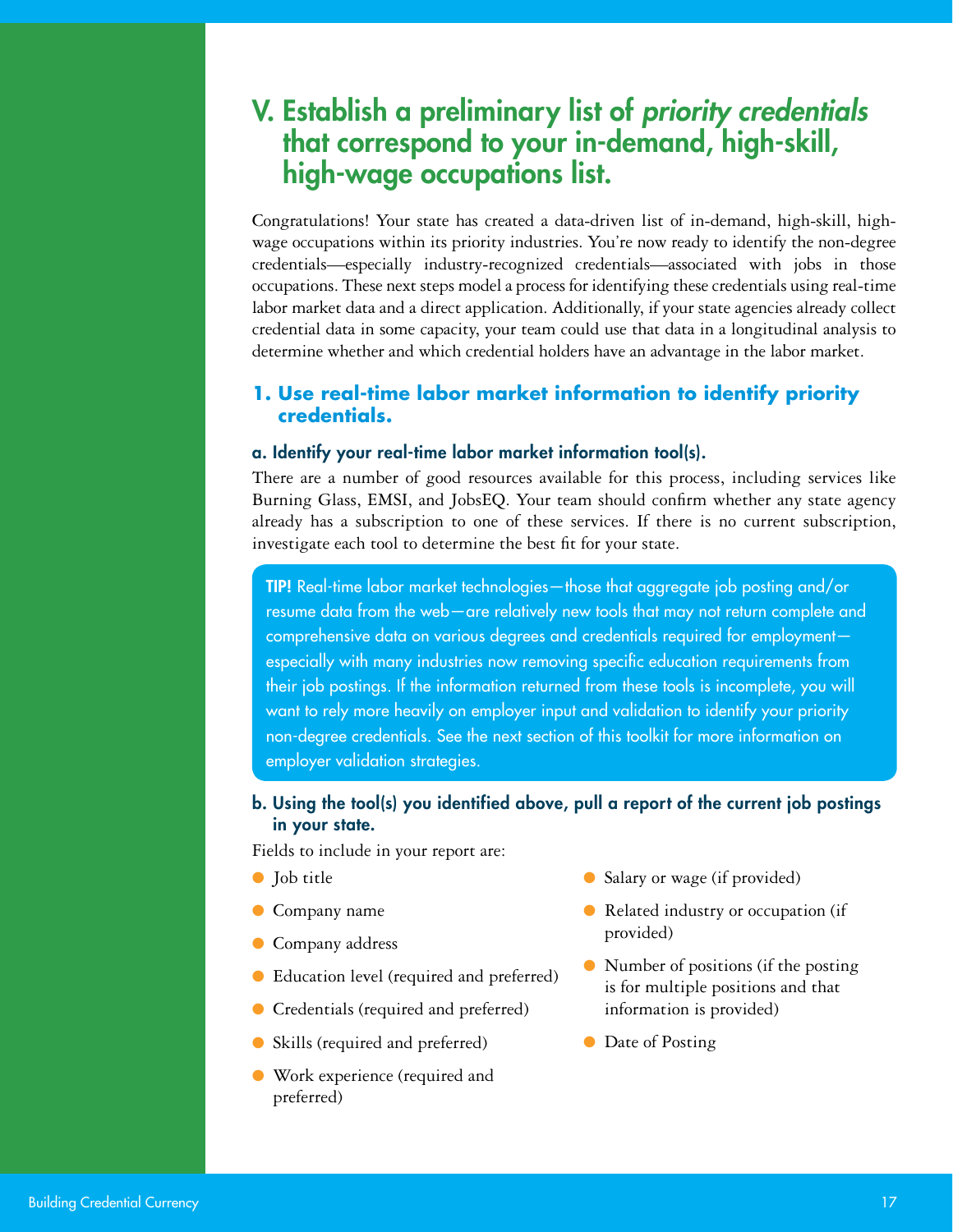# V. Establish a preliminary list of *priority credentials* that correspond to your in-demand, high-skill, high-wage occupations list.

Congratulations! Your state has created a data-driven list of in-demand, high-skill, high-wage occupations within its priority industries. You're now ready to identify the non-degree credentials—especially industry-recognized credentials—associated with jobs in those occupations. These next steps model a process for identifying these credentials using real-time labor market data and a direct application. Additionally, if your state agencies already collect credential data in some capacity, your team could use that data in a longitudinal analysis to determine whether and which credential holders have an advantage in the labor market.

## 1. Use real-time labor market information to identify priority credentials.

### a. Identify your real-time labor market information tool(s).

There are a number of good resources available for this process, including services like Burning Glass, EMSI, and JobsEQ. Your team should confirm whether any state agency already has a subscription to one of these services. If there is no current subscription, investigate each tool to determine the best fit for your state.

**TIP!** Real-time labor market technologies—those that aggregate job posting and/or resume data from the web—are relatively new tools that may not return complete and comprehensive data on various degrees and credentials required for employment—especially with many industries now removing specific education requirements from their job postings. If the information returned from these tools is incomplete, you will want to rely more heavily on employer input and validation to identify your priority non-degree credentials. See the next section of this toolkit for more information on employer validation strategies.

### b. Using the tool(s) you identified above, pull a report of the current job postings in your state.

Fields to include in your report are:

- Job title
- Company name
- Company address
- Education level (required and preferred)
- Credentials (required and preferred)
- Skills (required and preferred)
- Work experience (required and preferred)
- Salary or wage (if provided)
- Related industry or occupation (if provided)
- Number of positions (if the posting is for multiple positions and that information is provided)
- Date of Posting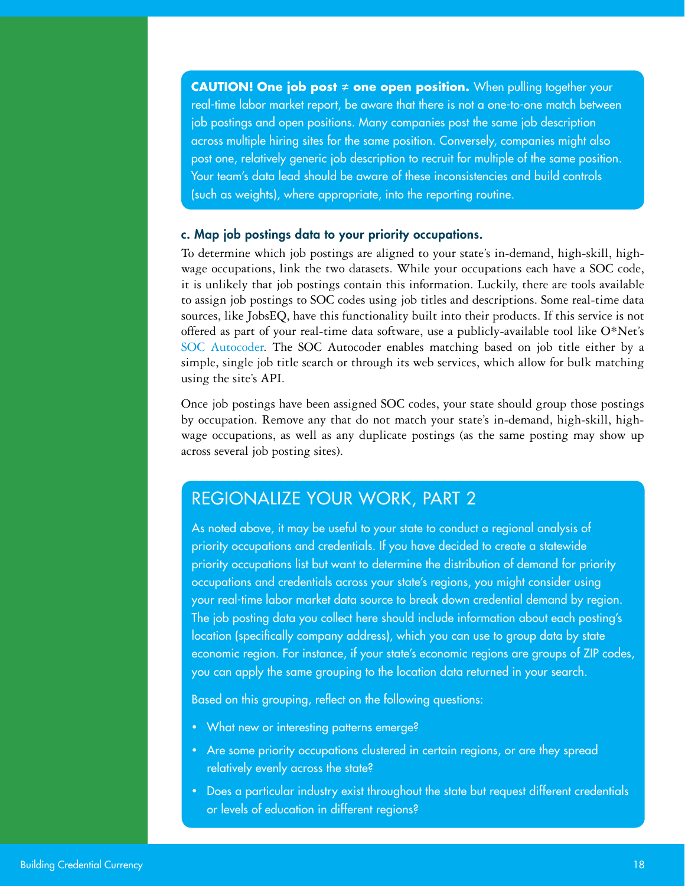**CAUTION! One job post ≠ one open position.** When pulling together your real-time labor market report, be aware that there is not a one-to-one match between job postings and open positions. Many companies post the same job description across multiple hiring sites for the same position. Conversely, companies might also post one, relatively generic job description to recruit for multiple of the same position. Your team's data lead should be aware of these inconsistencies and build controls (such as weights), where appropriate, into the reporting routine.

#### c. Map job postings data to your priority occupations.

To determine which job postings are aligned to your state's in-demand, high-skill, high-wage occupations, link the two datasets. While your occupations each have a SOC code, it is unlikely that job postings contain this information. Luckily, there are tools available to assign job postings to SOC codes using job titles and descriptions. Some real-time data sources, like JobsEQ, have this functionality built into their products. If this service is not offered as part of your real-time data software, use a publicly-available tool like O*Net's SOC Autocoder. The SOC Autocoder enables matching based on job title either by a simple, single job title search or through its web services, which allow for bulk matching using the site's API.

Once job postings have been assigned SOC codes, your state should group those postings by occupation. Remove any that do not match your state's in-demand, high-skill, high-wage occupations, as well as any duplicate postings (as the same posting may show up across several job posting sites).

## REGIONALIZE YOUR WORK, PART 2

As noted above, it may be useful to your state to conduct a regional analysis of priority occupations and credentials. If you have decided to create a statewide priority occupations list but want to determine the distribution of demand for priority occupations and credentials across your state's regions, you might consider using your real-time labor market data source to break down credential demand by region. The job posting data you collect here should include information about each posting's location (specifically company address), which you can use to group data by state economic region. For instance, if your state's economic regions are groups of ZIP codes, you can apply the same grouping to the location data returned in your search.

Based on this grouping, reflect on the following questions:

- What new or interesting patterns emerge?
- Are some priority occupations clustered in certain regions, or are they spread relatively evenly across the state?
- Does a particular industry exist throughout the state but request different credentials or levels of education in different regions?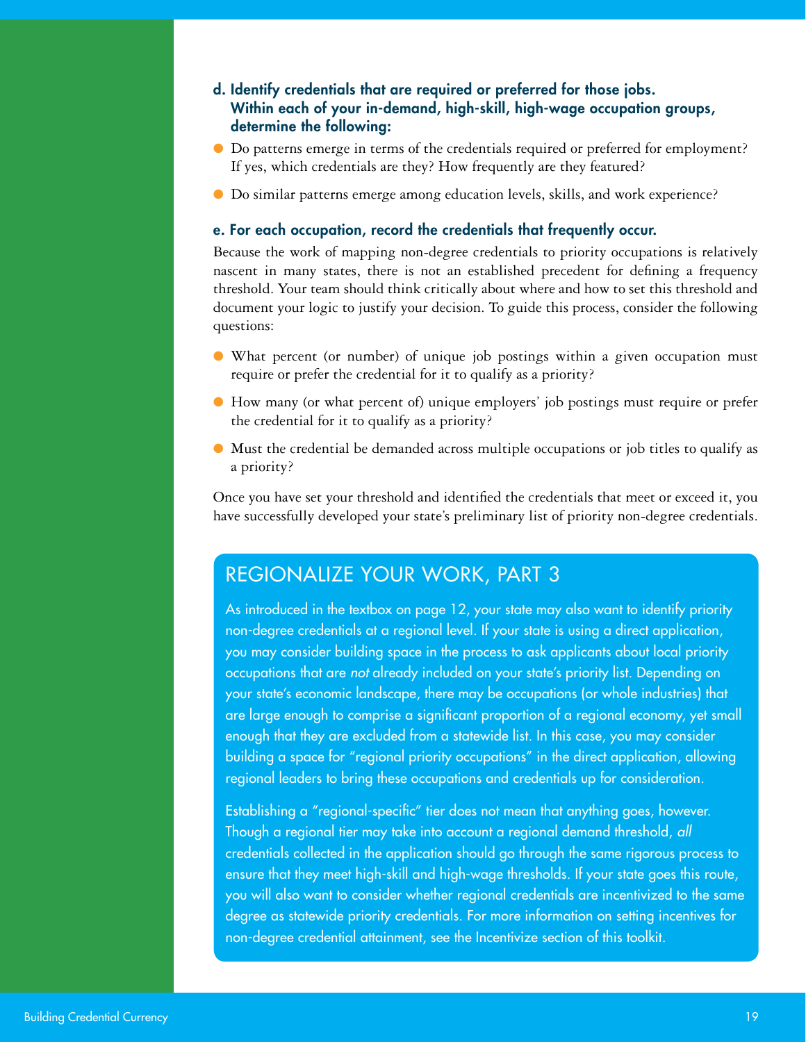**d. Identify credentials that are required or preferred for those jobs. Within each of your in-demand, high-skill, high-wage occupation groups, determine the following:**

- Do patterns emerge in terms of the credentials required or preferred for employment? If yes, which credentials are they? How frequently are they featured?
- Do similar patterns emerge among education levels, skills, and work experience?

**e. For each occupation, record the credentials that frequently occur.**

Because the work of mapping non-degree credentials to priority occupations is relatively nascent in many states, there is not an established precedent for defining a frequency threshold. Your team should think critically about where and how to set this threshold and document your logic to justify your decision. To guide this process, consider the following questions:

- What percent (or number) of unique job postings within a given occupation must require or prefer the credential for it to qualify as a priority?
- How many (or what percent of) unique employers' job postings must require or prefer the credential for it to qualify as a priority?
- Must the credential be demanded across multiple occupations or job titles to qualify as a priority?

Once you have set your threshold and identified the credentials that meet or exceed it, you have successfully developed your state's preliminary list of priority non-degree credentials.

## REGIONALIZE YOUR WORK, PART 3

As introduced in the textbox on page 12, your state may also want to identify priority non-degree credentials at a regional level. If your state is using a direct application, you may consider building space in the process to ask applicants about local priority occupations that are *not* already included on your state's priority list. Depending on your state's economic landscape, there may be occupations (or whole industries) that are large enough to comprise a significant proportion of a regional economy, yet small enough that they are excluded from a statewide list. In this case, you may consider building a space for "regional priority occupations" in the direct application, allowing regional leaders to bring these occupations and credentials up for consideration.

Establishing a "regional-specific" tier does not mean that anything goes, however. Though a regional tier may take into account a regional demand threshold, *all* credentials collected in the application should go through the same rigorous process to ensure that they meet high-skill and high-wage thresholds. If your state goes this route, you will also want to consider whether regional credentials are incentivized to the same degree as statewide priority credentials. For more information on setting incentives for non-degree credential attainment, see the Incentivize section of this toolkit.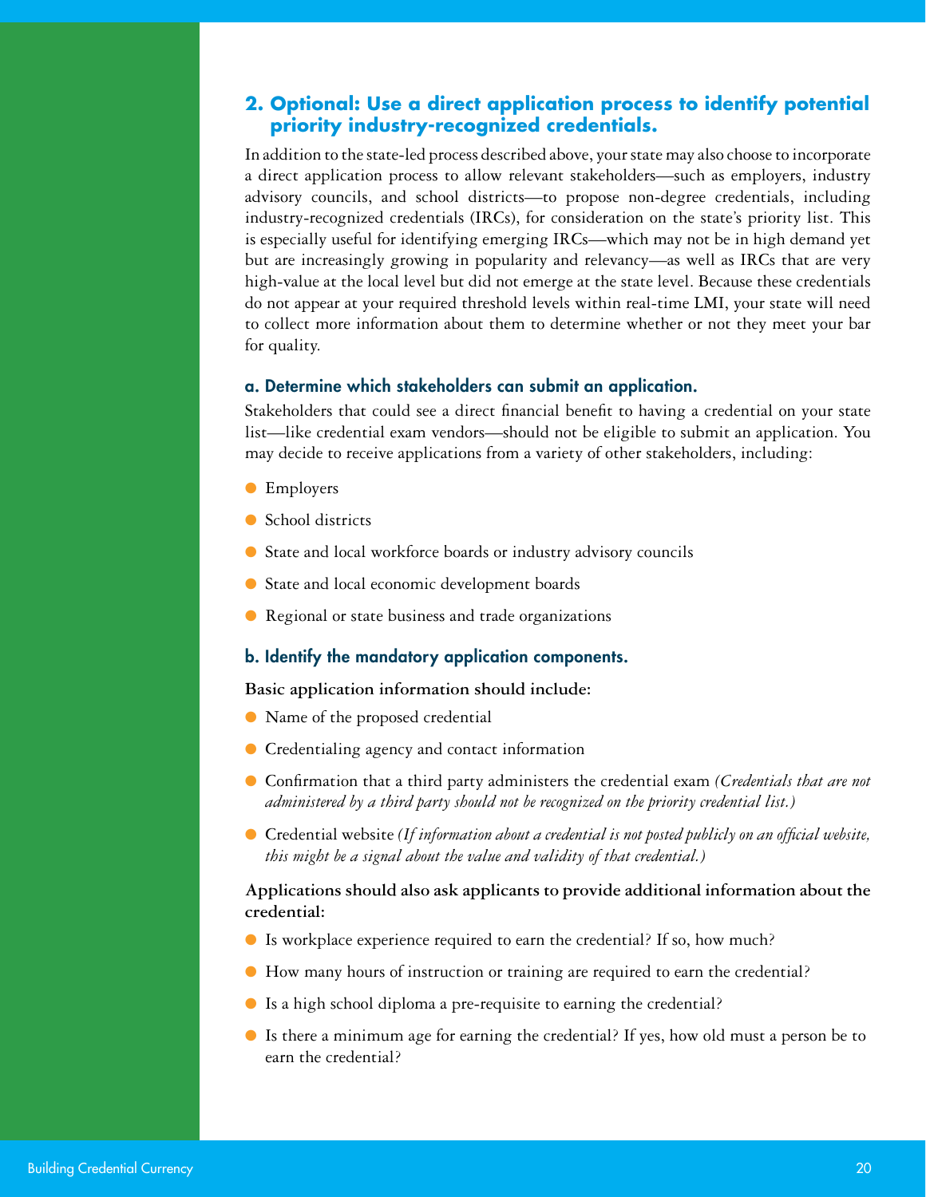## 2. Optional: Use a direct application process to identify potential priority industry-recognized credentials.

In addition to the state-led process described above, your state may also choose to incorporate a direct application process to allow relevant stakeholders—such as employers, industry advisory councils, and school districts—to propose non-degree credentials, including industry-recognized credentials (IRCs), for consideration on the state's priority list. This is especially useful for identifying emerging IRCs—which may not be in high demand yet but are increasingly growing in popularity and relevancy—as well as IRCs that are very high-value at the local level but did not emerge at the state level. Because these credentials do not appear at your required threshold levels within real-time LMI, your state will need to collect more information about them to determine whether or not they meet your bar for quality.

### a. Determine which stakeholders can submit an application.

Stakeholders that could see a direct financial benefit to having a credential on your state list—like credential exam vendors—should not be eligible to submit an application. You may decide to receive applications from a variety of other stakeholders, including:

- Employers
- School districts
- State and local workforce boards or industry advisory councils
- State and local economic development boards
- Regional or state business and trade organizations

### b. Identify the mandatory application components.

**Basic application information should include:**

- Name of the proposed credential
- Credentialing agency and contact information
- Confirmation that a third party administers the credential exam *(Credentials that are not administered by a third party should not be recognized on the priority credential list.)*
- Credential website *(If information about a credential is not posted publicly on an official website, this might be a signal about the value and validity of that credential.)*

**Applications should also ask applicants to provide additional information about the credential:**

- Is workplace experience required to earn the credential? If so, how much?
- How many hours of instruction or training are required to earn the credential?
- Is a high school diploma a pre-requisite to earning the credential?
- Is there a minimum age for earning the credential? If yes, how old must a person be to earn the credential?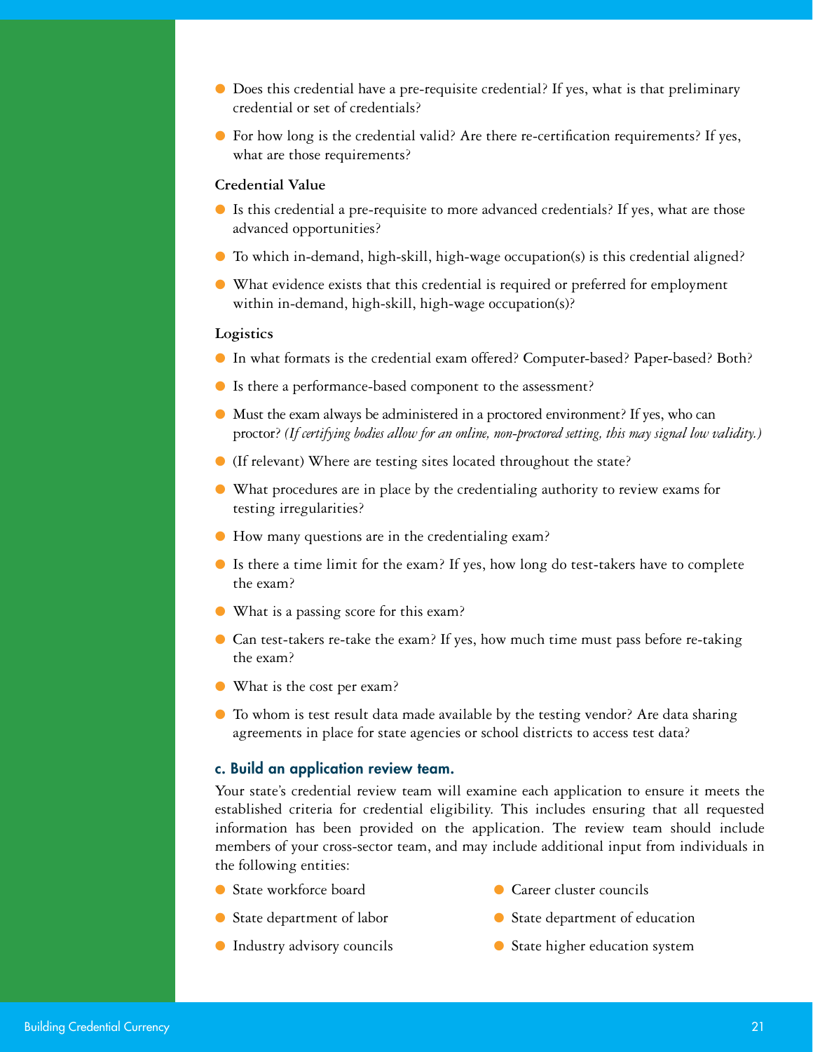- Does this credential have a pre-requisite credential? If yes, what is that preliminary credential or set of credentials?
- For how long is the credential valid? Are there re-certification requirements? If yes, what are those requirements?

**Credential Value**

- Is this credential a pre-requisite to more advanced credentials? If yes, what are those advanced opportunities?
- To which in-demand, high-skill, high-wage occupation(s) is this credential aligned?
- What evidence exists that this credential is required or preferred for employment within in-demand, high-skill, high-wage occupation(s)?

**Logistics**

- In what formats is the credential exam offered? Computer-based? Paper-based? Both?
- Is there a performance-based component to the assessment?
- Must the exam always be administered in a proctored environment? If yes, who can proctor? *(If certifying bodies allow for an online, non-proctored setting, this may signal low validity.)*
- (If relevant) Where are testing sites located throughout the state?
- What procedures are in place by the credentialing authority to review exams for testing irregularities?
- How many questions are in the credentialing exam?
- Is there a time limit for the exam? If yes, how long do test-takers have to complete the exam?
- What is a passing score for this exam?
- Can test-takers re-take the exam? If yes, how much time must pass before re-taking the exam?
- What is the cost per exam?
- To whom is test result data made available by the testing vendor? Are data sharing agreements in place for state agencies or school districts to access test data?

### c. Build an application review team.

Your state's credential review team will examine each application to ensure it meets the established criteria for credential eligibility. This includes ensuring that all requested information has been provided on the application. The review team should include members of your cross-sector team, and may include additional input from individuals in the following entities:

- State workforce board
- State department of labor
- Industry advisory councils
- Career cluster councils
- State department of education
- State higher education system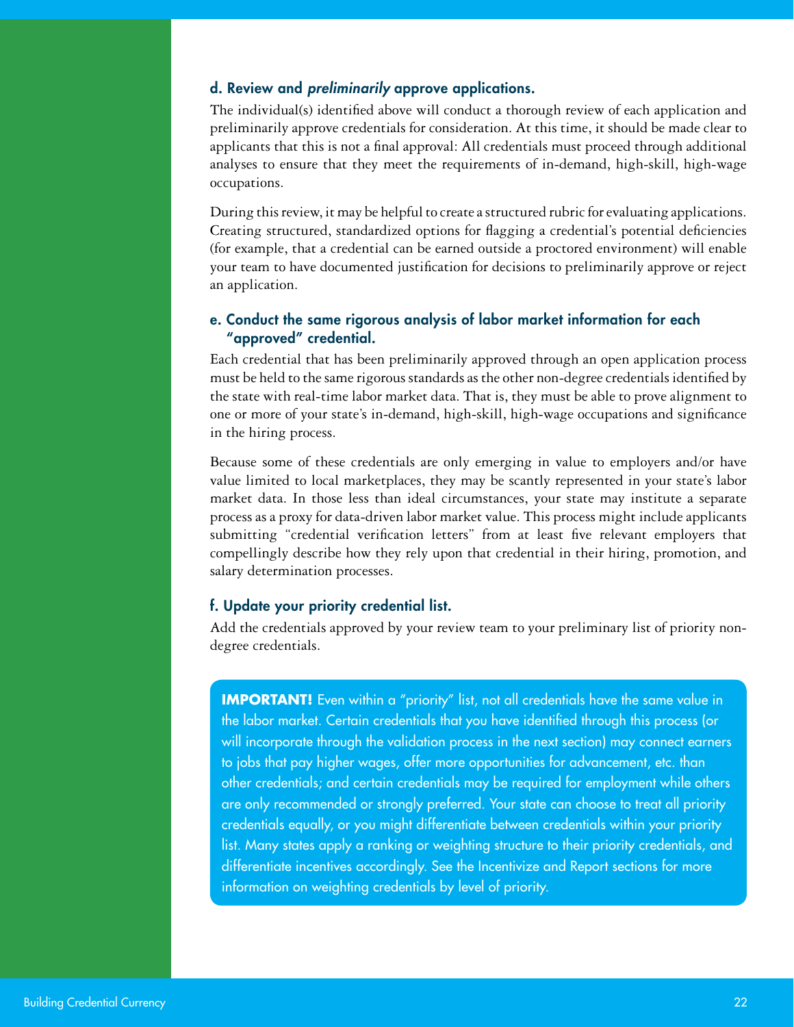### d. Review and *preliminarily* approve applications.

The individual(s) identified above will conduct a thorough review of each application and preliminarily approve credentials for consideration. At this time, it should be made clear to applicants that this is not a final approval: All credentials must proceed through additional analyses to ensure that they meet the requirements of in-demand, high-skill, high-wage occupations.

During this review, it may be helpful to create a structured rubric for evaluating applications. Creating structured, standardized options for flagging a credential's potential deficiencies (for example, that a credential can be earned outside a proctored environment) will enable your team to have documented justification for decisions to preliminarily approve or reject an application.

### e. Conduct the same rigorous analysis of labor market information for each "approved" credential.

Each credential that has been preliminarily approved through an open application process must be held to the same rigorous standards as the other non-degree credentials identified by the state with real-time labor market data. That is, they must be able to prove alignment to one or more of your state's in-demand, high-skill, high-wage occupations and significance in the hiring process.

Because some of these credentials are only emerging in value to employers and/or have value limited to local marketplaces, they may be scantly represented in your state's labor market data. In those less than ideal circumstances, your state may institute a separate process as a proxy for data-driven labor market value. This process might include applicants submitting "credential verification letters" from at least five relevant employers that compellingly describe how they rely upon that credential in their hiring, promotion, and salary determination processes.

### f. Update your priority credential list.

Add the credentials approved by your review team to your preliminary list of priority non-degree credentials.

**IMPORTANT!** Even within a "priority" list, not all credentials have the same value in the labor market. Certain credentials that you have identified through this process (or will incorporate through the validation process in the next section) may connect earners to jobs that pay higher wages, offer more opportunities for advancement, etc. than other credentials; and certain credentials may be required for employment while others are only recommended or strongly preferred. Your state can choose to treat all priority credentials equally, or you might differentiate between credentials within your priority list. Many states apply a ranking or weighting structure to their priority credentials, and differentiate incentives accordingly. See the Incentivize and Report sections for more information on weighting credentials by level of priority.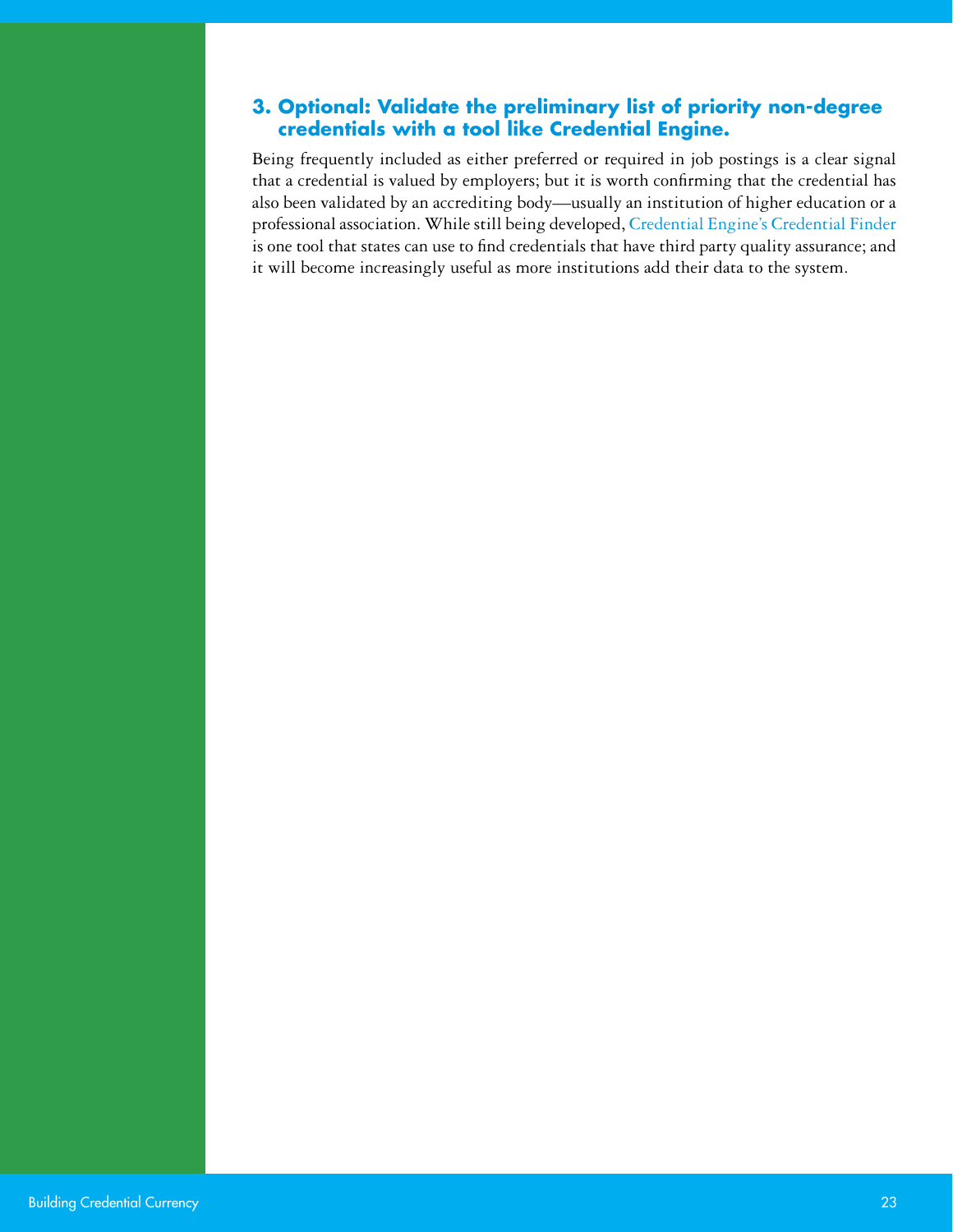### 3. Optional: Validate the preliminary list of priority non-degree credentials with a tool like Credential Engine.

Being frequently included as either preferred or required in job postings is a clear signal that a credential is valued by employers; but it is worth confirming that the credential has also been validated by an accrediting body—usually an institution of higher education or a professional association. While still being developed, Credential Engine's Credential Finder is one tool that states can use to find credentials that have third party quality assurance; and it will become increasingly useful as more institutions add their data to the system.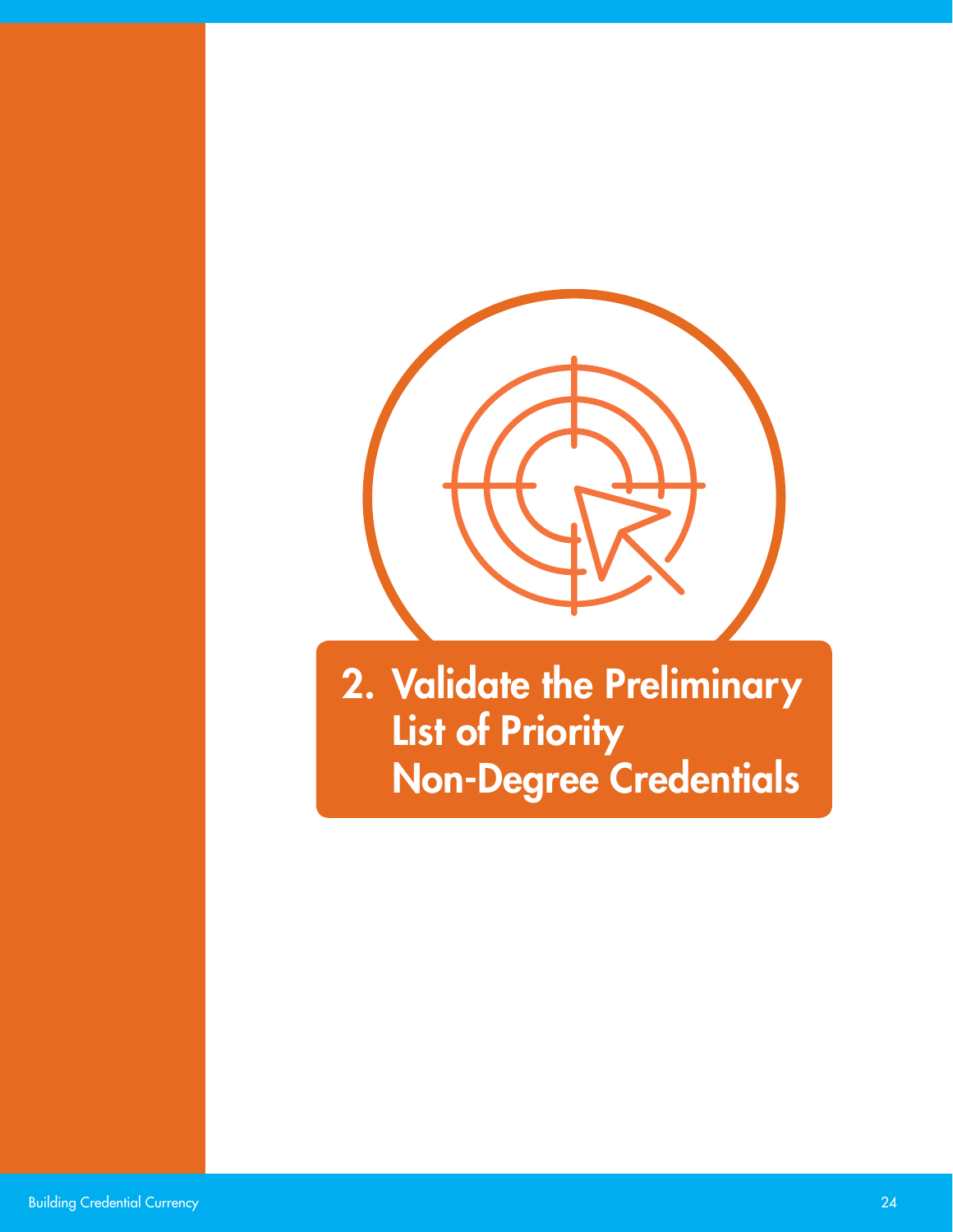# 2. Validate the Preliminary List of Priority Non-Degree Credentials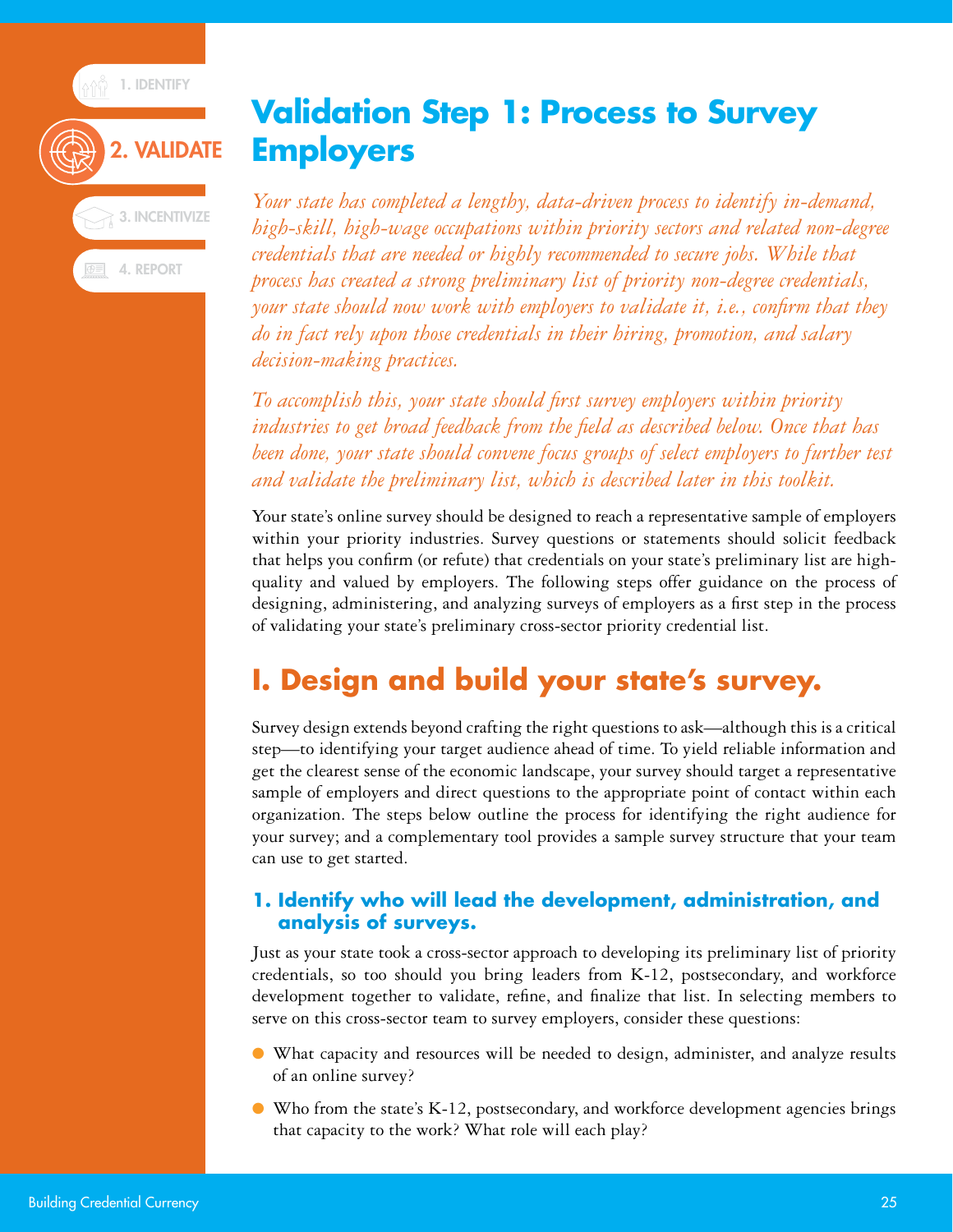# Validation Step 1: Process to Survey Employers

*Your state has completed a lengthy, data-driven process to identify in-demand, high-skill, high-wage occupations within priority sectors and related non-degree credentials that are needed or highly recommended to secure jobs. While that process has created a strong preliminary list of priority non-degree credentials, your state should now work with employers to validate it, i.e., confirm that they do in fact rely upon those credentials in their hiring, promotion, and salary decision-making practices.*

*To accomplish this, your state should first survey employers within priority industries to get broad feedback from the field as described below. Once that has been done, your state should convene focus groups of select employers to further test and validate the preliminary list, which is described later in this toolkit.*

Your state's online survey should be designed to reach a representative sample of employers within your priority industries. Survey questions or statements should solicit feedback that helps you confirm (or refute) that credentials on your state's preliminary list are high-quality and valued by employers. The following steps offer guidance on the process of designing, administering, and analyzing surveys of employers as a first step in the process of validating your state's preliminary cross-sector priority credential list.

## I. Design and build your state's survey.

Survey design extends beyond crafting the right questions to ask—although this is a critical step—to identifying your target audience ahead of time. To yield reliable information and get the clearest sense of the economic landscape, your survey should target a representative sample of employers and direct questions to the appropriate point of contact within each organization. The steps below outline the process for identifying the right audience for your survey; and a complementary tool provides a sample survey structure that your team can use to get started.

### 1. Identify who will lead the development, administration, and analysis of surveys.

Just as your state took a cross-sector approach to developing its preliminary list of priority credentials, so too should you bring leaders from K-12, postsecondary, and workforce development together to validate, refine, and finalize that list. In selecting members to serve on this cross-sector team to survey employers, consider these questions:

- What capacity and resources will be needed to design, administer, and analyze results of an online survey?
- Who from the state's K-12, postsecondary, and workforce development agencies brings that capacity to the work? What role will each play?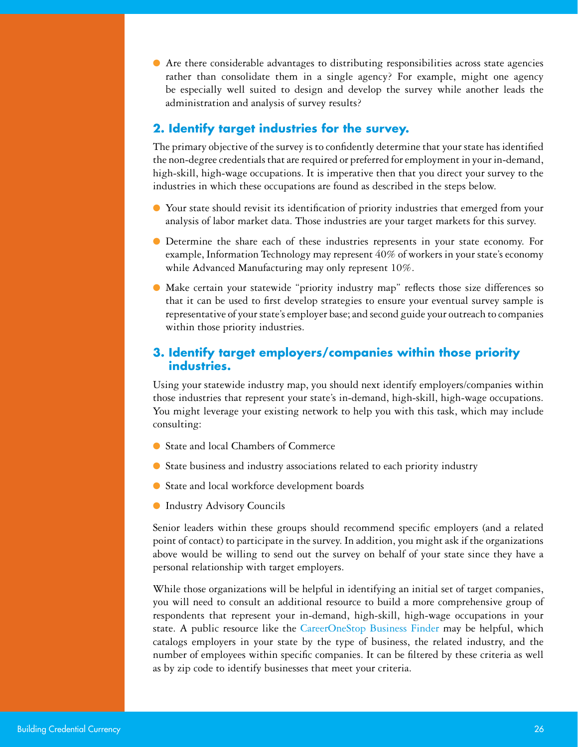- Are there considerable advantages to distributing responsibilities across state agencies rather than consolidate them in a single agency? For example, might one agency be especially well suited to design and develop the survey while another leads the administration and analysis of survey results?

## 2. Identify target industries for the survey.

The primary objective of the survey is to confidently determine that your state has identified the non-degree credentials that are required or preferred for employment in your in-demand, high-skill, high-wage occupations. It is imperative then that you direct your survey to the industries in which these occupations are found as described in the steps below.

- Your state should revisit its identification of priority industries that emerged from your analysis of labor market data. Those industries are your target markets for this survey.
- Determine the share each of these industries represents in your state economy. For example, Information Technology may represent 40% of workers in your state's economy while Advanced Manufacturing may only represent 10%.
- Make certain your statewide "priority industry map" reflects those size differences so that it can be used to first develop strategies to ensure your eventual survey sample is representative of your state's employer base; and second guide your outreach to companies within those priority industries.

## 3. Identify target employers/companies within those priority industries.

Using your statewide industry map, you should next identify employers/companies within those industries that represent your state's in-demand, high-skill, high-wage occupations. You might leverage your existing network to help you with this task, which may include consulting:

- State and local Chambers of Commerce
- State business and industry associations related to each priority industry
- State and local workforce development boards
- Industry Advisory Councils

Senior leaders within these groups should recommend specific employers (and a related point of contact) to participate in the survey. In addition, you might ask if the organizations above would be willing to send out the survey on behalf of your state since they have a personal relationship with target employers.

While those organizations will be helpful in identifying an initial set of target companies, you will need to consult an additional resource to build a more comprehensive group of respondents that represent your in-demand, high-skill, high-wage occupations in your state. A public resource like the CareerOneStop Business Finder may be helpful, which catalogs employers in your state by the type of business, the related industry, and the number of employees within specific companies. It can be filtered by these criteria as well as by zip code to identify businesses that meet your criteria.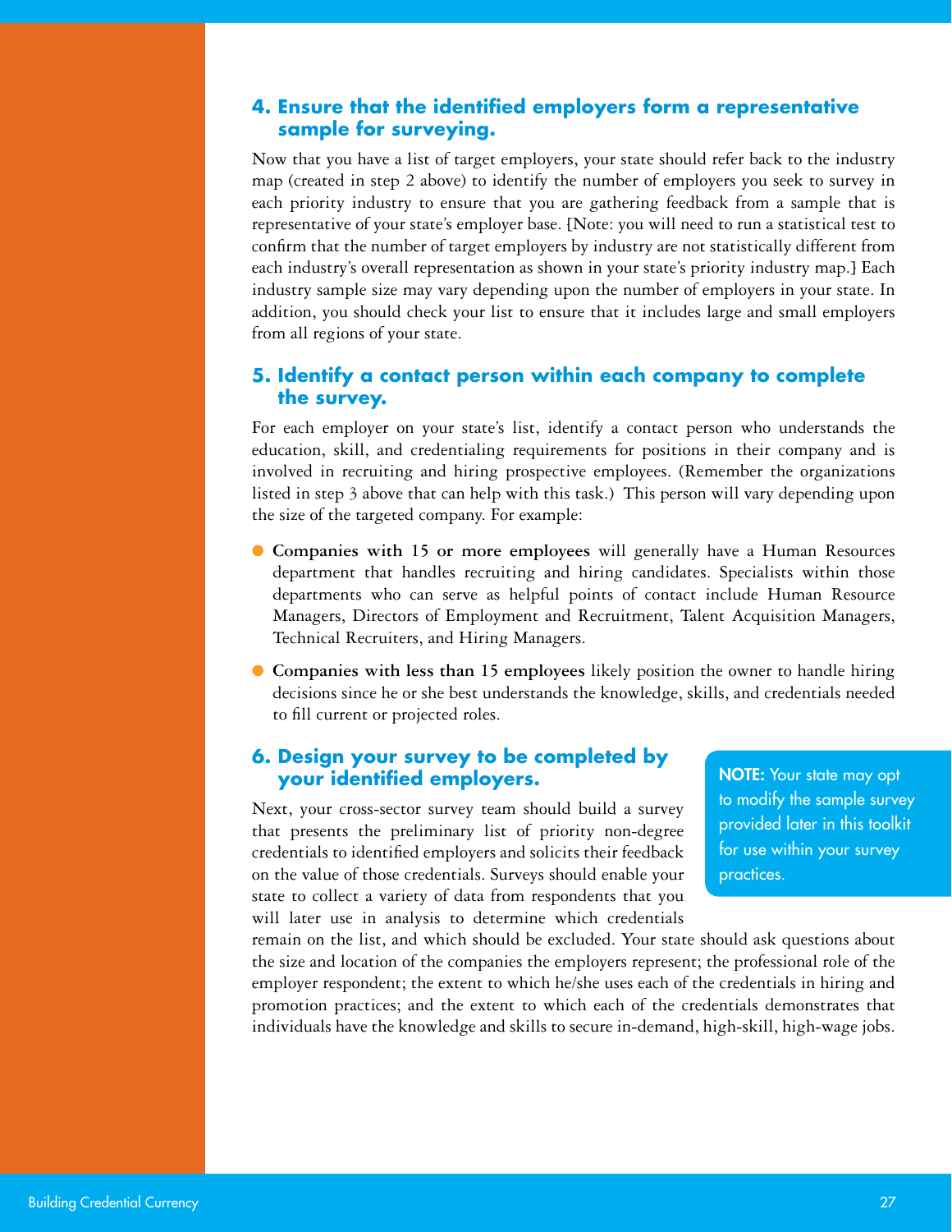## 4. Ensure that the identified employers form a representative sample for surveying.

Now that you have a list of target employers, your state should refer back to the industry map (created in step 2 above) to identify the number of employers you seek to survey in each priority industry to ensure that you are gathering feedback from a sample that is representative of your state's employer base. [Note: you will need to run a statistical test to confirm that the number of target employers by industry are not statistically different from each industry's overall representation as shown in your state's priority industry map.] Each industry sample size may vary depending upon the number of employers in your state. In addition, you should check your list to ensure that it includes large and small employers from all regions of your state.

## 5. Identify a contact person within each company to complete the survey.

For each employer on your state's list, identify a contact person who understands the education, skill, and credentialing requirements for positions in their company and is involved in recruiting and hiring prospective employees. (Remember the organizations listed in step 3 above that can help with this task.) This person will vary depending upon the size of the targeted company. For example:

- **Companies with 15 or more employees** will generally have a Human Resources department that handles recruiting and hiring candidates. Specialists within those departments who can serve as helpful points of contact include Human Resource Managers, Directors of Employment and Recruitment, Talent Acquisition Managers, Technical Recruiters, and Hiring Managers.
- **Companies with less than 15 employees** likely position the owner to handle hiring decisions since he or she best understands the knowledge, skills, and credentials needed to fill current or projected roles.

## 6. Design your survey to be completed by your identified employers.

Next, your cross-sector survey team should build a survey that presents the preliminary list of priority non-degree credentials to identified employers and solicits their feedback on the value of those credentials. Surveys should enable your state to collect a variety of data from respondents that you will later use in analysis to determine which credentials remain on the list, and which should be excluded. Your state should ask questions about the size and location of the companies the employers represent; the professional role of the employer respondent; the extent to which he/she uses each of the credentials in hiring and promotion practices; and the extent to which each of the credentials demonstrates that individuals have the knowledge and skills to secure in-demand, high-skill, high-wage jobs.

**NOTE:** Your state may opt to modify the sample survey provided later in this toolkit for use within your survey practices.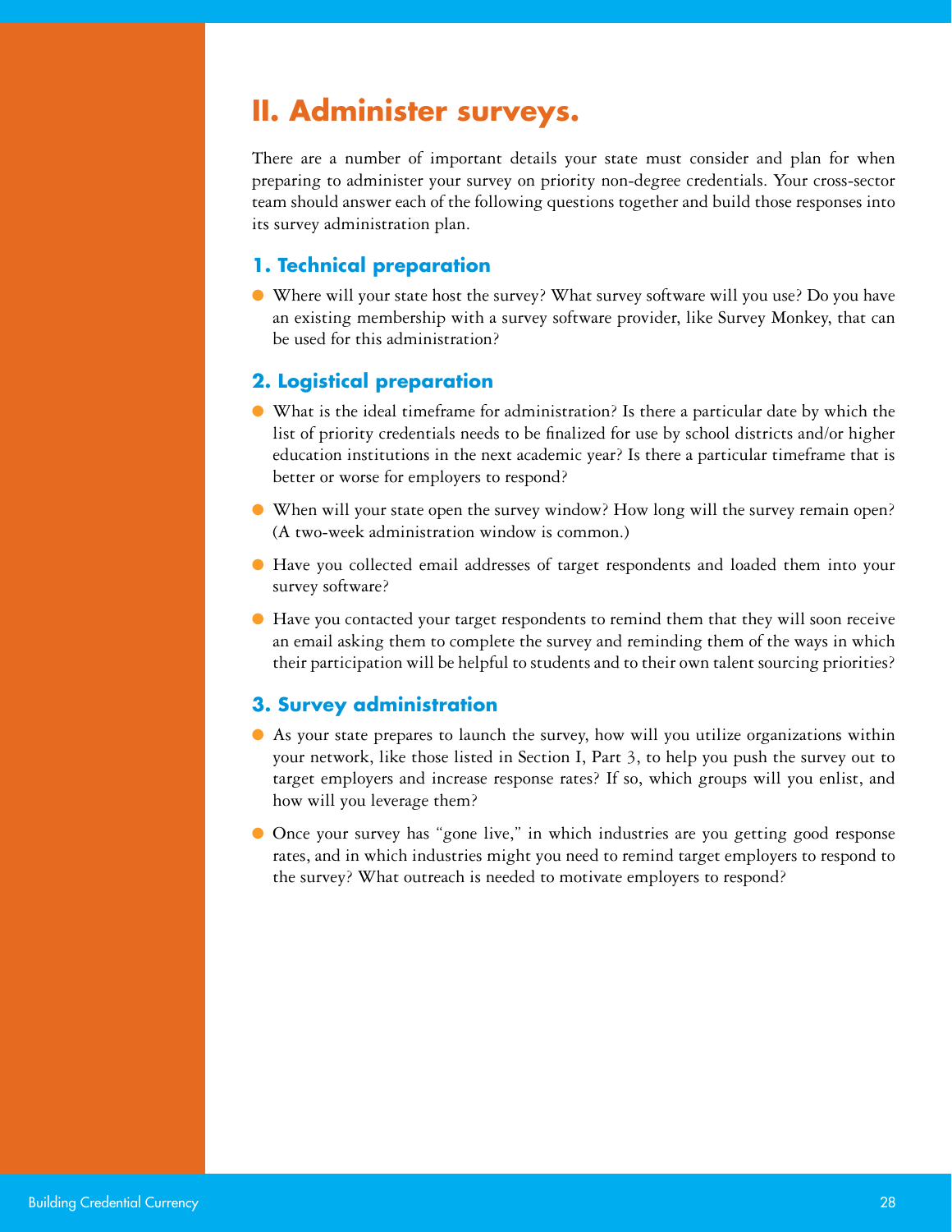## II. Administer surveys.

There are a number of important details your state must consider and plan for when preparing to administer your survey on priority non-degree credentials. Your cross-sector team should answer each of the following questions together and build those responses into its survey administration plan.

### 1. Technical preparation

- Where will your state host the survey? What survey software will you use? Do you have an existing membership with a survey software provider, like Survey Monkey, that can be used for this administration?

### 2. Logistical preparation

- What is the ideal timeframe for administration? Is there a particular date by which the list of priority credentials needs to be finalized for use by school districts and/or higher education institutions in the next academic year? Is there a particular timeframe that is better or worse for employers to respond?
- When will your state open the survey window? How long will the survey remain open? (A two-week administration window is common.)
- Have you collected email addresses of target respondents and loaded them into your survey software?
- Have you contacted your target respondents to remind them that they will soon receive an email asking them to complete the survey and reminding them of the ways in which their participation will be helpful to students and to their own talent sourcing priorities?

### 3. Survey administration

- As your state prepares to launch the survey, how will you utilize organizations within your network, like those listed in Section I, Part 3, to help you push the survey out to target employers and increase response rates? If so, which groups will you enlist, and how will you leverage them?
- Once your survey has "gone live," in which industries are you getting good response rates, and in which industries might you need to remind target employers to respond to the survey? What outreach is needed to motivate employers to respond?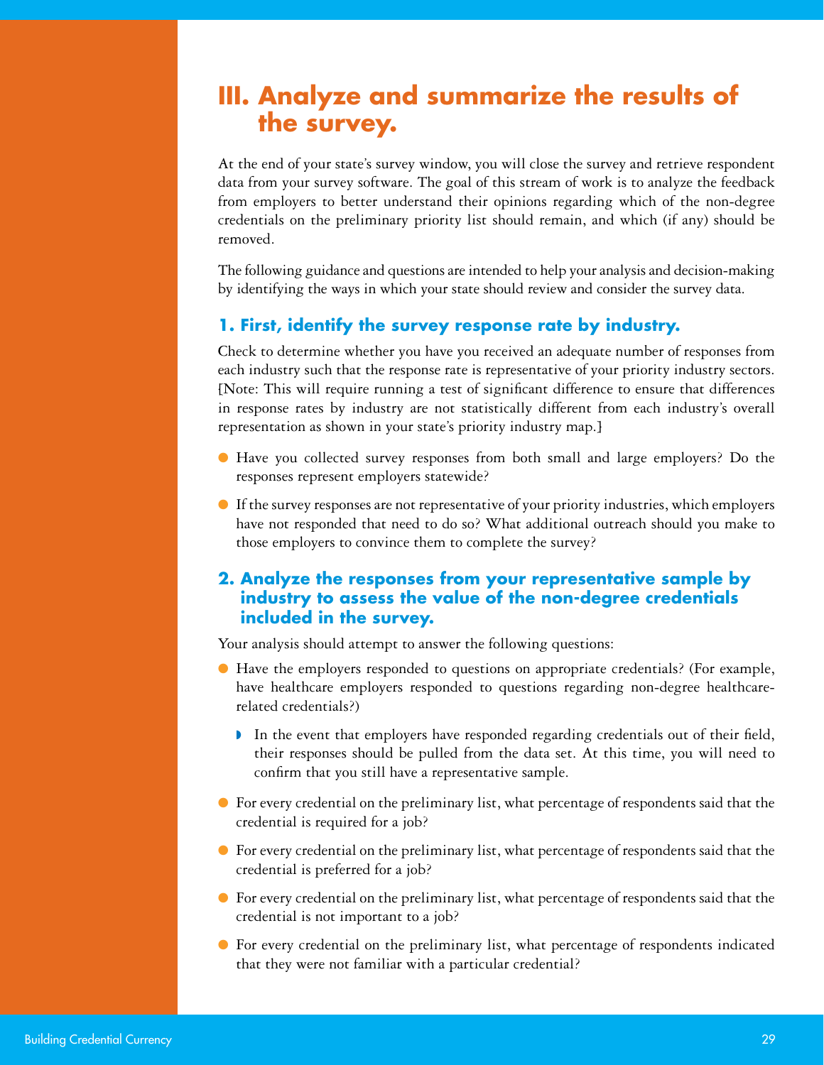# III. Analyze and summarize the results of the survey.

At the end of your state's survey window, you will close the survey and retrieve respondent data from your survey software. The goal of this stream of work is to analyze the feedback from employers to better understand their opinions regarding which of the non-degree credentials on the preliminary priority list should remain, and which (if any) should be removed.

The following guidance and questions are intended to help your analysis and decision-making by identifying the ways in which your state should review and consider the survey data.

## 1. First, identify the survey response rate by industry.

Check to determine whether you have you received an adequate number of responses from each industry such that the response rate is representative of your priority industry sectors. [Note: This will require running a test of significant difference to ensure that differences in response rates by industry are not statistically different from each industry's overall representation as shown in your state's priority industry map.]

- Have you collected survey responses from both small and large employers? Do the responses represent employers statewide?
- If the survey responses are not representative of your priority industries, which employers have not responded that need to do so? What additional outreach should you make to those employers to convince them to complete the survey?

## 2. Analyze the responses from your representative sample by industry to assess the value of the non-degree credentials included in the survey.

Your analysis should attempt to answer the following questions:

- Have the employers responded to questions on appropriate credentials? (For example, have healthcare employers responded to questions regarding non-degree healthcare-related credentials?)
  - In the event that employers have responded regarding credentials out of their field, their responses should be pulled from the data set. At this time, you will need to confirm that you still have a representative sample.
- For every credential on the preliminary list, what percentage of respondents said that the credential is required for a job?
- For every credential on the preliminary list, what percentage of respondents said that the credential is preferred for a job?
- For every credential on the preliminary list, what percentage of respondents said that the credential is not important to a job?
- For every credential on the preliminary list, what percentage of respondents indicated that they were not familiar with a particular credential?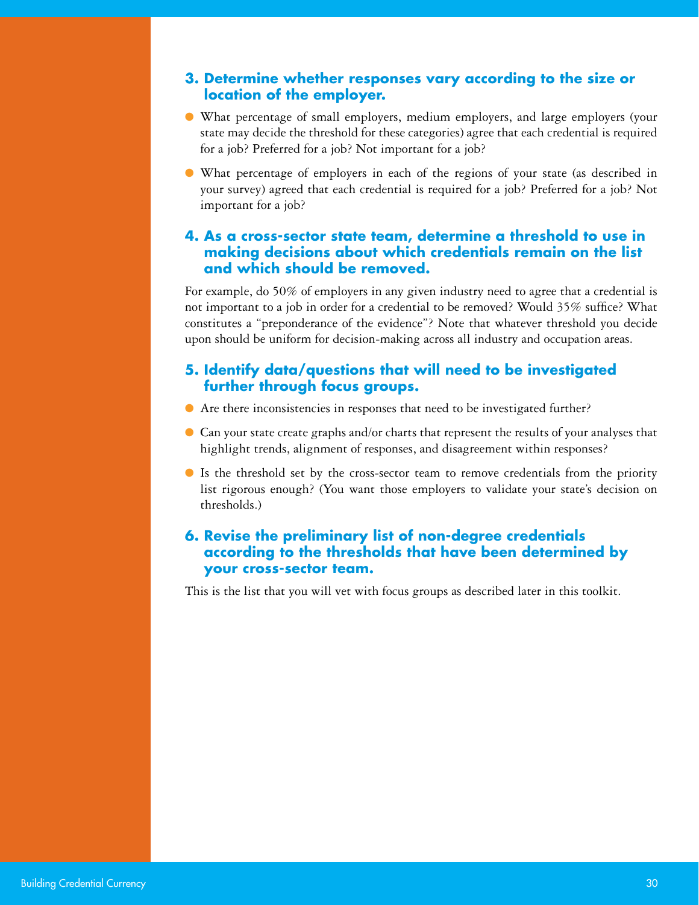### 3. Determine whether responses vary according to the size or location of the employer.

- What percentage of small employers, medium employers, and large employers (your state may decide the threshold for these categories) agree that each credential is required for a job? Preferred for a job? Not important for a job?
- What percentage of employers in each of the regions of your state (as described in your survey) agreed that each credential is required for a job? Preferred for a job? Not important for a job?

### 4. As a cross-sector state team, determine a threshold to use in making decisions about which credentials remain on the list and which should be removed.

For example, do 50% of employers in any given industry need to agree that a credential is not important to a job in order for a credential to be removed? Would 35% suffice? What constitutes a "preponderance of the evidence"? Note that whatever threshold you decide upon should be uniform for decision-making across all industry and occupation areas.

### 5. Identify data/questions that will need to be investigated further through focus groups.

- Are there inconsistencies in responses that need to be investigated further?
- Can your state create graphs and/or charts that represent the results of your analyses that highlight trends, alignment of responses, and disagreement within responses?
- Is the threshold set by the cross-sector team to remove credentials from the priority list rigorous enough? (You want those employers to validate your state's decision on thresholds.)

### 6. Revise the preliminary list of non-degree credentials according to the thresholds that have been determined by your cross-sector team.

This is the list that you will vet with focus groups as described later in this toolkit.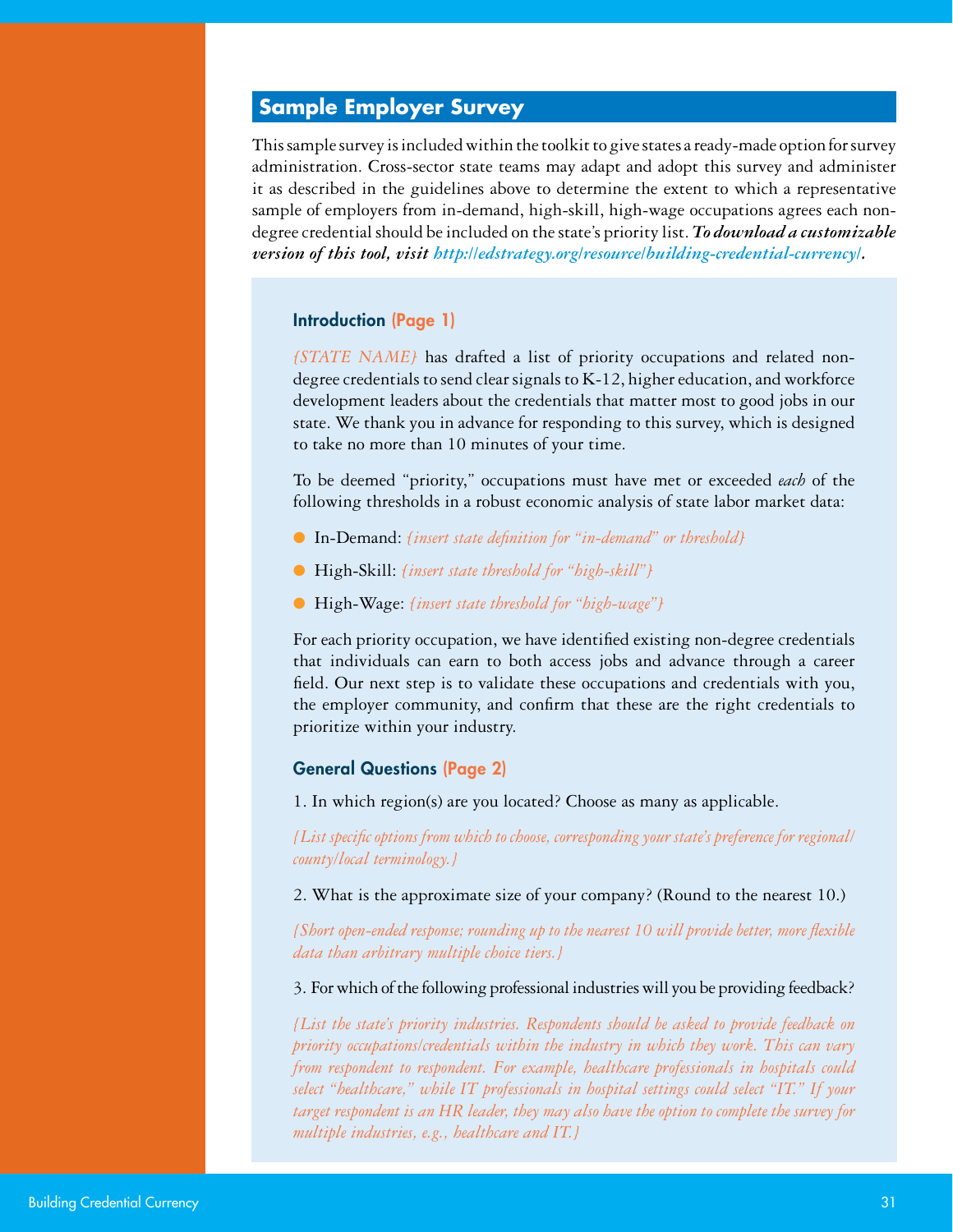## Sample Employer Survey

This sample survey is included within the toolkit to give states a ready-made option for survey administration. Cross-sector state teams may adapt and adopt this survey and administer it as described in the guidelines above to determine the extent to which a representative sample of employers from in-demand, high-skill, high-wage occupations agrees each non-degree credential should be included on the state's priority list. ***To download a customizable version of this tool, visit http://edstrategy.org/resource/building-credential-currency/.***

### Introduction (Page 1)

*{STATE NAME}* has drafted a list of priority occupations and related non-degree credentials to send clear signals to K-12, higher education, and workforce development leaders about the credentials that matter most to good jobs in our state. We thank you in advance for responding to this survey, which is designed to take no more than 10 minutes of your time.

To be deemed "priority," occupations must have met or exceeded *each* of the following thresholds in a robust economic analysis of state labor market data:

- In-Demand: *{insert state definition for "in-demand" or threshold}*
- High-Skill: *{insert state threshold for "high-skill"}*
- High-Wage: *{insert state threshold for "high-wage"}*

For each priority occupation, we have identified existing non-degree credentials that individuals can earn to both access jobs and advance through a career field. Our next step is to validate these occupations and credentials with you, the employer community, and confirm that these are the right credentials to prioritize within your industry.

### General Questions (Page 2)

1. In which region(s) are you located? Choose as many as applicable.

*{List specific options from which to choose, corresponding your state's preference for regional/county/local terminology.}*

2. What is the approximate size of your company? (Round to the nearest 10.)

*{Short open-ended response; rounding up to the nearest 10 will provide better, more flexible data than arbitrary multiple choice tiers.}*

3. For which of the following professional industries will you be providing feedback?

*{List the state's priority industries. Respondents should be asked to provide feedback on priority occupations/credentials within the industry in which they work. This can vary from respondent to respondent. For example, healthcare professionals in hospitals could select "healthcare," while IT professionals in hospital settings could select "IT." If your target respondent is an HR leader, they may also have the option to complete the survey for multiple industries, e.g., healthcare and IT.}*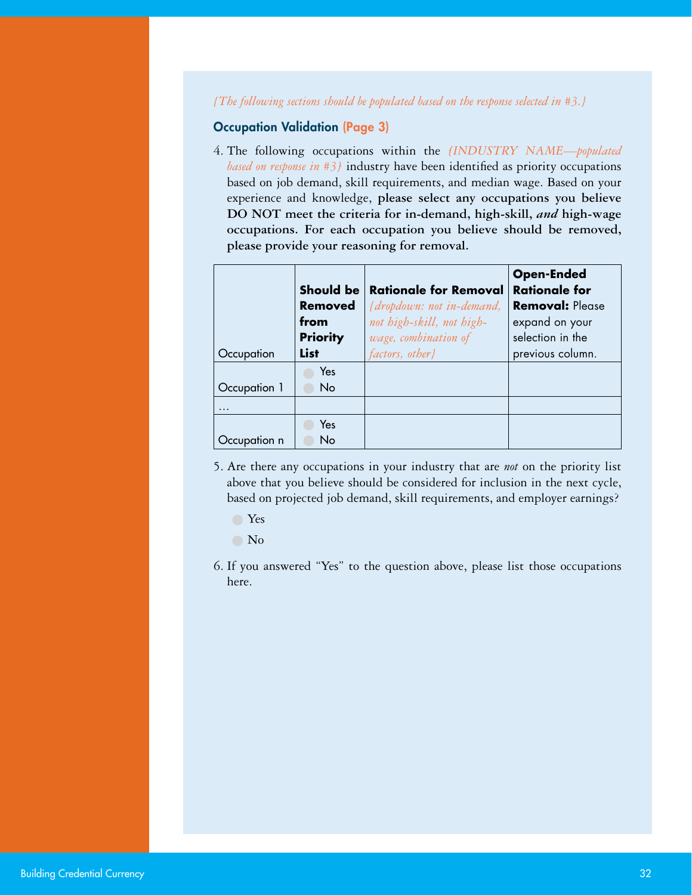*{The following sections should be populated based on the response selected in #3.}*

### Occupation Validation (Page 3)

4. The following occupations within the *{INDUSTRY NAME—populated based on response in #3}* industry have been identified as priority occupations based on job demand, skill requirements, and median wage. Based on your experience and knowledge, **please select any occupations you believe DO NOT meet the criteria for in-demand, high-skill, *and* high-wage occupations. For each occupation you believe should be removed, please provide your reasoning for removal.**

| Occupation | **Should be Removed from Priority List** | **Rationale for Removal** *{dropdown: not in-demand, not high-skill, not high-wage, combination of factors, other}* | **Open-Ended Rationale for Removal:** Please expand on your selection in the previous column. |
|---|---|---|---|
| Occupation 1 | Yes<br>No | | |
| … | | | |
| Occupation n | Yes<br>No | | |

5. Are there any occupations in your industry that are *not* on the priority list above that you believe should be considered for inclusion in the next cycle, based on projected job demand, skill requirements, and employer earnings?

   - Yes
   - No

6. If you answered “Yes” to the question above, please list those occupations here.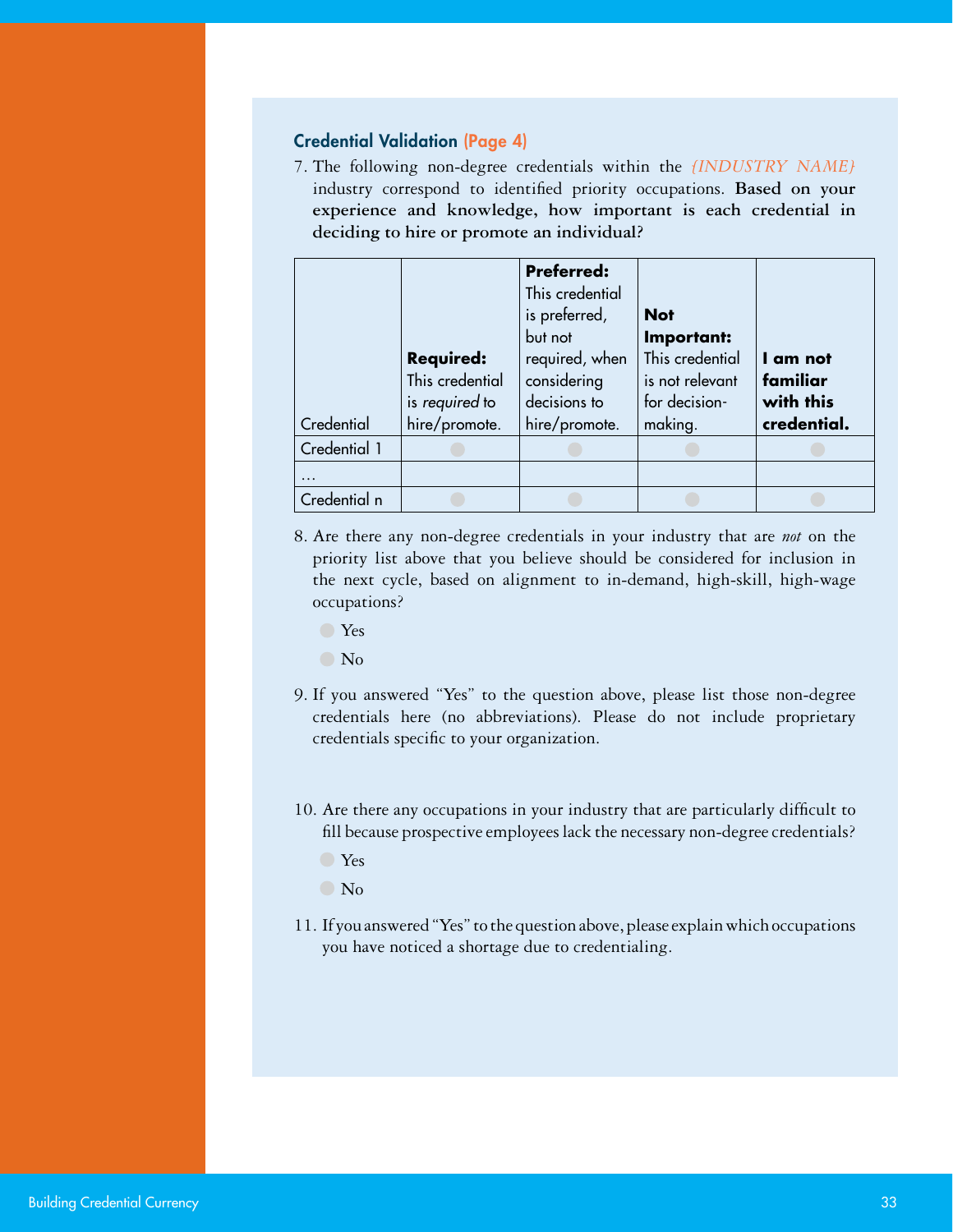### Credential Validation (Page 4)

7. The following non-degree credentials within the *{INDUSTRY NAME}* industry correspond to identified priority occupations. **Based on your experience and knowledge, how important is each credential in deciding to hire or promote an individual?**

| Credential | **Required:** This credential is *required* to hire/promote. | **Preferred:** This credential is preferred, but not required, when considering decisions to hire/promote. | **Not Important:** This credential is not relevant for decision-making. | **I am not familiar with this credential.** |
|---|---|---|---|---|
| Credential 1 | ○ | ○ | ○ | ○ |
| … | | | | |
| Credential n | ○ | ○ | ○ | ○ |

8. Are there any non-degree credentials in your industry that are *not* on the priority list above that you believe should be considered for inclusion in the next cycle, based on alignment to in-demand, high-skill, high-wage occupations?

   ○ Yes

   ○ No

9. If you answered "Yes" to the question above, please list those non-degree credentials here (no abbreviations). Please do not include proprietary credentials specific to your organization.

10. Are there any occupations in your industry that are particularly difficult to fill because prospective employees lack the necessary non-degree credentials?

    ○ Yes

    ○ No

11. If you answered "Yes" to the question above, please explain which occupations you have noticed a shortage due to credentialing.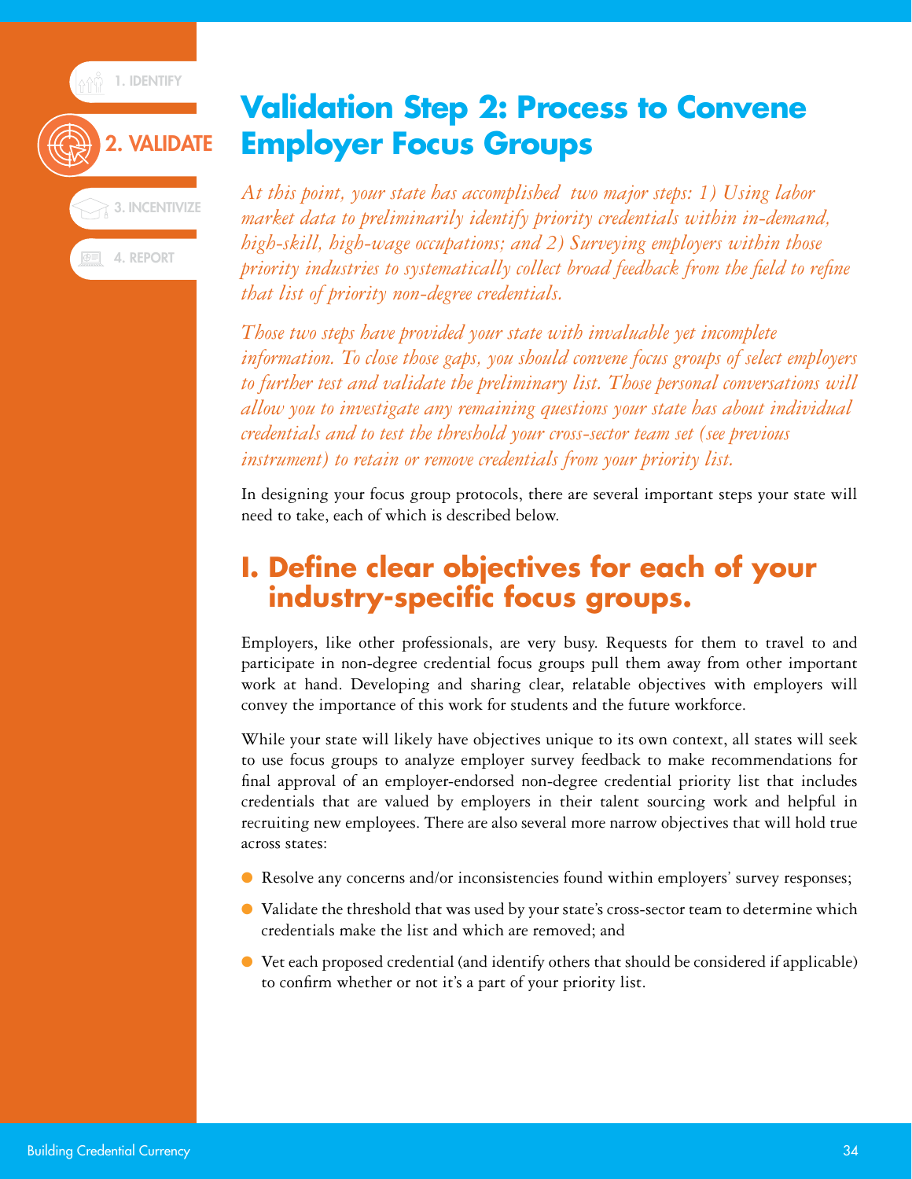# Validation Step 2: Process to Convene Employer Focus Groups

*At this point, your state has accomplished two major steps: 1) Using labor market data to preliminarily identify priority credentials within in-demand, high-skill, high-wage occupations; and 2) Surveying employers within those priority industries to systematically collect broad feedback from the field to refine that list of priority non-degree credentials.*

*Those two steps have provided your state with invaluable yet incomplete information. To close those gaps, you should convene focus groups of select employers to further test and validate the preliminary list. Those personal conversations will allow you to investigate any remaining questions your state has about individual credentials and to test the threshold your cross-sector team set (see previous instrument) to retain or remove credentials from your priority list.*

In designing your focus group protocols, there are several important steps your state will need to take, each of which is described below.

## I. Define clear objectives for each of your industry-specific focus groups.

Employers, like other professionals, are very busy. Requests for them to travel to and participate in non-degree credential focus groups pull them away from other important work at hand. Developing and sharing clear, relatable objectives with employers will convey the importance of this work for students and the future workforce.

While your state will likely have objectives unique to its own context, all states will seek to use focus groups to analyze employer survey feedback to make recommendations for final approval of an employer-endorsed non-degree credential priority list that includes credentials that are valued by employers in their talent sourcing work and helpful in recruiting new employees. There are also several more narrow objectives that will hold true across states:

- Resolve any concerns and/or inconsistencies found within employers' survey responses;
- Validate the threshold that was used by your state's cross-sector team to determine which credentials make the list and which are removed; and
- Vet each proposed credential (and identify others that should be considered if applicable) to confirm whether or not it's a part of your priority list.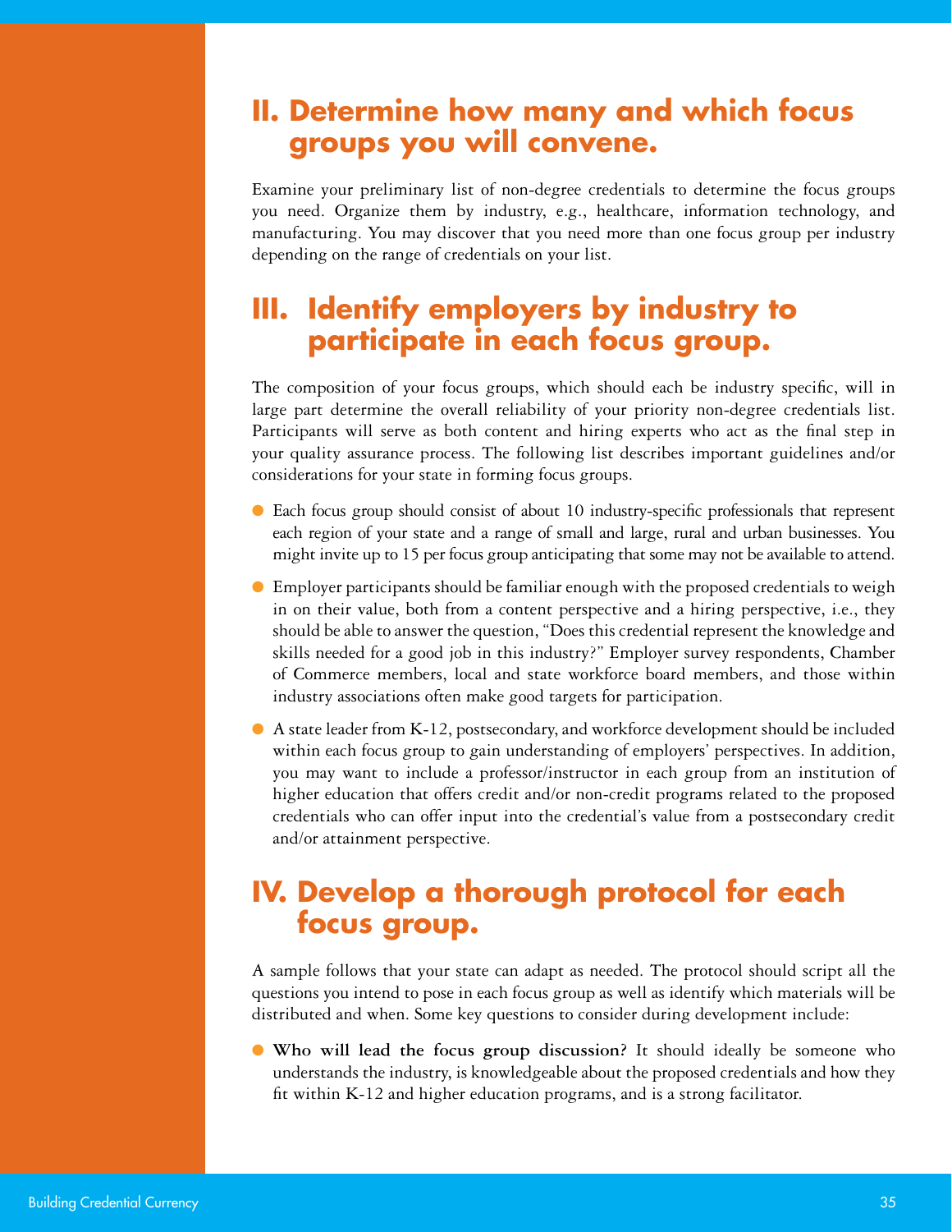## II. Determine how many and which focus groups you will convene.

Examine your preliminary list of non-degree credentials to determine the focus groups you need. Organize them by industry, e.g., healthcare, information technology, and manufacturing. You may discover that you need more than one focus group per industry depending on the range of credentials on your list.

## III. Identify employers by industry to participate in each focus group.

The composition of your focus groups, which should each be industry specific, will in large part determine the overall reliability of your priority non-degree credentials list. Participants will serve as both content and hiring experts who act as the final step in your quality assurance process. The following list describes important guidelines and/or considerations for your state in forming focus groups.

- Each focus group should consist of about 10 industry-specific professionals that represent each region of your state and a range of small and large, rural and urban businesses. You might invite up to 15 per focus group anticipating that some may not be available to attend.
- Employer participants should be familiar enough with the proposed credentials to weigh in on their value, both from a content perspective and a hiring perspective, i.e., they should be able to answer the question, "Does this credential represent the knowledge and skills needed for a good job in this industry?" Employer survey respondents, Chamber of Commerce members, local and state workforce board members, and those within industry associations often make good targets for participation.
- A state leader from K-12, postsecondary, and workforce development should be included within each focus group to gain understanding of employers' perspectives. In addition, you may want to include a professor/instructor in each group from an institution of higher education that offers credit and/or non-credit programs related to the proposed credentials who can offer input into the credential's value from a postsecondary credit and/or attainment perspective.

## IV. Develop a thorough protocol for each focus group.

A sample follows that your state can adapt as needed. The protocol should script all the questions you intend to pose in each focus group as well as identify which materials will be distributed and when. Some key questions to consider during development include:

- **Who will lead the focus group discussion?** It should ideally be someone who understands the industry, is knowledgeable about the proposed credentials and how they fit within K-12 and higher education programs, and is a strong facilitator.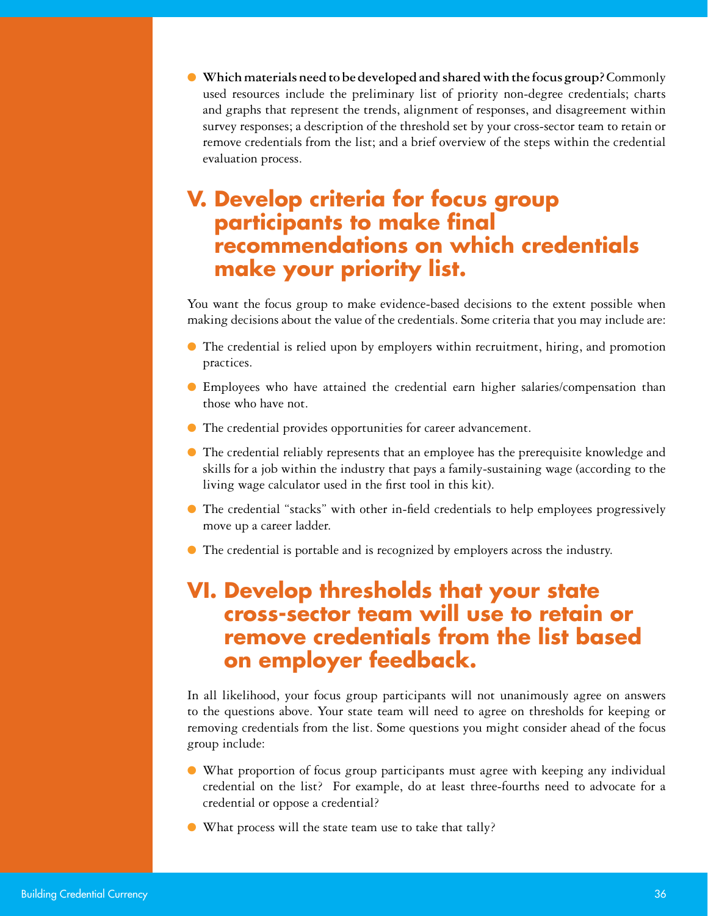- **Which materials need to be developed and shared with the focus group?** Commonly used resources include the preliminary list of priority non-degree credentials; charts and graphs that represent the trends, alignment of responses, and disagreement within survey responses; a description of the threshold set by your cross-sector team to retain or remove credentials from the list; and a brief overview of the steps within the credential evaluation process.

## V. Develop criteria for focus group participants to make final recommendations on which credentials make your priority list.

You want the focus group to make evidence-based decisions to the extent possible when making decisions about the value of the credentials. Some criteria that you may include are:

- The credential is relied upon by employers within recruitment, hiring, and promotion practices.
- Employees who have attained the credential earn higher salaries/compensation than those who have not.
- The credential provides opportunities for career advancement.
- The credential reliably represents that an employee has the prerequisite knowledge and skills for a job within the industry that pays a family-sustaining wage (according to the living wage calculator used in the first tool in this kit).
- The credential "stacks" with other in-field credentials to help employees progressively move up a career ladder.
- The credential is portable and is recognized by employers across the industry.

## VI. Develop thresholds that your state cross-sector team will use to retain or remove credentials from the list based on employer feedback.

In all likelihood, your focus group participants will not unanimously agree on answers to the questions above. Your state team will need to agree on thresholds for keeping or removing credentials from the list. Some questions you might consider ahead of the focus group include:

- What proportion of focus group participants must agree with keeping any individual credential on the list? For example, do at least three-fourths need to advocate for a credential or oppose a credential?
- What process will the state team use to take that tally?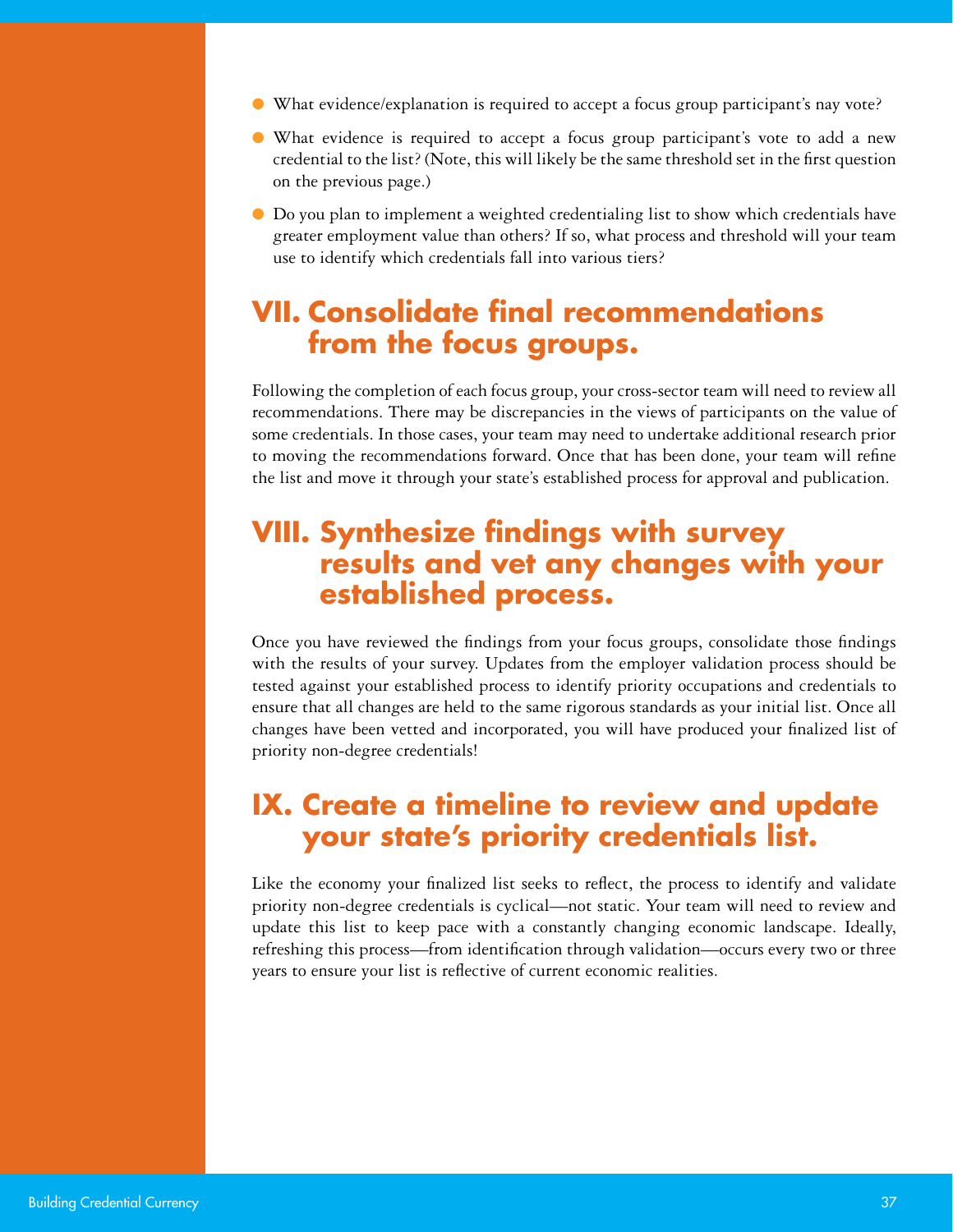- What evidence/explanation is required to accept a focus group participant's nay vote?
- What evidence is required to accept a focus group participant's vote to add a new credential to the list? (Note, this will likely be the same threshold set in the first question on the previous page.)
- Do you plan to implement a weighted credentialing list to show which credentials have greater employment value than others? If so, what process and threshold will your team use to identify which credentials fall into various tiers?

## VII. Consolidate final recommendations from the focus groups.

Following the completion of each focus group, your cross-sector team will need to review all recommendations. There may be discrepancies in the views of participants on the value of some credentials. In those cases, your team may need to undertake additional research prior to moving the recommendations forward. Once that has been done, your team will refine the list and move it through your state's established process for approval and publication.

## VIII. Synthesize findings with survey results and vet any changes with your established process.

Once you have reviewed the findings from your focus groups, consolidate those findings with the results of your survey. Updates from the employer validation process should be tested against your established process to identify priority occupations and credentials to ensure that all changes are held to the same rigorous standards as your initial list. Once all changes have been vetted and incorporated, you will have produced your finalized list of priority non-degree credentials!

## IX. Create a timeline to review and update your state's priority credentials list.

Like the economy your finalized list seeks to reflect, the process to identify and validate priority non-degree credentials is cyclical—not static. Your team will need to review and update this list to keep pace with a constantly changing economic landscape. Ideally, refreshing this process—from identification through validation—occurs every two or three years to ensure your list is reflective of current economic realities.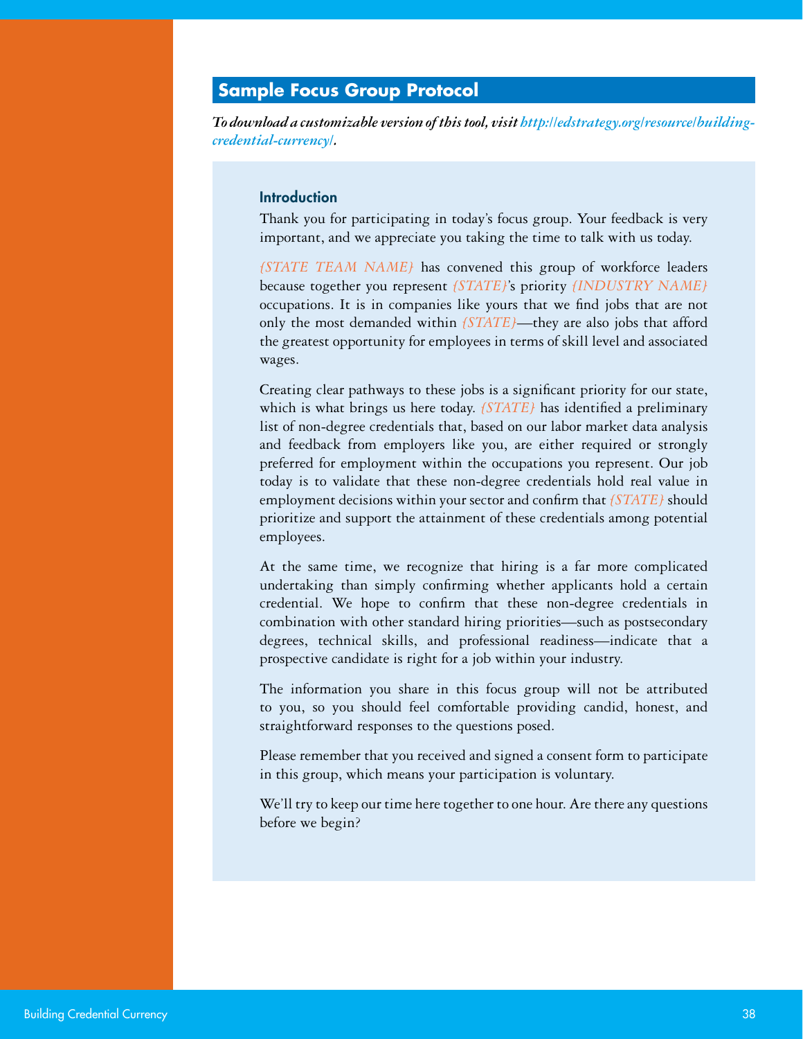## Sample Focus Group Protocol

*To download a customizable version of this tool, visit http://edstrategy.org/resource/building-credential-currency/.*

### Introduction

Thank you for participating in today's focus group. Your feedback is very important, and we appreciate you taking the time to talk with us today.

{STATE TEAM NAME} has convened this group of workforce leaders because together you represent {STATE}'s priority {INDUSTRY NAME} occupations. It is in companies like yours that we find jobs that are not only the most demanded within {STATE}—they are also jobs that afford the greatest opportunity for employees in terms of skill level and associated wages.

Creating clear pathways to these jobs is a significant priority for our state, which is what brings us here today. {STATE} has identified a preliminary list of non-degree credentials that, based on our labor market data analysis and feedback from employers like you, are either required or strongly preferred for employment within the occupations you represent. Our job today is to validate that these non-degree credentials hold real value in employment decisions within your sector and confirm that {STATE} should prioritize and support the attainment of these credentials among potential employees.

At the same time, we recognize that hiring is a far more complicated undertaking than simply confirming whether applicants hold a certain credential. We hope to confirm that these non-degree credentials in combination with other standard hiring priorities—such as postsecondary degrees, technical skills, and professional readiness—indicate that a prospective candidate is right for a job within your industry.

The information you share in this focus group will not be attributed to you, so you should feel comfortable providing candid, honest, and straightforward responses to the questions posed.

Please remember that you received and signed a consent form to participate in this group, which means your participation is voluntary.

We'll try to keep our time here together to one hour. Are there any questions before we begin?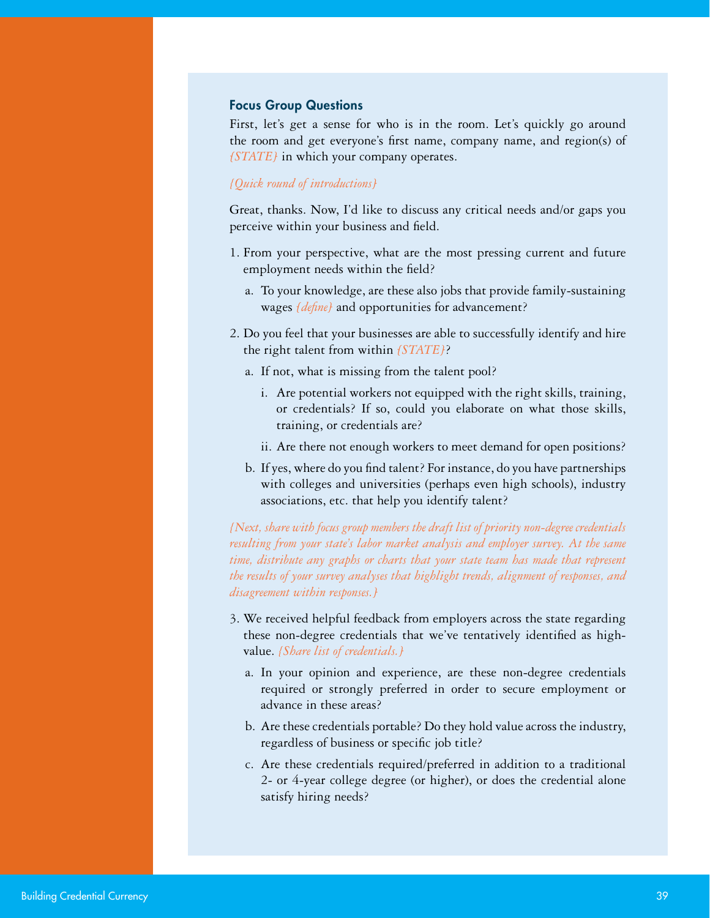### Focus Group Questions

First, let's get a sense for who is in the room. Let's quickly go around the room and get everyone's first name, company name, and region(s) of *{STATE}* in which your company operates.

*{Quick round of introductions}*

Great, thanks. Now, I'd like to discuss any critical needs and/or gaps you perceive within your business and field.

1. From your perspective, what are the most pressing current and future employment needs within the field?
   a. To your knowledge, are these also jobs that provide family-sustaining wages *{define}* and opportunities for advancement?
2. Do you feel that your businesses are able to successfully identify and hire the right talent from within *{STATE}*?
   a. If not, what is missing from the talent pool?
      i. Are potential workers not equipped with the right skills, training, or credentials? If so, could you elaborate on what those skills, training, or credentials are?
      ii. Are there not enough workers to meet demand for open positions?
   b. If yes, where do you find talent? For instance, do you have partnerships with colleges and universities (perhaps even high schools), industry associations, etc. that help you identify talent?

*{Next, share with focus group members the draft list of priority non-degree credentials resulting from your state's labor market analysis and employer survey. At the same time, distribute any graphs or charts that your state team has made that represent the results of your survey analyses that highlight trends, alignment of responses, and disagreement within responses.}*

3. We received helpful feedback from employers across the state regarding these non-degree credentials that we've tentatively identified as high-value. *{Share list of credentials.}*
   a. In your opinion and experience, are these non-degree credentials required or strongly preferred in order to secure employment or advance in these areas?
   b. Are these credentials portable? Do they hold value across the industry, regardless of business or specific job title?
   c. Are these credentials required/preferred in addition to a traditional 2- or 4-year college degree (or higher), or does the credential alone satisfy hiring needs?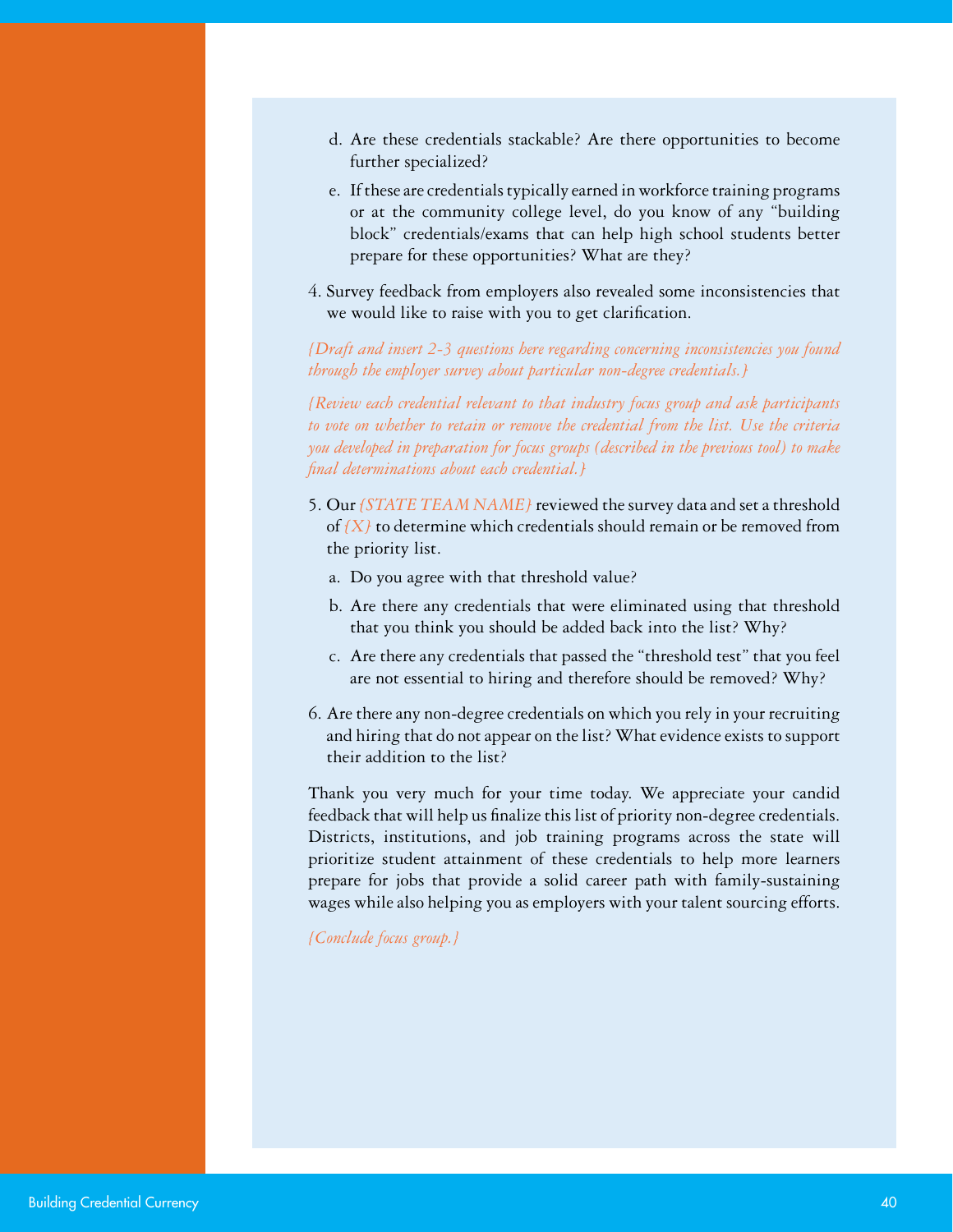d. Are these credentials stackable? Are there opportunities to become further specialized?

   e. If these are credentials typically earned in workforce training programs or at the community college level, do you know of any "building block" credentials/exams that can help high school students better prepare for these opportunities? What are they?

4. Survey feedback from employers also revealed some inconsistencies that we would like to raise with you to get clarification.

*{Draft and insert 2-3 questions here regarding concerning inconsistencies you found through the employer survey about particular non-degree credentials.}*

*{Review each credential relevant to that industry focus group and ask participants to vote on whether to retain or remove the credential from the list. Use the criteria you developed in preparation for focus groups (described in the previous tool) to make final determinations about each credential.}*

5. Our *{STATE TEAM NAME}* reviewed the survey data and set a threshold of *{X}* to determine which credentials should remain or be removed from the priority list.

   a. Do you agree with that threshold value?

   b. Are there any credentials that were eliminated using that threshold that you think you should be added back into the list? Why?

   c. Are there any credentials that passed the "threshold test" that you feel are not essential to hiring and therefore should be removed? Why?

6. Are there any non-degree credentials on which you rely in your recruiting and hiring that do not appear on the list? What evidence exists to support their addition to the list?

Thank you very much for your time today. We appreciate your candid feedback that will help us finalize this list of priority non-degree credentials. Districts, institutions, and job training programs across the state will prioritize student attainment of these credentials to help more learners prepare for jobs that provide a solid career path with family-sustaining wages while also helping you as employers with your talent sourcing efforts.

*{Conclude focus group.}*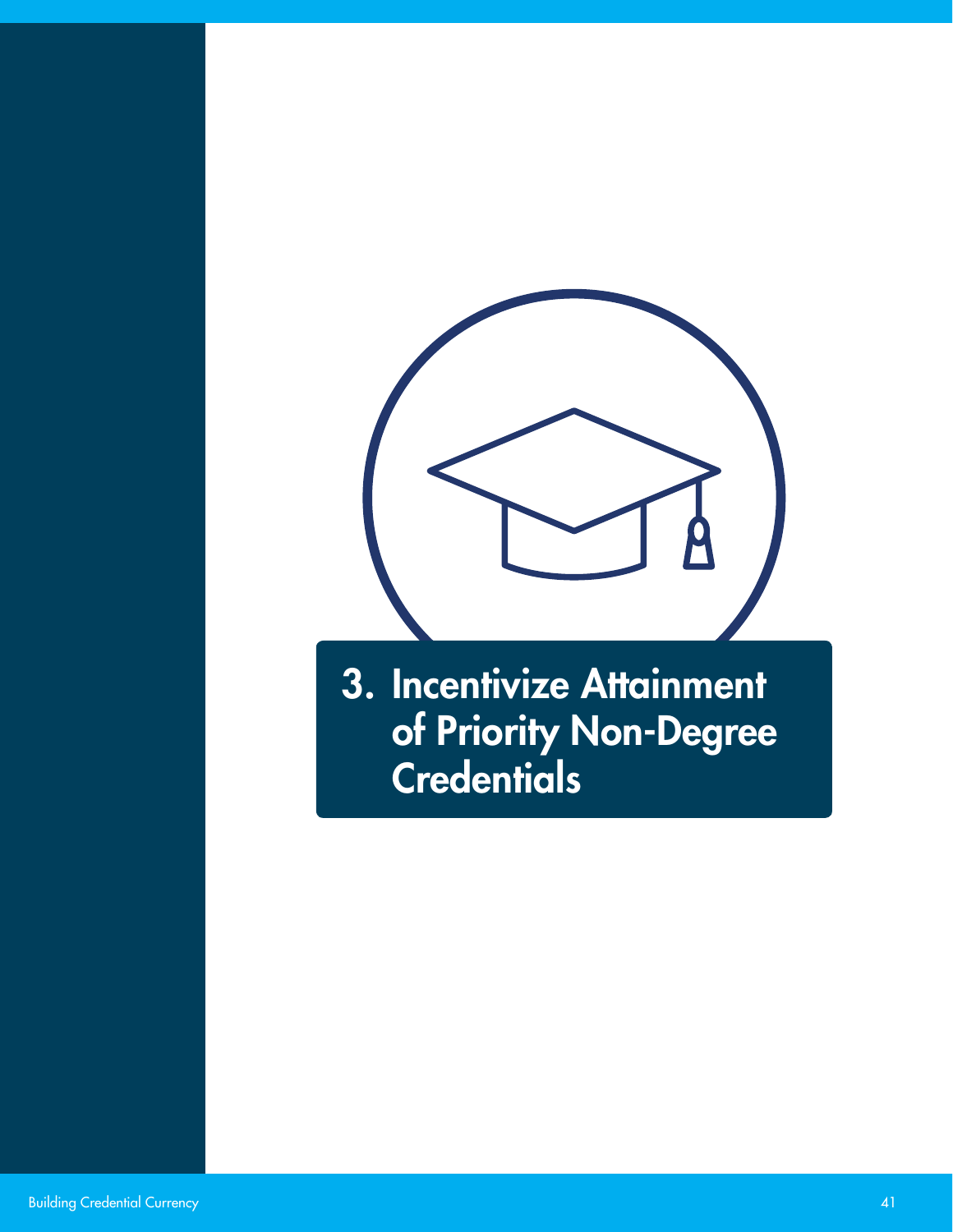# 3. Incentivize Attainment of Priority Non-Degree Credentials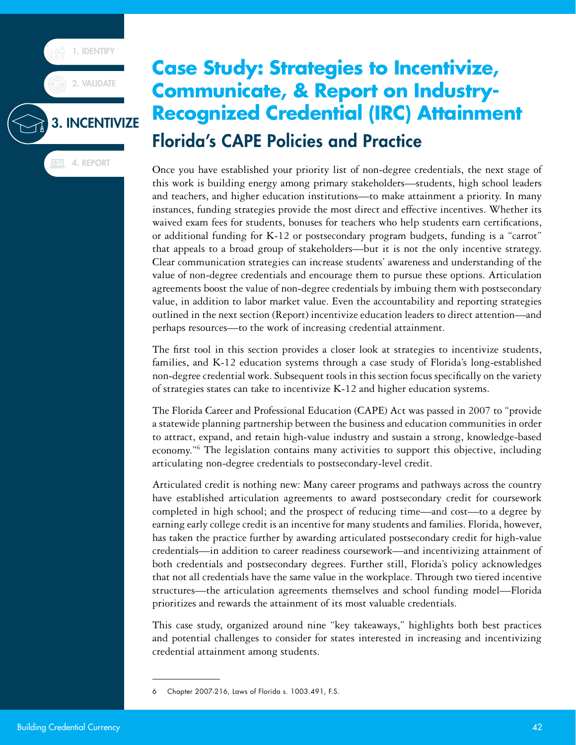# Case Study: Strategies to Incentivize, Communicate, & Report on Industry-Recognized Credential (IRC) Attainment

## Florida's CAPE Policies and Practice

Once you have established your priority list of non-degree credentials, the next stage of this work is building energy among primary stakeholders—students, high school leaders and teachers, and higher education institutions—to make attainment a priority. In many instances, funding strategies provide the most direct and effective incentives. Whether its waived exam fees for students, bonuses for teachers who help students earn certifications, or additional funding for K-12 or postsecondary program budgets, funding is a "carrot" that appeals to a broad group of stakeholders—but it is not the only incentive strategy. Clear communication strategies can increase students' awareness and understanding of the value of non-degree credentials and encourage them to pursue these options. Articulation agreements boost the value of non-degree credentials by imbuing them with postsecondary value, in addition to labor market value. Even the accountability and reporting strategies outlined in the next section (Report) incentivize education leaders to direct attention—and perhaps resources—to the work of increasing credential attainment.

The first tool in this section provides a closer look at strategies to incentivize students, families, and K-12 education systems through a case study of Florida's long-established non-degree credential work. Subsequent tools in this section focus specifically on the variety of strategies states can take to incentivize K-12 and higher education systems.

The Florida Career and Professional Education (CAPE) Act was passed in 2007 to "provide a statewide planning partnership between the business and education communities in order to attract, expand, and retain high-value industry and sustain a strong, knowledge-based economy."[6] The legislation contains many activities to support this objective, including articulating non-degree credentials to postsecondary-level credit.

Articulated credit is nothing new: Many career programs and pathways across the country have established articulation agreements to award postsecondary credit for coursework completed in high school; and the prospect of reducing time—and cost—to a degree by earning early college credit is an incentive for many students and families. Florida, however, has taken the practice further by awarding articulated postsecondary credit for high-value credentials—in addition to career readiness coursework—and incentivizing attainment of both credentials and postsecondary degrees. Further still, Florida's policy acknowledges that not all credentials have the same value in the workplace. Through two tiered incentive structures—the articulation agreements themselves and school funding model—Florida prioritizes and rewards the attainment of its most valuable credentials.

This case study, organized around nine "key takeaways," highlights both best practices and potential challenges to consider for states interested in increasing and incentivizing credential attainment among students.

---

6 Chapter 2007-216, Laws of Florida s. 1003.491, F.S.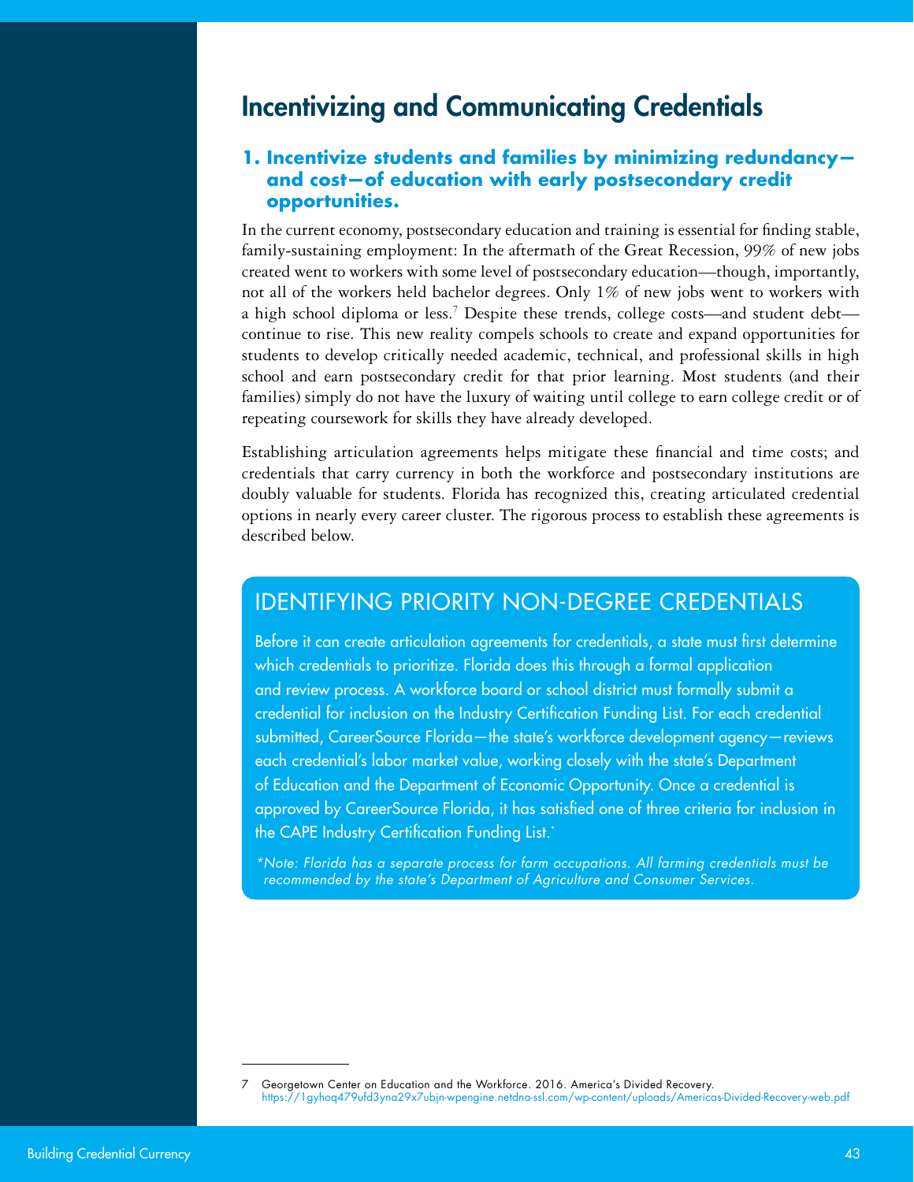# Incentivizing and Communicating Credentials

### 1. Incentivize students and families by minimizing redundancy—and cost—of education with early postsecondary credit opportunities.

In the current economy, postsecondary education and training is essential for finding stable, family-sustaining employment: In the aftermath of the Great Recession, 99% of new jobs created went to workers with some level of postsecondary education—though, importantly, not all of the workers held bachelor degrees. Only 1% of new jobs went to workers with a high school diploma or less.[7] Despite these trends, college costs—and student debt—continue to rise. This new reality compels schools to create and expand opportunities for students to develop critically needed academic, technical, and professional skills in high school and earn postsecondary credit for that prior learning. Most students (and their families) simply do not have the luxury of waiting until college to earn college credit or of repeating coursework for skills they have already developed.

Establishing articulation agreements helps mitigate these financial and time costs; and credentials that carry currency in both the workforce and postsecondary institutions are doubly valuable for students. Florida has recognized this, creating articulated credential options in nearly every career cluster. The rigorous process to establish these agreements is described below.

## IDENTIFYING PRIORITY NON-DEGREE CREDENTIALS

Before it can create articulation agreements for credentials, a state must first determine which credentials to prioritize. Florida does this through a formal application and review process. A workforce board or school district must formally submit a credential for inclusion on the Industry Certification Funding List. For each credential submitted, CareerSource Florida—the state's workforce development agency—reviews each credential's labor market value, working closely with the state's Department of Education and the Department of Economic Opportunity. Once a credential is approved by CareerSource Florida, it has satisfied one of three criteria for inclusion in the CAPE Industry Certification Funding List.*

*\*Note: Florida has a separate process for farm occupations. All farming credentials must be recommended by the state's Department of Agriculture and Consumer Services.*

---

7 Georgetown Center on Education and the Workforce. 2016. America's Divided Recovery. https://1gyhoq479ufd3yna29x7ubjn-wpengine.netdna-ssl.com/wp-content/uploads/Americas-Divided-Recovery-web.pdf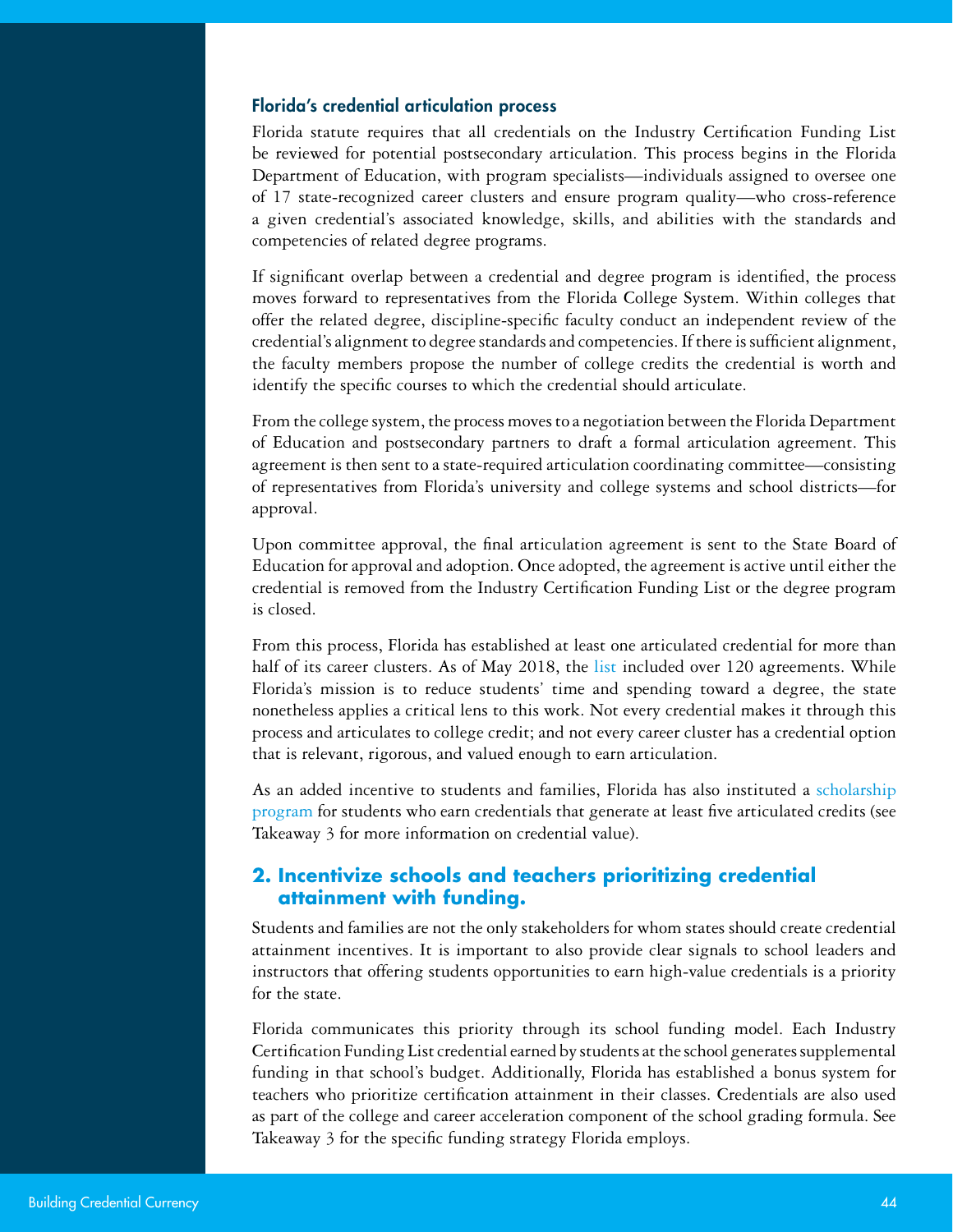### Florida's credential articulation process

Florida statute requires that all credentials on the Industry Certification Funding List be reviewed for potential postsecondary articulation. This process begins in the Florida Department of Education, with program specialists—individuals assigned to oversee one of 17 state-recognized career clusters and ensure program quality—who cross-reference a given credential's associated knowledge, skills, and abilities with the standards and competencies of related degree programs.

If significant overlap between a credential and degree program is identified, the process moves forward to representatives from the Florida College System. Within colleges that offer the related degree, discipline-specific faculty conduct an independent review of the credential's alignment to degree standards and competencies. If there is sufficient alignment, the faculty members propose the number of college credits the credential is worth and identify the specific courses to which the credential should articulate.

From the college system, the process moves to a negotiation between the Florida Department of Education and postsecondary partners to draft a formal articulation agreement. This agreement is then sent to a state-required articulation coordinating committee—consisting of representatives from Florida's university and college systems and school districts—for approval.

Upon committee approval, the final articulation agreement is sent to the State Board of Education for approval and adoption. Once adopted, the agreement is active until either the credential is removed from the Industry Certification Funding List or the degree program is closed.

From this process, Florida has established at least one articulated credential for more than half of its career clusters. As of May 2018, the list included over 120 agreements. While Florida's mission is to reduce students' time and spending toward a degree, the state nonetheless applies a critical lens to this work. Not every credential makes it through this process and articulates to college credit; and not every career cluster has a credential option that is relevant, rigorous, and valued enough to earn articulation.

As an added incentive to students and families, Florida has also instituted a scholarship program for students who earn credentials that generate at least five articulated credits (see Takeaway 3 for more information on credential value).

## 2. Incentivize schools and teachers prioritizing credential attainment with funding.

Students and families are not the only stakeholders for whom states should create credential attainment incentives. It is important to also provide clear signals to school leaders and instructors that offering students opportunities to earn high-value credentials is a priority for the state.

Florida communicates this priority through its school funding model. Each Industry Certification Funding List credential earned by students at the school generates supplemental funding in that school's budget. Additionally, Florida has established a bonus system for teachers who prioritize certification attainment in their classes. Credentials are also used as part of the college and career acceleration component of the school grading formula. See Takeaway 3 for the specific funding strategy Florida employs.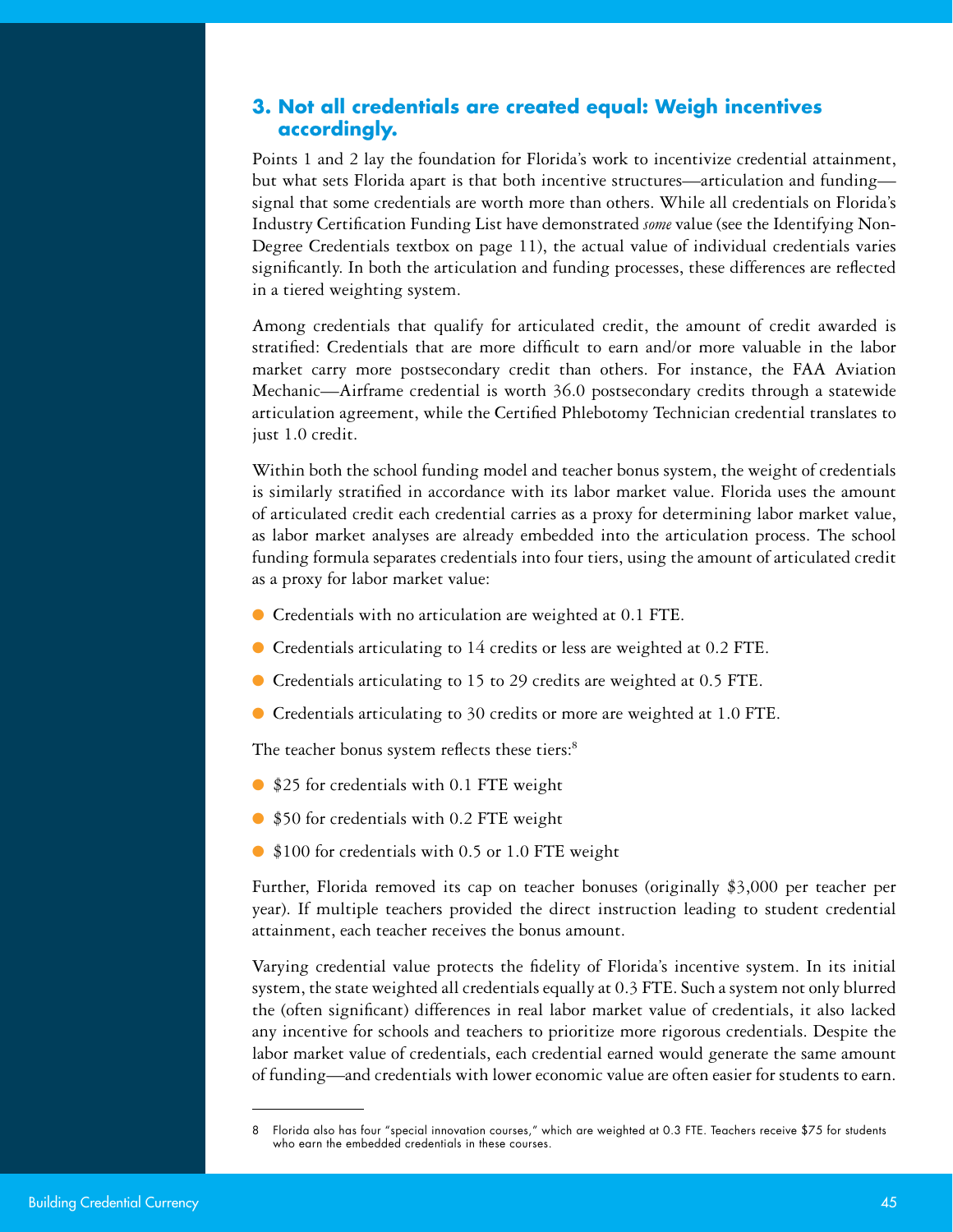### 3. Not all credentials are created equal: Weigh incentives accordingly.

Points 1 and 2 lay the foundation for Florida's work to incentivize credential attainment, but what sets Florida apart is that both incentive structures—articulation and funding—signal that some credentials are worth more than others. While all credentials on Florida's Industry Certification Funding List have demonstrated *some* value (see the Identifying Non-Degree Credentials textbox on page 11), the actual value of individual credentials varies significantly. In both the articulation and funding processes, these differences are reflected in a tiered weighting system.

Among credentials that qualify for articulated credit, the amount of credit awarded is stratified: Credentials that are more difficult to earn and/or more valuable in the labor market carry more postsecondary credit than others. For instance, the FAA Aviation Mechanic—Airframe credential is worth 36.0 postsecondary credits through a statewide articulation agreement, while the Certified Phlebotomy Technician credential translates to just 1.0 credit.

Within both the school funding model and teacher bonus system, the weight of credentials is similarly stratified in accordance with its labor market value. Florida uses the amount of articulated credit each credential carries as a proxy for determining labor market value, as labor market analyses are already embedded into the articulation process. The school funding formula separates credentials into four tiers, using the amount of articulated credit as a proxy for labor market value:

- Credentials with no articulation are weighted at 0.1 FTE.
- Credentials articulating to 14 credits or less are weighted at 0.2 FTE.
- Credentials articulating to 15 to 29 credits are weighted at 0.5 FTE.
- Credentials articulating to 30 credits or more are weighted at 1.0 FTE.

The teacher bonus system reflects these tiers:[8]

- $25 for credentials with 0.1 FTE weight
- $50 for credentials with 0.2 FTE weight
- $100 for credentials with 0.5 or 1.0 FTE weight

Further, Florida removed its cap on teacher bonuses (originally $3,000 per teacher per year). If multiple teachers provided the direct instruction leading to student credential attainment, each teacher receives the bonus amount.

Varying credential value protects the fidelity of Florida's incentive system. In its initial system, the state weighted all credentials equally at 0.3 FTE. Such a system not only blurred the (often significant) differences in real labor market value of credentials, it also lacked any incentive for schools and teachers to prioritize more rigorous credentials. Despite the labor market value of credentials, each credential earned would generate the same amount of funding—and credentials with lower economic value are often easier for students to earn.

---

8 Florida also has four "special innovation courses," which are weighted at 0.3 FTE. Teachers receive $75 for students who earn the embedded credentials in these courses.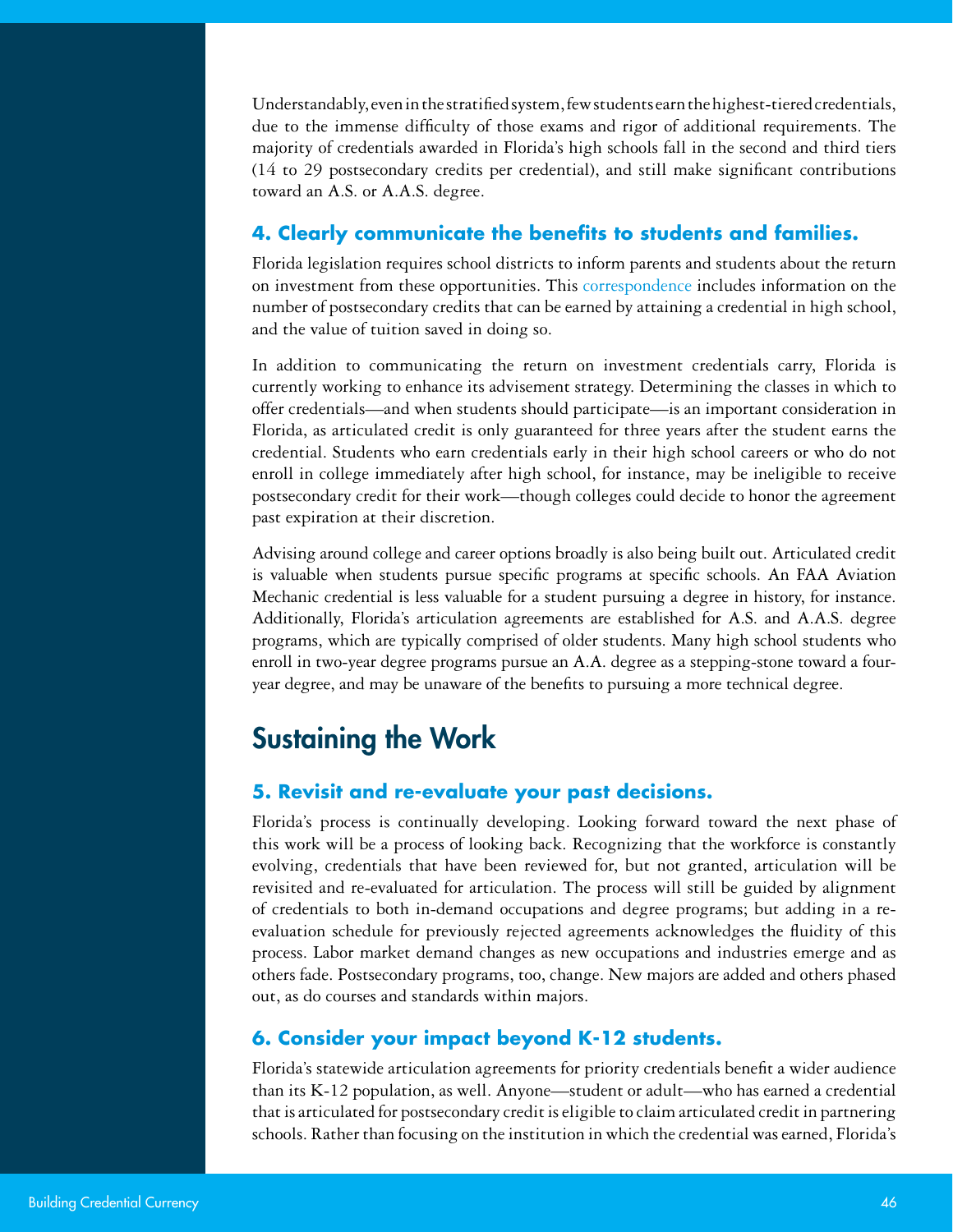Understandably, even in the stratified system, few students earn the highest-tiered credentials, due to the immense difficulty of those exams and rigor of additional requirements. The majority of credentials awarded in Florida's high schools fall in the second and third tiers (14 to 29 postsecondary credits per credential), and still make significant contributions toward an A.S. or A.A.S. degree.

### 4. Clearly communicate the benefits to students and families.

Florida legislation requires school districts to inform parents and students about the return on investment from these opportunities. This correspondence includes information on the number of postsecondary credits that can be earned by attaining a credential in high school, and the value of tuition saved in doing so.

In addition to communicating the return on investment credentials carry, Florida is currently working to enhance its advisement strategy. Determining the classes in which to offer credentials—and when students should participate—is an important consideration in Florida, as articulated credit is only guaranteed for three years after the student earns the credential. Students who earn credentials early in their high school careers or who do not enroll in college immediately after high school, for instance, may be ineligible to receive postsecondary credit for their work—though colleges could decide to honor the agreement past expiration at their discretion.

Advising around college and career options broadly is also being built out. Articulated credit is valuable when students pursue specific programs at specific schools. An FAA Aviation Mechanic credential is less valuable for a student pursuing a degree in history, for instance. Additionally, Florida's articulation agreements are established for A.S. and A.A.S. degree programs, which are typically comprised of older students. Many high school students who enroll in two-year degree programs pursue an A.A. degree as a stepping-stone toward a four-year degree, and may be unaware of the benefits to pursuing a more technical degree.

## Sustaining the Work

### 5. Revisit and re-evaluate your past decisions.

Florida's process is continually developing. Looking forward toward the next phase of this work will be a process of looking back. Recognizing that the workforce is constantly evolving, credentials that have been reviewed for, but not granted, articulation will be revisited and re-evaluated for articulation. The process will still be guided by alignment of credentials to both in-demand occupations and degree programs; but adding in a re-evaluation schedule for previously rejected agreements acknowledges the fluidity of this process. Labor market demand changes as new occupations and industries emerge and as others fade. Postsecondary programs, too, change. New majors are added and others phased out, as do courses and standards within majors.

### 6. Consider your impact beyond K-12 students.

Florida's statewide articulation agreements for priority credentials benefit a wider audience than its K-12 population, as well. Anyone—student or adult—who has earned a credential that is articulated for postsecondary credit is eligible to claim articulated credit in partnering schools. Rather than focusing on the institution in which the credential was earned, Florida's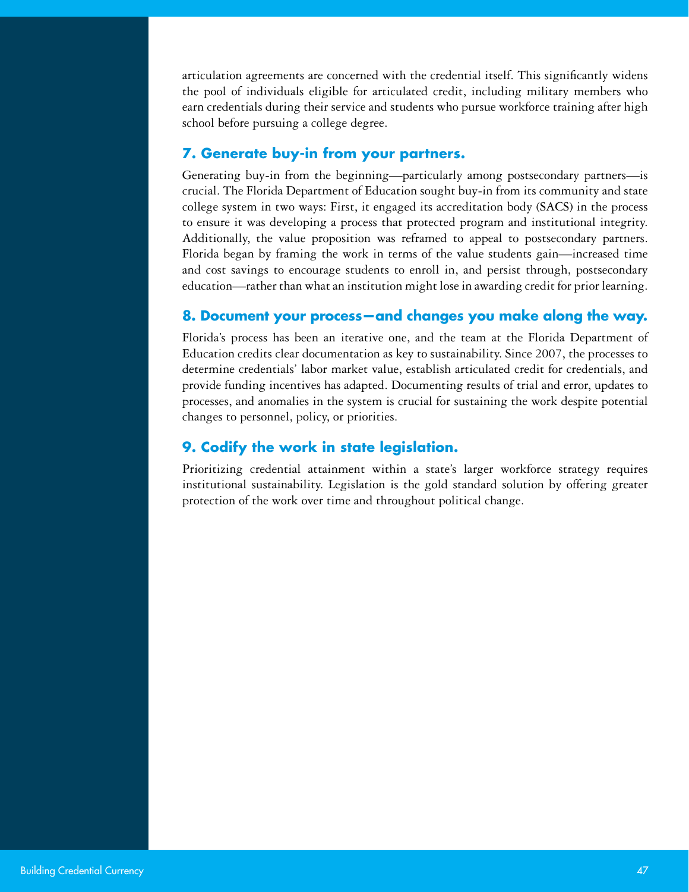articulation agreements are concerned with the credential itself. This significantly widens the pool of individuals eligible for articulated credit, including military members who earn credentials during their service and students who pursue workforce training after high school before pursuing a college degree.

### 7. Generate buy-in from your partners.

Generating buy-in from the beginning—particularly among postsecondary partners—is crucial. The Florida Department of Education sought buy-in from its community and state college system in two ways: First, it engaged its accreditation body (SACS) in the process to ensure it was developing a process that protected program and institutional integrity. Additionally, the value proposition was reframed to appeal to postsecondary partners. Florida began by framing the work in terms of the value students gain—increased time and cost savings to encourage students to enroll in, and persist through, postsecondary education—rather than what an institution might lose in awarding credit for prior learning.

### 8. Document your process—and changes you make along the way.

Florida's process has been an iterative one, and the team at the Florida Department of Education credits clear documentation as key to sustainability. Since 2007, the processes to determine credentials' labor market value, establish articulated credit for credentials, and provide funding incentives has adapted. Documenting results of trial and error, updates to processes, and anomalies in the system is crucial for sustaining the work despite potential changes to personnel, policy, or priorities.

### 9. Codify the work in state legislation.

Prioritizing credential attainment within a state's larger workforce strategy requires institutional sustainability. Legislation is the gold standard solution by offering greater protection of the work over time and throughout political change.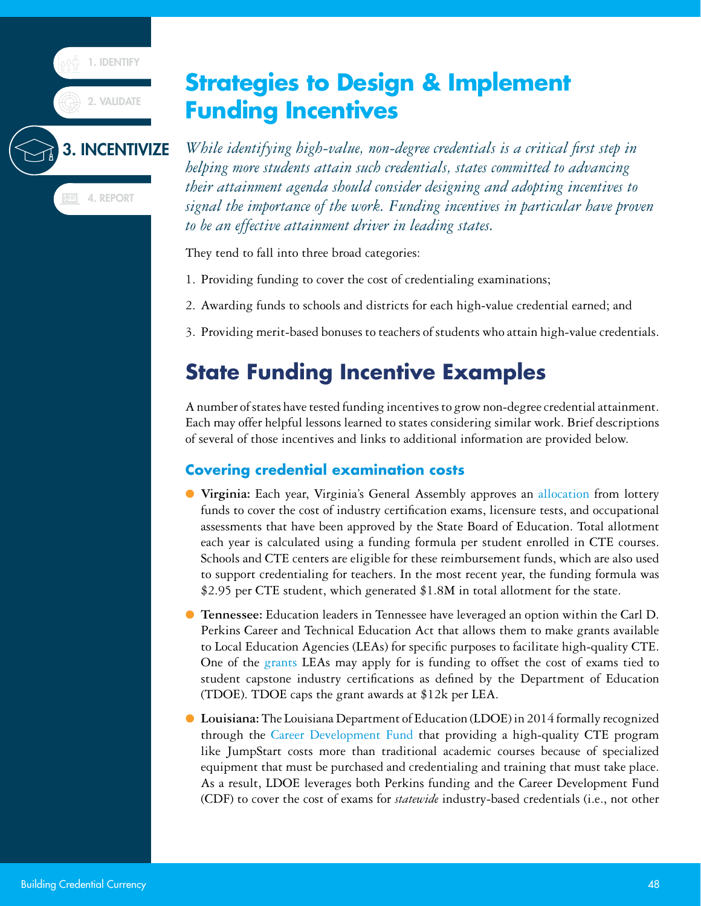# Strategies to Design & Implement Funding Incentives

*While identifying high-value, non-degree credentials is a critical first step in helping more students attain such credentials, states committed to advancing their attainment agenda should consider designing and adopting incentives to signal the importance of the work. Funding incentives in particular have proven to be an effective attainment driver in leading states.*

They tend to fall into three broad categories:

1. Providing funding to cover the cost of credentialing examinations;
2. Awarding funds to schools and districts for each high-value credential earned; and
3. Providing merit-based bonuses to teachers of students who attain high-value credentials.

## State Funding Incentive Examples

A number of states have tested funding incentives to grow non-degree credential attainment. Each may offer helpful lessons learned to states considering similar work. Brief descriptions of several of those incentives and links to additional information are provided below.

### Covering credential examination costs

- **Virginia:** Each year, Virginia's General Assembly approves an allocation from lottery funds to cover the cost of industry certification exams, licensure tests, and occupational assessments that have been approved by the State Board of Education. Total allotment each year is calculated using a funding formula per student enrolled in CTE courses. Schools and CTE centers are eligible for these reimbursement funds, which are also used to support credentialing for teachers. In the most recent year, the funding formula was $2.95 per CTE student, which generated $1.8M in total allotment for the state.
- **Tennessee:** Education leaders in Tennessee have leveraged an option within the Carl D. Perkins Career and Technical Education Act that allows them to make grants available to Local Education Agencies (LEAs) for specific purposes to facilitate high-quality CTE. One of the grants LEAs may apply for is funding to offset the cost of exams tied to student capstone industry certifications as defined by the Department of Education (TDOE). TDOE caps the grant awards at $12k per LEA.
- **Louisiana:** The Louisiana Department of Education (LDOE) in 2014 formally recognized through the Career Development Fund that providing a high-quality CTE program like JumpStart costs more than traditional academic courses because of specialized equipment that must be purchased and credentialing and training that must take place. As a result, LDOE leverages both Perkins funding and the Career Development Fund (CDF) to cover the cost of exams for *statewide* industry-based credentials (i.e., not other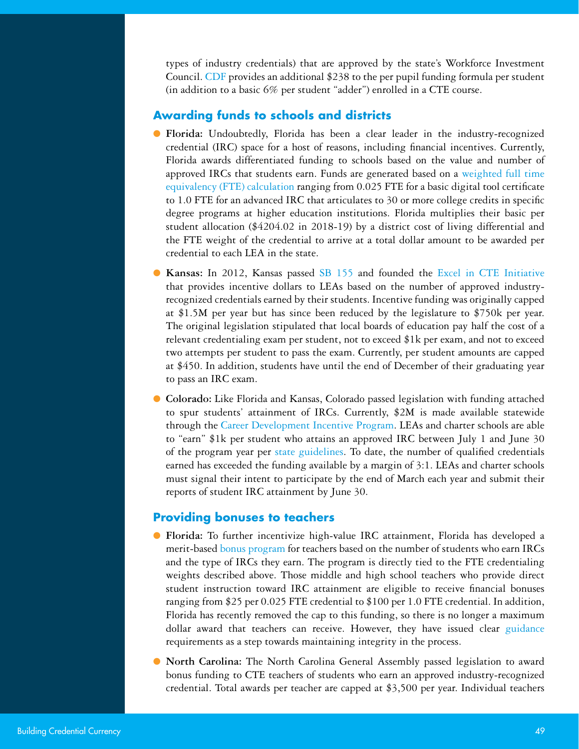types of industry credentials) that are approved by the state's Workforce Investment Council. CDF provides an additional $238 to the per pupil funding formula per student (in addition to a basic 6% per student "adder") enrolled in a CTE course.

## Awarding funds to schools and districts

- **Florida:** Undoubtedly, Florida has been a clear leader in the industry-recognized credential (IRC) space for a host of reasons, including financial incentives. Currently, Florida awards differentiated funding to schools based on the value and number of approved IRCs that students earn. Funds are generated based on a weighted full time equivalency (FTE) calculation ranging from 0.025 FTE for a basic digital tool certificate to 1.0 FTE for an advanced IRC that articulates to 30 or more college credits in specific degree programs at higher education institutions. Florida multiplies their basic per student allocation ($4204.02 in 2018-19) by a district cost of living differential and the FTE weight of the credential to arrive at a total dollar amount to be awarded per credential to each LEA in the state.

- **Kansas:** In 2012, Kansas passed SB 155 and founded the Excel in CTE Initiative that provides incentive dollars to LEAs based on the number of approved industry-recognized credentials earned by their students. Incentive funding was originally capped at $1.5M per year but has since been reduced by the legislature to $750k per year. The original legislation stipulated that local boards of education pay half the cost of a relevant credentialing exam per student, not to exceed $1k per exam, and not to exceed two attempts per student to pass the exam. Currently, per student amounts are capped at $450. In addition, students have until the end of December of their graduating year to pass an IRC exam.

- **Colorado:** Like Florida and Kansas, Colorado passed legislation with funding attached to spur students' attainment of IRCs. Currently, $2M is made available statewide through the Career Development Incentive Program. LEAs and charter schools are able to "earn" $1k per student who attains an approved IRC between July 1 and June 30 of the program year per state guidelines. To date, the number of qualified credentials earned has exceeded the funding available by a margin of 3:1. LEAs and charter schools must signal their intent to participate by the end of March each year and submit their reports of student IRC attainment by June 30.

## Providing bonuses to teachers

- **Florida:** To further incentivize high-value IRC attainment, Florida has developed a merit-based bonus program for teachers based on the number of students who earn IRCs and the type of IRCs they earn. The program is directly tied to the FTE credentialing weights described above. Those middle and high school teachers who provide direct student instruction toward IRC attainment are eligible to receive financial bonuses ranging from $25 per 0.025 FTE credential to $100 per 1.0 FTE credential. In addition, Florida has recently removed the cap to this funding, so there is no longer a maximum dollar award that teachers can receive. However, they have issued clear guidance requirements as a step towards maintaining integrity in the process.

- **North Carolina:** The North Carolina General Assembly passed legislation to award bonus funding to CTE teachers of students who earn an approved industry-recognized credential. Total awards per teacher are capped at $3,500 per year. Individual teachers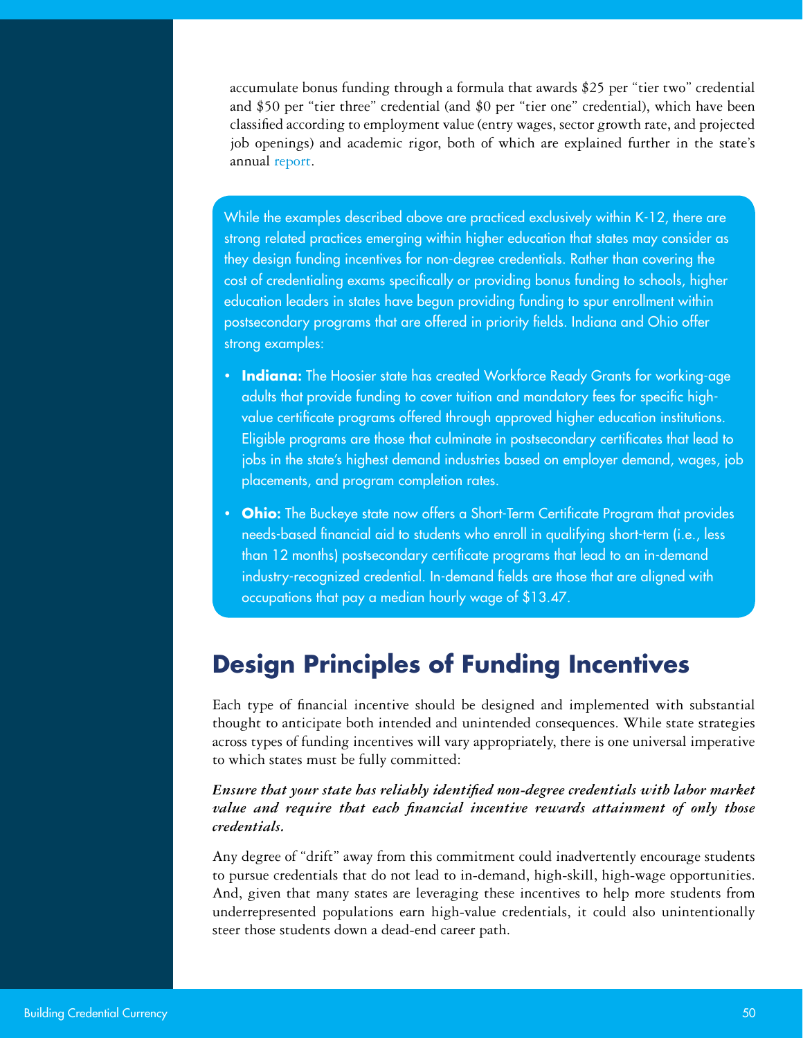accumulate bonus funding through a formula that awards $25 per "tier two" credential and $50 per "tier three" credential (and $0 per "tier one" credential), which have been classified according to employment value (entry wages, sector growth rate, and projected job openings) and academic rigor, both of which are explained further in the state's annual report.

While the examples described above are practiced exclusively within K-12, there are strong related practices emerging within higher education that states may consider as they design funding incentives for non-degree credentials. Rather than covering the cost of credentialing exams specifically or providing bonus funding to schools, higher education leaders in states have begun providing funding to spur enrollment within postsecondary programs that are offered in priority fields. Indiana and Ohio offer strong examples:

- **Indiana:** The Hoosier state has created Workforce Ready Grants for working-age adults that provide funding to cover tuition and mandatory fees for specific high-value certificate programs offered through approved higher education institutions. Eligible programs are those that culminate in postsecondary certificates that lead to jobs in the state's highest demand industries based on employer demand, wages, job placements, and program completion rates.
- **Ohio:** The Buckeye state now offers a Short-Term Certificate Program that provides needs-based financial aid to students who enroll in qualifying short-term (i.e., less than 12 months) postsecondary certificate programs that lead to an in-demand industry-recognized credential. In-demand fields are those that are aligned with occupations that pay a median hourly wage of $13.47.

## Design Principles of Funding Incentives

Each type of financial incentive should be designed and implemented with substantial thought to anticipate both intended and unintended consequences. While state strategies across types of funding incentives will vary appropriately, there is one universal imperative to which states must be fully committed:

***Ensure that your state has reliably identified non-degree credentials with labor market value and require that each financial incentive rewards attainment of only those credentials.***

Any degree of "drift" away from this commitment could inadvertently encourage students to pursue credentials that do not lead to in-demand, high-skill, high-wage opportunities. And, given that many states are leveraging these incentives to help more students from underrepresented populations earn high-value credentials, it could also unintentionally steer those students down a dead-end career path.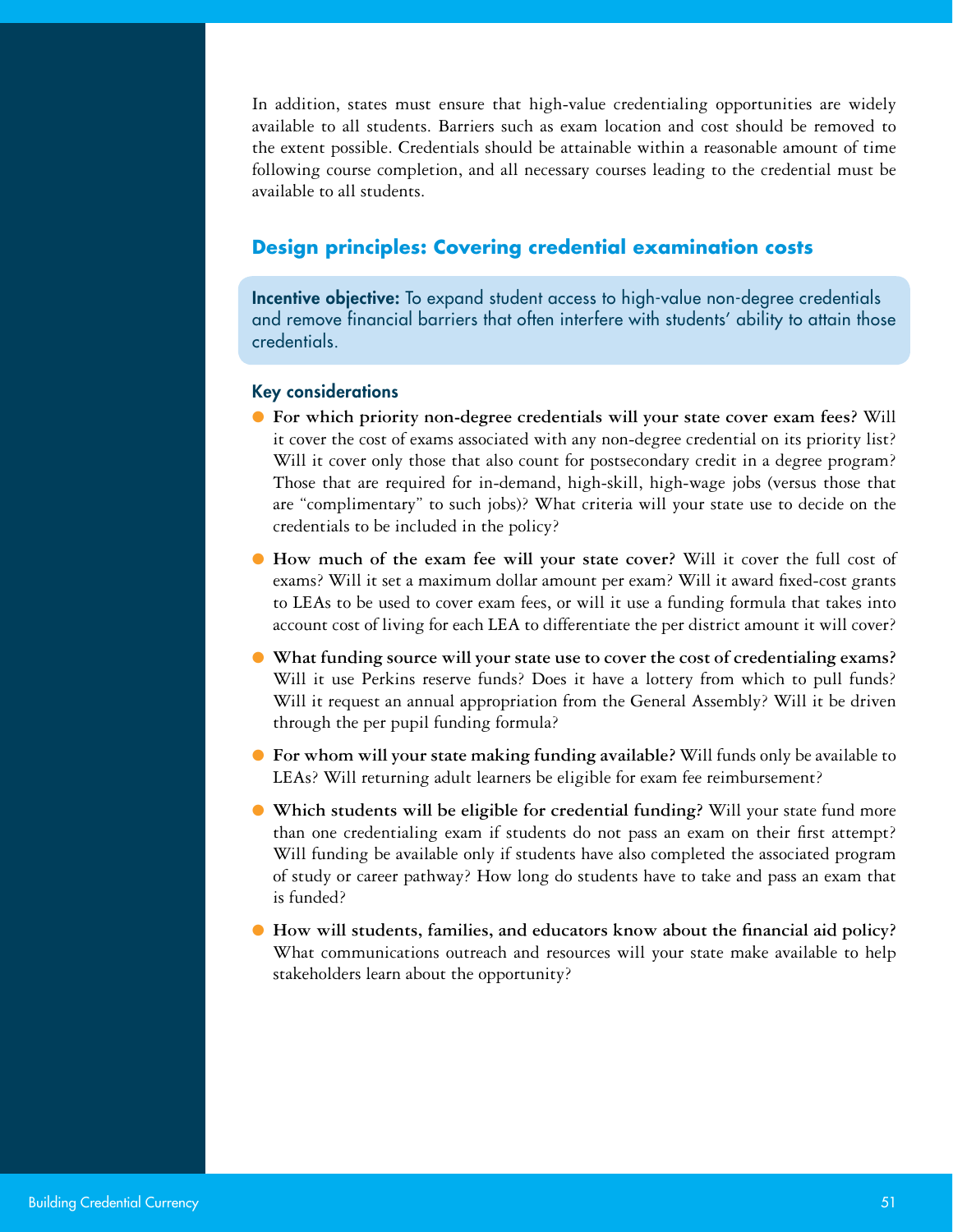In addition, states must ensure that high-value credentialing opportunities are widely available to all students. Barriers such as exam location and cost should be removed to the extent possible. Credentials should be attainable within a reasonable amount of time following course completion, and all necessary courses leading to the credential must be available to all students.

## Design principles: Covering credential examination costs

**Incentive objective:** To expand student access to high-value non-degree credentials and remove financial barriers that often interfere with students' ability to attain those credentials.

### Key considerations

- **For which priority non-degree credentials will your state cover exam fees?** Will it cover the cost of exams associated with any non-degree credential on its priority list? Will it cover only those that also count for postsecondary credit in a degree program? Those that are required for in-demand, high-skill, high-wage jobs (versus those that are "complimentary" to such jobs)? What criteria will your state use to decide on the credentials to be included in the policy?
- **How much of the exam fee will your state cover?** Will it cover the full cost of exams? Will it set a maximum dollar amount per exam? Will it award fixed-cost grants to LEAs to be used to cover exam fees, or will it use a funding formula that takes into account cost of living for each LEA to differentiate the per district amount it will cover?
- **What funding source will your state use to cover the cost of credentialing exams?** Will it use Perkins reserve funds? Does it have a lottery from which to pull funds? Will it request an annual appropriation from the General Assembly? Will it be driven through the per pupil funding formula?
- **For whom will your state making funding available?** Will funds only be available to LEAs? Will returning adult learners be eligible for exam fee reimbursement?
- **Which students will be eligible for credential funding?** Will your state fund more than one credentialing exam if students do not pass an exam on their first attempt? Will funding be available only if students have also completed the associated program of study or career pathway? How long do students have to take and pass an exam that is funded?
- **How will students, families, and educators know about the financial aid policy?** What communications outreach and resources will your state make available to help stakeholders learn about the opportunity?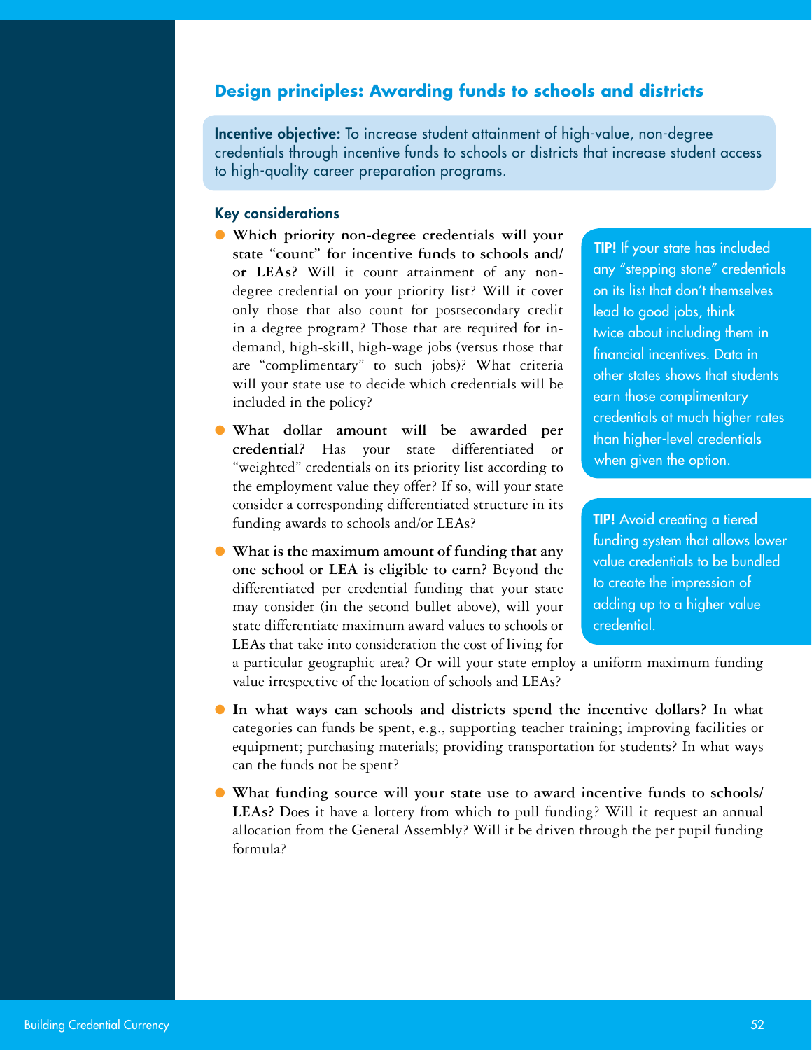## Design principles: Awarding funds to schools and districts

**Incentive objective:** To increase student attainment of high-value, non-degree credentials through incentive funds to schools or districts that increase student access to high-quality career preparation programs.

### Key considerations

- **Which priority non-degree credentials will your state "count" for incentive funds to schools and/or LEAs?** Will it count attainment of any non-degree credential on your priority list? Will it cover only those that also count for postsecondary credit in a degree program? Those that are required for in-demand, high-skill, high-wage jobs (versus those that are "complimentary" to such jobs)? What criteria will your state use to decide which credentials will be included in the policy?
- **What dollar amount will be awarded per credential?** Has your state differentiated or "weighted" credentials on its priority list according to the employment value they offer? If so, will your state consider a corresponding differentiated structure in its funding awards to schools and/or LEAs?
- **What is the maximum amount of funding that any one school or LEA is eligible to earn?** Beyond the differentiated per credential funding that your state may consider (in the second bullet above), will your state differentiate maximum award values to schools or LEAs that take into consideration the cost of living for a particular geographic area? Or will your state employ a uniform maximum funding value irrespective of the location of schools and LEAs?
- **In what ways can schools and districts spend the incentive dollars?** In what categories can funds be spent, e.g., supporting teacher training; improving facilities or equipment; purchasing materials; providing transportation for students? In what ways can the funds not be spent?
- **What funding source will your state use to award incentive funds to schools/LEAs?** Does it have a lottery from which to pull funding? Will it request an annual allocation from the General Assembly? Will it be driven through the per pupil funding formula?

**TIP!** If your state has included any "stepping stone" credentials on its list that don't themselves lead to good jobs, think twice about including them in financial incentives. Data in other states shows that students earn those complimentary credentials at much higher rates than higher-level credentials when given the option.

**TIP!** Avoid creating a tiered funding system that allows lower value credentials to be bundled to create the impression of adding up to a higher value credential.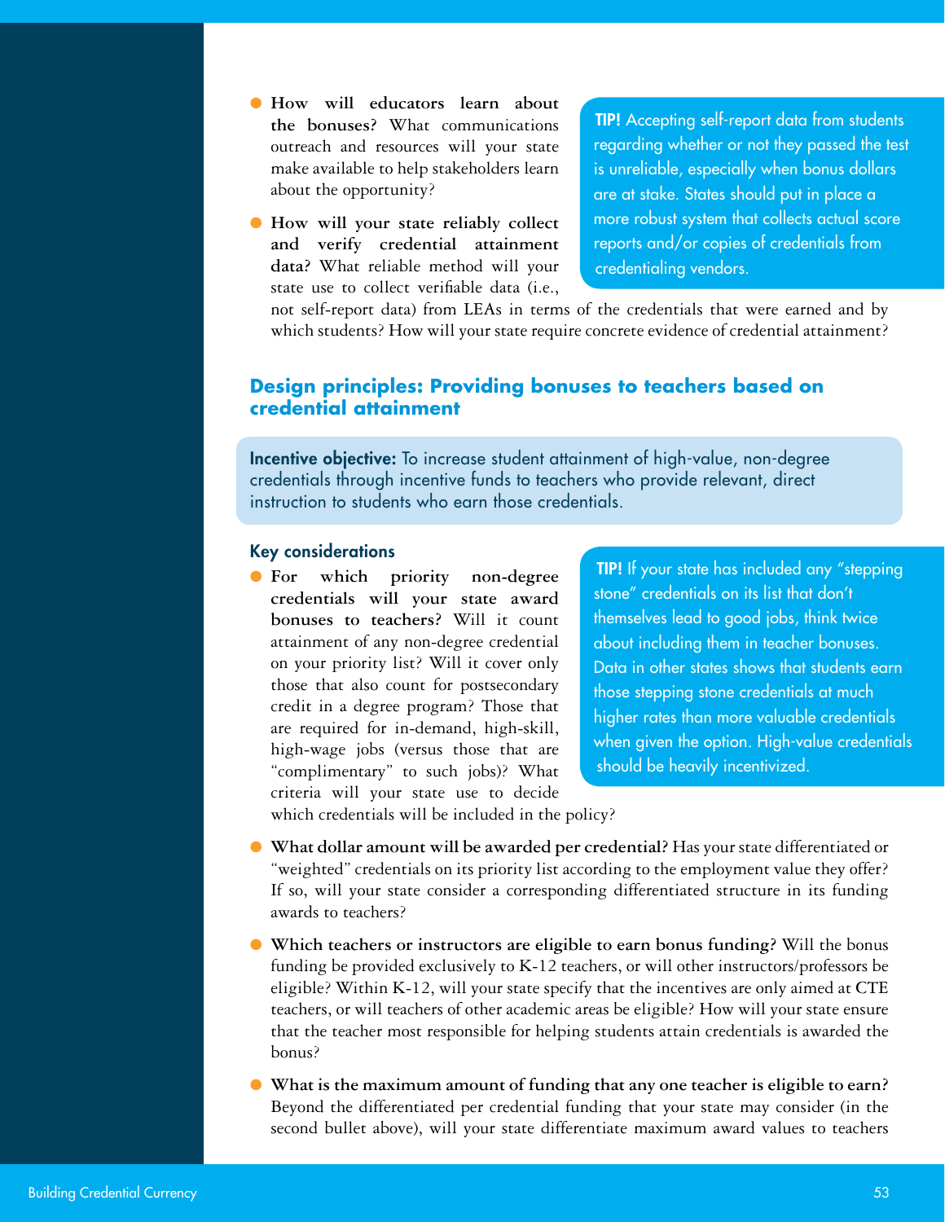- **How will educators learn about the bonuses?** What communications outreach and resources will your state make available to help stakeholders learn about the opportunity?
- **How will your state reliably collect and verify credential attainment data?** What reliable method will your state use to collect verifiable data (i.e., not self-report data) from LEAs in terms of the credentials that were earned and by which students? How will your state require concrete evidence of credential attainment?

**TIP!** Accepting self-report data from students regarding whether or not they passed the test is unreliable, especially when bonus dollars are at stake. States should put in place a more robust system that collects actual score reports and/or copies of credentials from credentialing vendors.

## Design principles: Providing bonuses to teachers based on credential attainment

**Incentive objective:** To increase student attainment of high-value, non-degree credentials through incentive funds to teachers who provide relevant, direct instruction to students who earn those credentials.

### Key considerations

- **For which priority non-degree credentials will your state award bonuses to teachers?** Will it count attainment of any non-degree credential on your priority list? Will it cover only those that also count for postsecondary credit in a degree program? Those that are required for in-demand, high-skill, high-wage jobs (versus those that are "complimentary" to such jobs)? What criteria will your state use to decide which credentials will be included in the policy?

**TIP!** If your state has included any "stepping stone" credentials on its list that don't themselves lead to good jobs, think twice about including them in teacher bonuses. Data in other states shows that students earn those stepping stone credentials at much higher rates than more valuable credentials when given the option. High-value credentials should be heavily incentivized.

- **What dollar amount will be awarded per credential?** Has your state differentiated or "weighted" credentials on its priority list according to the employment value they offer? If so, will your state consider a corresponding differentiated structure in its funding awards to teachers?
- **Which teachers or instructors are eligible to earn bonus funding?** Will the bonus funding be provided exclusively to K-12 teachers, or will other instructors/professors be eligible? Within K-12, will your state specify that the incentives are only aimed at CTE teachers, or will teachers of other academic areas be eligible? How will your state ensure that the teacher most responsible for helping students attain credentials is awarded the bonus?
- **What is the maximum amount of funding that any one teacher is eligible to earn?** Beyond the differentiated per credential funding that your state may consider (in the second bullet above), will your state differentiate maximum award values to teachers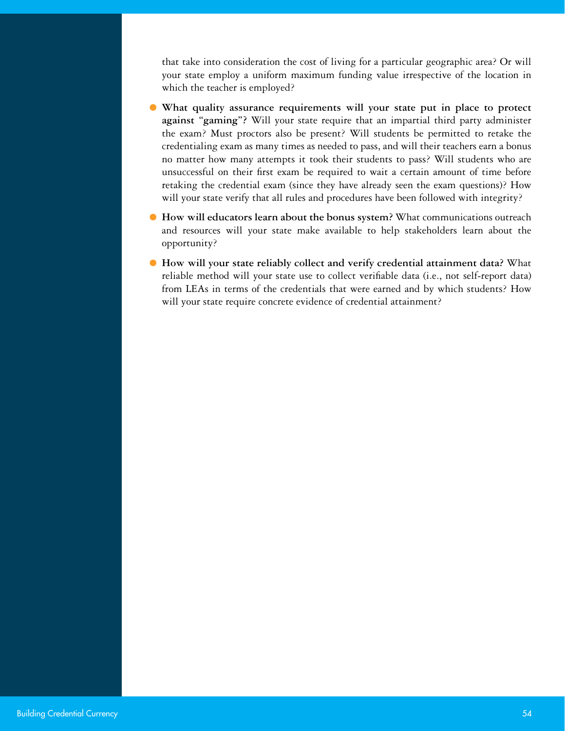that take into consideration the cost of living for a particular geographic area? Or will your state employ a uniform maximum funding value irrespective of the location in which the teacher is employed?

- **What quality assurance requirements will your state put in place to protect against "gaming"?** Will your state require that an impartial third party administer the exam? Must proctors also be present? Will students be permitted to retake the credentialing exam as many times as needed to pass, and will their teachers earn a bonus no matter how many attempts it took their students to pass? Will students who are unsuccessful on their first exam be required to wait a certain amount of time before retaking the credential exam (since they have already seen the exam questions)? How will your state verify that all rules and procedures have been followed with integrity?
- **How will educators learn about the bonus system?** What communications outreach and resources will your state make available to help stakeholders learn about the opportunity?
- **How will your state reliably collect and verify credential attainment data?** What reliable method will your state use to collect verifiable data (i.e., not self-report data) from LEAs in terms of the credentials that were earned and by which students? How will your state require concrete evidence of credential attainment?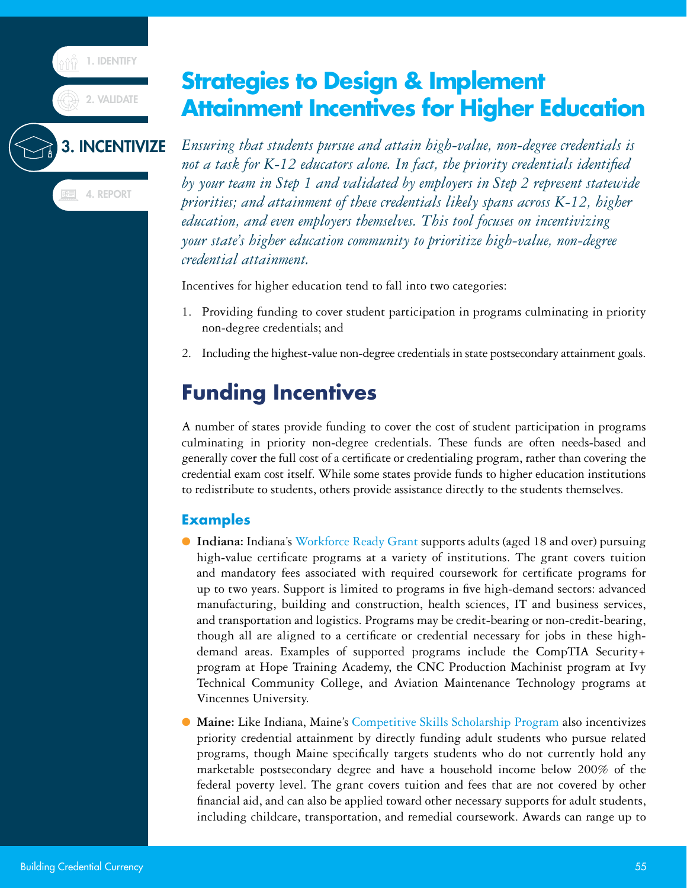# Strategies to Design & Implement Attainment Incentives for Higher Education

*Ensuring that students pursue and attain high-value, non-degree credentials is not a task for K-12 educators alone. In fact, the priority credentials identified by your team in Step 1 and validated by employers in Step 2 represent statewide priorities; and attainment of these credentials likely spans across K-12, higher education, and even employers themselves. This tool focuses on incentivizing your state's higher education community to prioritize high-value, non-degree credential attainment.*

Incentives for higher education tend to fall into two categories:

1. Providing funding to cover student participation in programs culminating in priority non-degree credentials; and
2. Including the highest-value non-degree credentials in state postsecondary attainment goals.

## Funding Incentives

A number of states provide funding to cover the cost of student participation in programs culminating in priority non-degree credentials. These funds are often needs-based and generally cover the full cost of a certificate or credentialing program, rather than covering the credential exam cost itself. While some states provide funds to higher education institutions to redistribute to students, others provide assistance directly to the students themselves.

### Examples

- **Indiana:** Indiana's Workforce Ready Grant supports adults (aged 18 and over) pursuing high-value certificate programs at a variety of institutions. The grant covers tuition and mandatory fees associated with required coursework for certificate programs for up to two years. Support is limited to programs in five high-demand sectors: advanced manufacturing, building and construction, health sciences, IT and business services, and transportation and logistics. Programs may be credit-bearing or non-credit-bearing, though all are aligned to a certificate or credential necessary for jobs in these high-demand areas. Examples of supported programs include the CompTIA Security+ program at Hope Training Academy, the CNC Production Machinist program at Ivy Technical Community College, and Aviation Maintenance Technology programs at Vincennes University.
- **Maine:** Like Indiana, Maine's Competitive Skills Scholarship Program also incentivizes priority credential attainment by directly funding adult students who pursue related programs, though Maine specifically targets students who do not currently hold any marketable postsecondary degree and have a household income below 200% of the federal poverty level. The grant covers tuition and fees that are not covered by other financial aid, and can also be applied toward other necessary supports for adult students, including childcare, transportation, and remedial coursework. Awards can range up to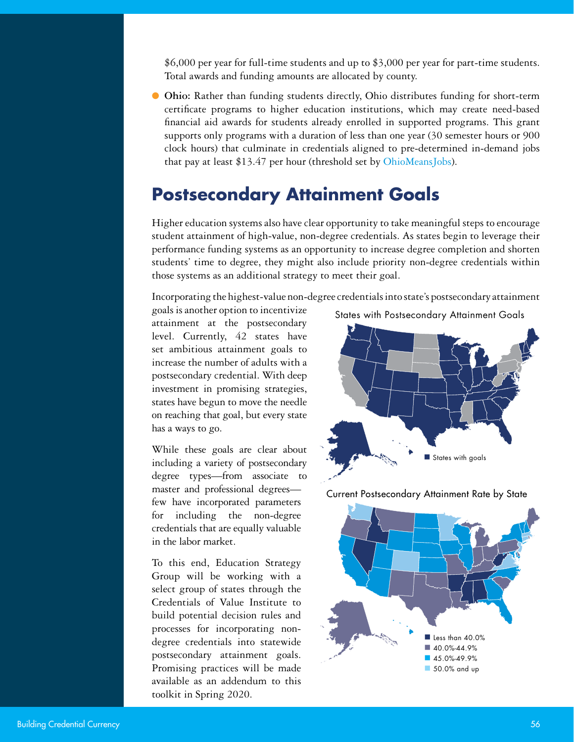$6,000 per year for full-time students and up to $3,000 per year for part-time students. Total awards and funding amounts are allocated by county.

- **Ohio:** Rather than funding students directly, Ohio distributes funding for short-term certificate programs to higher education institutions, which may create need-based financial aid awards for students already enrolled in supported programs. This grant supports only programs with a duration of less than one year (30 semester hours or 900 clock hours) that culminate in credentials aligned to pre-determined in-demand jobs that pay at least $13.47 per hour (threshold set by OhioMeansJobs).

## Postsecondary Attainment Goals

Higher education systems also have clear opportunity to take meaningful steps to encourage student attainment of high-value, non-degree credentials. As states begin to leverage their performance funding systems as an opportunity to increase degree completion and shorten students' time to degree, they might also include priority non-degree credentials within those systems as an additional strategy to meet their goal.

Incorporating the highest-value non-degree credentials into state's postsecondary attainment goals is another option to incentivize attainment at the postsecondary level. Currently, 42 states have set ambitious attainment goals to increase the number of adults with a postsecondary credential. With deep investment in promising strategies, states have begun to move the needle on reaching that goal, but every state has a ways to go.

While these goals are clear about including a variety of postsecondary degree types—from associate to master and professional degrees—few have incorporated parameters for including the non-degree credentials that are equally valuable in the labor market.

To this end, Education Strategy Group will be working with a select group of states through the Credentials of Value Institute to build potential decision rules and processes for incorporating non-degree credentials into statewide postsecondary attainment goals. Promising practices will be made available as an addendum to this toolkit in Spring 2020.

States with Postsecondary Attainment Goals

- States with goals

Current Postsecondary Attainment Rate by State

- Less than 40.0%
- 40.0%-44.9%
- 45.0%-49.9%
- 50.0% and up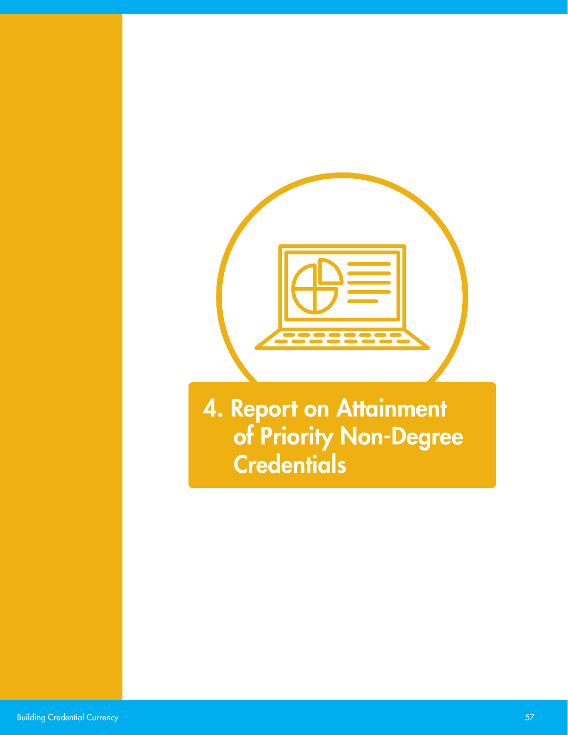# 4. Report on Attainment of Priority Non-Degree Credentials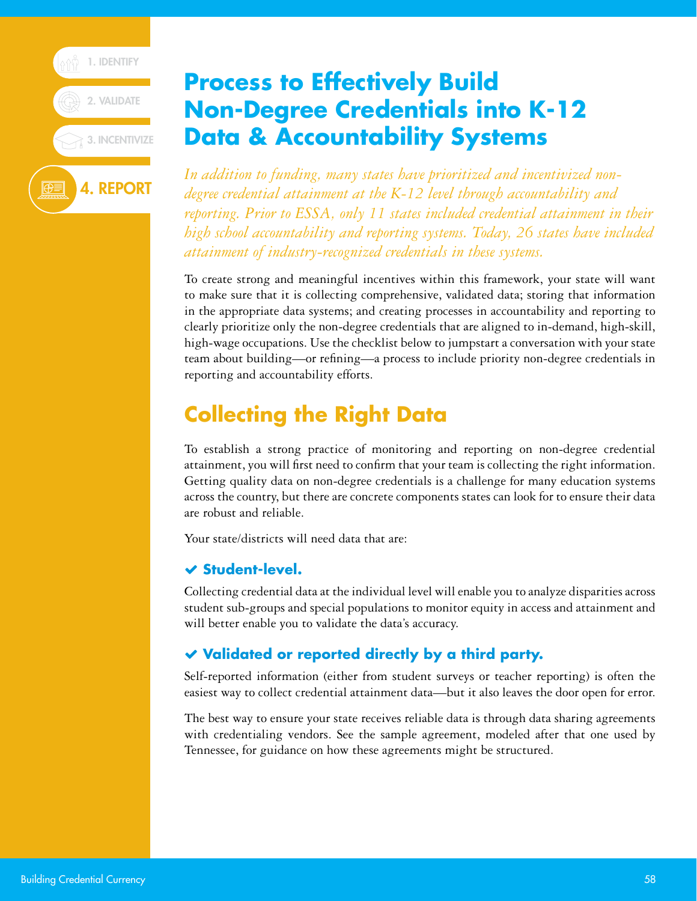# Process to Effectively Build Non-Degree Credentials into K-12 Data & Accountability Systems

*In addition to funding, many states have prioritized and incentivized non-degree credential attainment at the K-12 level through accountability and reporting. Prior to ESSA, only 11 states included credential attainment in their high school accountability and reporting systems. Today, 26 states have included attainment of industry-recognized credentials in these systems.*

To create strong and meaningful incentives within this framework, your state will want to make sure that it is collecting comprehensive, validated data; storing that information in the appropriate data systems; and creating processes in accountability and reporting to clearly prioritize only the non-degree credentials that are aligned to in-demand, high-skill, high-wage occupations. Use the checklist below to jumpstart a conversation with your state team about building—or refining—a process to include priority non-degree credentials in reporting and accountability efforts.

## Collecting the Right Data

To establish a strong practice of monitoring and reporting on non-degree credential attainment, you will first need to confirm that your team is collecting the right information. Getting quality data on non-degree credentials is a challenge for many education systems across the country, but there are concrete components states can look for to ensure their data are robust and reliable.

Your state/districts will need data that are:

### ✔ Student-level.

Collecting credential data at the individual level will enable you to analyze disparities across student sub-groups and special populations to monitor equity in access and attainment and will better enable you to validate the data's accuracy.

### ✔ Validated or reported directly by a third party.

Self-reported information (either from student surveys or teacher reporting) is often the easiest way to collect credential attainment data—but it also leaves the door open for error.

The best way to ensure your state receives reliable data is through data sharing agreements with credentialing vendors. See the sample agreement, modeled after that one used by Tennessee, for guidance on how these agreements might be structured.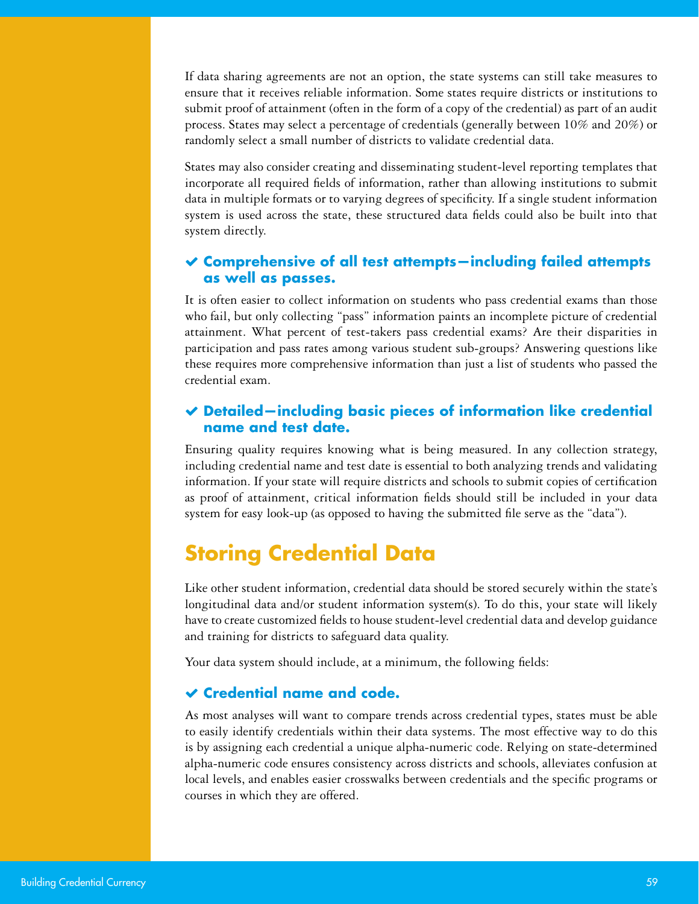If data sharing agreements are not an option, the state systems can still take measures to ensure that it receives reliable information. Some states require districts or institutions to submit proof of attainment (often in the form of a copy of the credential) as part of an audit process. States may select a percentage of credentials (generally between 10% and 20%) or randomly select a small number of districts to validate credential data.

States may also consider creating and disseminating student-level reporting templates that incorporate all required fields of information, rather than allowing institutions to submit data in multiple formats or to varying degrees of specificity. If a single student information system is used across the state, these structured data fields could also be built into that system directly.

### ✔ Comprehensive of all test attempts—including failed attempts as well as passes.

It is often easier to collect information on students who pass credential exams than those who fail, but only collecting "pass" information paints an incomplete picture of credential attainment. What percent of test-takers pass credential exams? Are their disparities in participation and pass rates among various student sub-groups? Answering questions like these requires more comprehensive information than just a list of students who passed the credential exam.

### ✔ Detailed—including basic pieces of information like credential name and test date.

Ensuring quality requires knowing what is being measured. In any collection strategy, including credential name and test date is essential to both analyzing trends and validating information. If your state will require districts and schools to submit copies of certification as proof of attainment, critical information fields should still be included in your data system for easy look-up (as opposed to having the submitted file serve as the "data").

## Storing Credential Data

Like other student information, credential data should be stored securely within the state's longitudinal data and/or student information system(s). To do this, your state will likely have to create customized fields to house student-level credential data and develop guidance and training for districts to safeguard data quality.

Your data system should include, at a minimum, the following fields:

### ✔ Credential name and code.

As most analyses will want to compare trends across credential types, states must be able to easily identify credentials within their data systems. The most effective way to do this is by assigning each credential a unique alpha-numeric code. Relying on state-determined alpha-numeric code ensures consistency across districts and schools, alleviates confusion at local levels, and enables easier crosswalks between credentials and the specific programs or courses in which they are offered.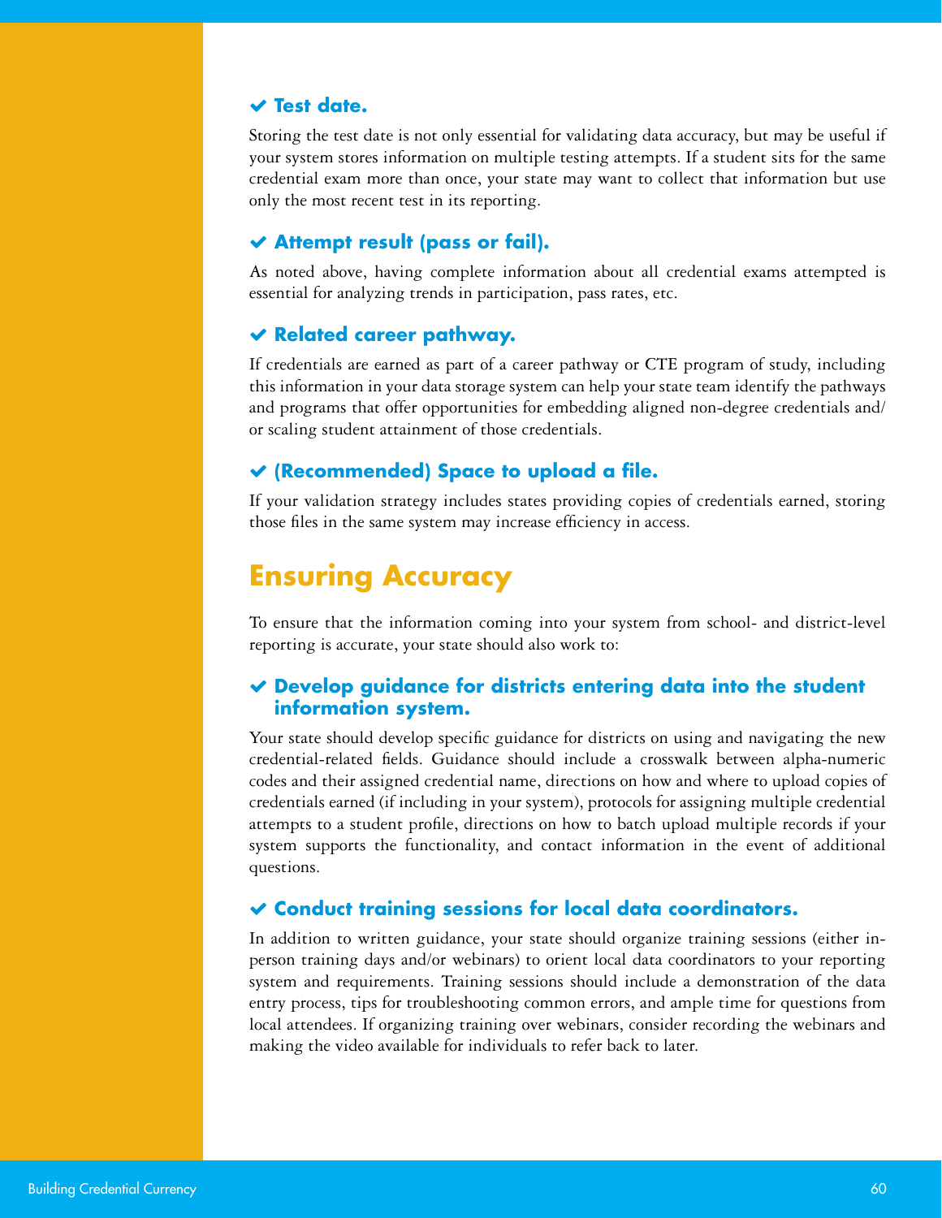#### ✔ Test date.

Storing the test date is not only essential for validating data accuracy, but may be useful if your system stores information on multiple testing attempts. If a student sits for the same credential exam more than once, your state may want to collect that information but use only the most recent test in its reporting.

#### ✔ Attempt result (pass or fail).

As noted above, having complete information about all credential exams attempted is essential for analyzing trends in participation, pass rates, etc.

#### ✔ Related career pathway.

If credentials are earned as part of a career pathway or CTE program of study, including this information in your data storage system can help your state team identify the pathways and programs that offer opportunities for embedding aligned non-degree credentials and/or scaling student attainment of those credentials.

#### ✔ (Recommended) Space to upload a file.

If your validation strategy includes states providing copies of credentials earned, storing those files in the same system may increase efficiency in access.

## Ensuring Accuracy

To ensure that the information coming into your system from school- and district-level reporting is accurate, your state should also work to:

#### ✔ Develop guidance for districts entering data into the student information system.

Your state should develop specific guidance for districts on using and navigating the new credential-related fields. Guidance should include a crosswalk between alpha-numeric codes and their assigned credential name, directions on how and where to upload copies of credentials earned (if including in your system), protocols for assigning multiple credential attempts to a student profile, directions on how to batch upload multiple records if your system supports the functionality, and contact information in the event of additional questions.

#### ✔ Conduct training sessions for local data coordinators.

In addition to written guidance, your state should organize training sessions (either in-person training days and/or webinars) to orient local data coordinators to your reporting system and requirements. Training sessions should include a demonstration of the data entry process, tips for troubleshooting common errors, and ample time for questions from local attendees. If organizing training over webinars, consider recording the webinars and making the video available for individuals to refer back to later.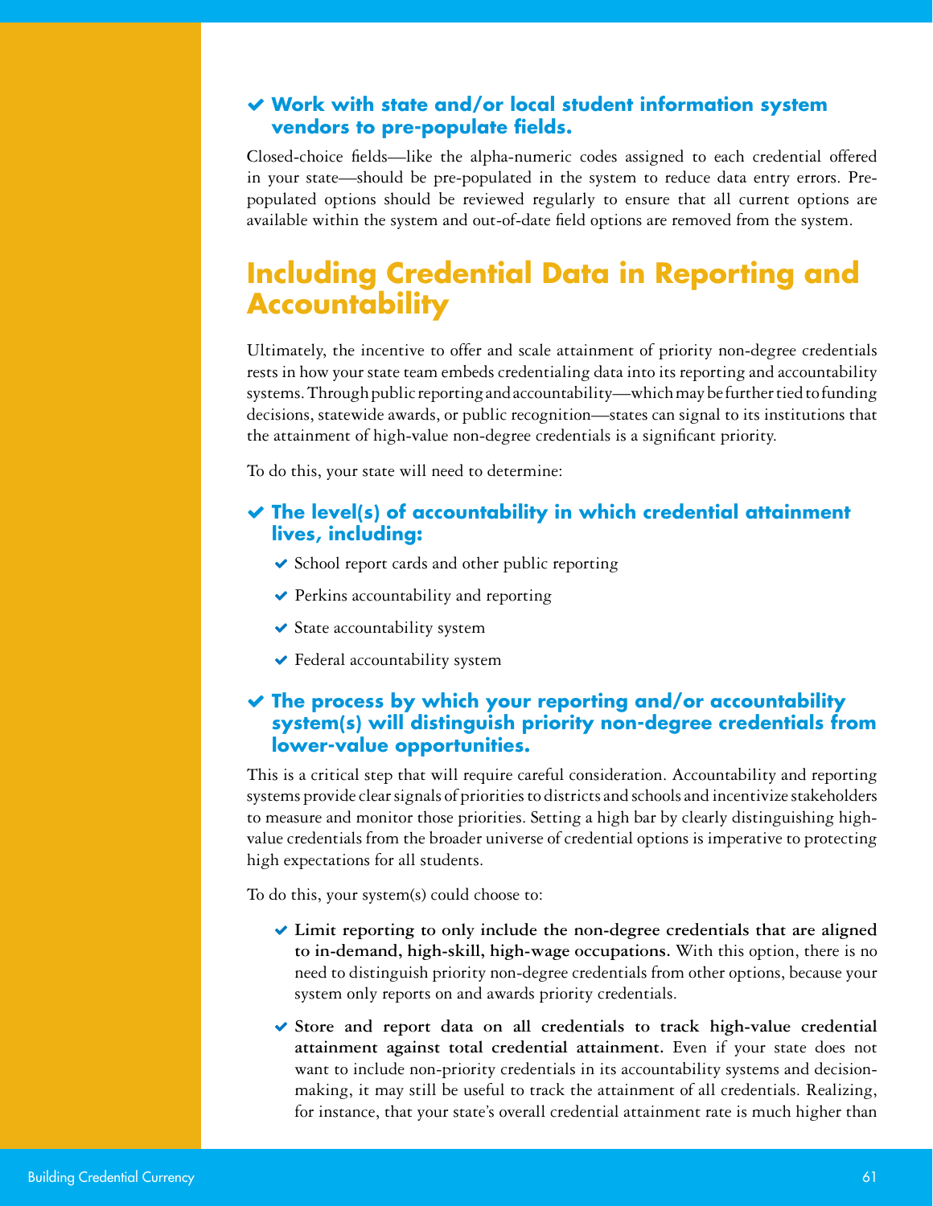- **Work with state and/or local student information system vendors to pre-populate fields.**

Closed-choice fields—like the alpha-numeric codes assigned to each credential offered in your state—should be pre-populated in the system to reduce data entry errors. Pre-populated options should be reviewed regularly to ensure that all current options are available within the system and out-of-date field options are removed from the system.

## Including Credential Data in Reporting and Accountability

Ultimately, the incentive to offer and scale attainment of priority non-degree credentials rests in how your state team embeds credentialing data into its reporting and accountability systems. Through public reporting and accountability—which may be further tied to funding decisions, statewide awards, or public recognition—states can signal to its institutions that the attainment of high-value non-degree credentials is a significant priority.

To do this, your state will need to determine:

- **The level(s) of accountability in which credential attainment lives, including:**
  - School report cards and other public reporting
  - Perkins accountability and reporting
  - State accountability system
  - Federal accountability system

- **The process by which your reporting and/or accountability system(s) will distinguish priority non-degree credentials from lower-value opportunities.**

This is a critical step that will require careful consideration. Accountability and reporting systems provide clear signals of priorities to districts and schools and incentivize stakeholders to measure and monitor those priorities. Setting a high bar by clearly distinguishing high-value credentials from the broader universe of credential options is imperative to protecting high expectations for all students.

To do this, your system(s) could choose to:

- **Limit reporting to only include the non-degree credentials that are aligned to in-demand, high-skill, high-wage occupations.** With this option, there is no need to distinguish priority non-degree credentials from other options, because your system only reports on and awards priority credentials.
- **Store and report data on all credentials to track high-value credential attainment against total credential attainment.** Even if your state does not want to include non-priority credentials in its accountability systems and decision-making, it may still be useful to track the attainment of all credentials. Realizing, for instance, that your state's overall credential attainment rate is much higher than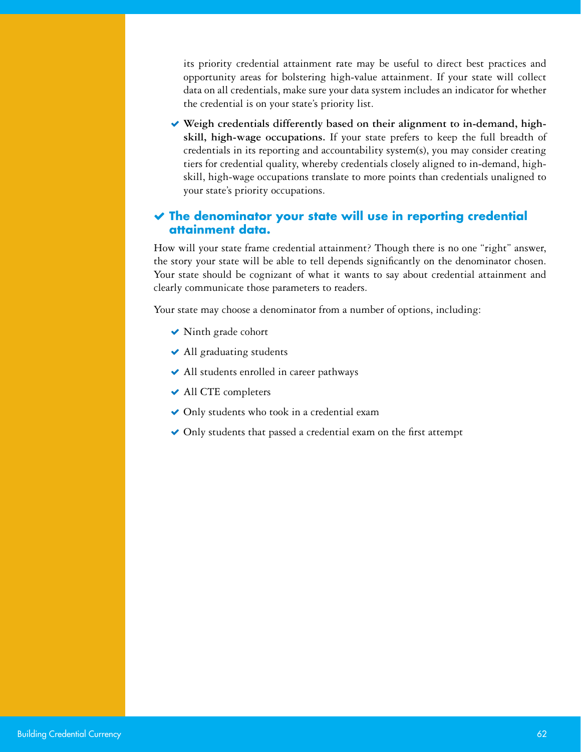its priority credential attainment rate may be useful to direct best practices and opportunity areas for bolstering high-value attainment. If your state will collect data on all credentials, make sure your data system includes an indicator for whether the credential is on your state's priority list.

- **Weigh credentials differently based on their alignment to in-demand, high-skill, high-wage occupations.** If your state prefers to keep the full breadth of credentials in its reporting and accountability system(s), you may consider creating tiers for credential quality, whereby credentials closely aligned to in-demand, high-skill, high-wage occupations translate to more points than credentials unaligned to your state's priority occupations.

## The denominator your state will use in reporting credential attainment data.

How will your state frame credential attainment? Though there is no one "right" answer, the story your state will be able to tell depends significantly on the denominator chosen. Your state should be cognizant of what it wants to say about credential attainment and clearly communicate those parameters to readers.

Your state may choose a denominator from a number of options, including:

- Ninth grade cohort
- All graduating students
- All students enrolled in career pathways
- All CTE completers
- Only students who took in a credential exam
- Only students that passed a credential exam on the first attempt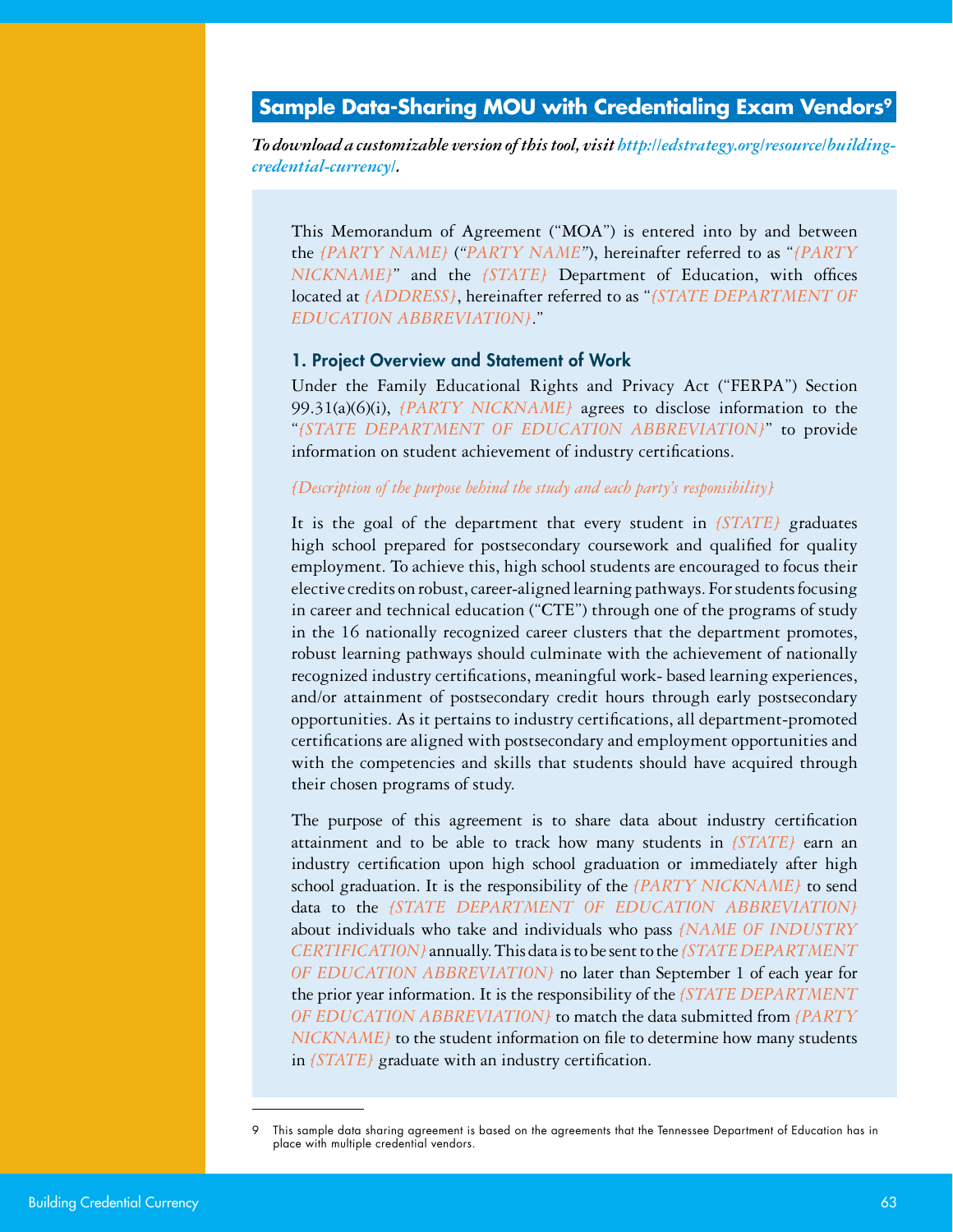## Sample Data-Sharing MOU with Credentialing Exam Vendors[9]

***To download a customizable version of this tool, visit http://edstrategy.org/resource/building-credential-currency/.***

This Memorandum of Agreement ("MOA") is entered into by and between the *{PARTY NAME}* ("*PARTY NAME*"), hereinafter referred to as "*{PARTY NICKNAME}*" and the *{STATE}* Department of Education, with offices located at *{ADDRESS}*, hereinafter referred to as "*{STATE DEPARTMENT OF EDUCATION ABBREVIATION}*."

### 1. Project Overview and Statement of Work

Under the Family Educational Rights and Privacy Act ("FERPA") Section 99.31(a)(6)(i), *{PARTY NICKNAME}* agrees to disclose information to the "*{STATE DEPARTMENT OF EDUCATION ABBREVIATION}*" to provide information on student achievement of industry certifications.

*{Description of the purpose behind the study and each party's responsibility}*

It is the goal of the department that every student in *{STATE}* graduates high school prepared for postsecondary coursework and qualified for quality employment. To achieve this, high school students are encouraged to focus their elective credits on robust, career-aligned learning pathways. For students focusing in career and technical education ("CTE") through one of the programs of study in the 16 nationally recognized career clusters that the department promotes, robust learning pathways should culminate with the achievement of nationally recognized industry certifications, meaningful work- based learning experiences, and/or attainment of postsecondary credit hours through early postsecondary opportunities. As it pertains to industry certifications, all department-promoted certifications are aligned with postsecondary and employment opportunities and with the competencies and skills that students should have acquired through their chosen programs of study.

The purpose of this agreement is to share data about industry certification attainment and to be able to track how many students in *{STATE}* earn an industry certification upon high school graduation or immediately after high school graduation. It is the responsibility of the *{PARTY NICKNAME}* to send data to the *{STATE DEPARTMENT OF EDUCATION ABBREVIATION}* about individuals who take and individuals who pass *{NAME OF INDUSTRY CERTIFICATION}* annually. This data is to be sent to the *{STATE DEPARTMENT OF EDUCATION ABBREVIATION}* no later than September 1 of each year for the prior year information. It is the responsibility of the *{STATE DEPARTMENT OF EDUCATION ABBREVIATION}* to match the data submitted from *{PARTY NICKNAME}* to the student information on file to determine how many students in *{STATE}* graduate with an industry certification.

---

9 This sample data sharing agreement is based on the agreements that the Tennessee Department of Education has in place with multiple credential vendors.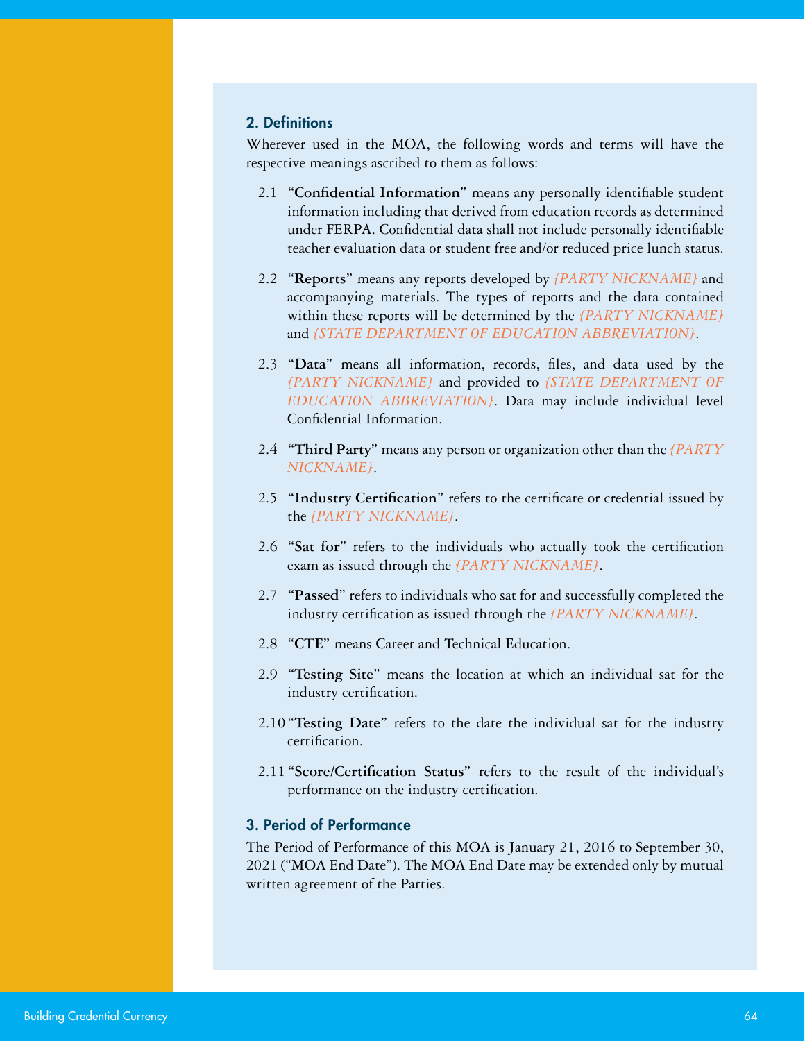## 2. Definitions

Wherever used in the MOA, the following words and terms will have the respective meanings ascribed to them as follows:

2.1 "**Confidential Information**" means any personally identifiable student information including that derived from education records as determined under FERPA. Confidential data shall not include personally identifiable teacher evaluation data or student free and/or reduced price lunch status.

2.2 "**Reports**" means any reports developed by *{PARTY NICKNAME}* and accompanying materials. The types of reports and the data contained within these reports will be determined by the *{PARTY NICKNAME}* and *{STATE DEPARTMENT OF EDUCATION ABBREVIATION}*.

2.3 "**Data**" means all information, records, files, and data used by the *{PARTY NICKNAME}* and provided to *{STATE DEPARTMENT OF EDUCATION ABBREVIATION}*. Data may include individual level Confidential Information.

2.4 "**Third Party**" means any person or organization other than the *{PARTY NICKNAME}*.

2.5 "**Industry Certification**" refers to the certificate or credential issued by the *{PARTY NICKNAME}*.

2.6 "**Sat for**" refers to the individuals who actually took the certification exam as issued through the *{PARTY NICKNAME}*.

2.7 "**Passed**" refers to individuals who sat for and successfully completed the industry certification as issued through the *{PARTY NICKNAME}*.

2.8 "**CTE**" means Career and Technical Education.

2.9 "**Testing Site**" means the location at which an individual sat for the industry certification.

2.10 "**Testing Date**" refers to the date the individual sat for the industry certification.

2.11 "**Score/Certification Status**" refers to the result of the individual's performance on the industry certification.

## 3. Period of Performance

The Period of Performance of this MOA is January 21, 2016 to September 30, 2021 ("MOA End Date"). The MOA End Date may be extended only by mutual written agreement of the Parties.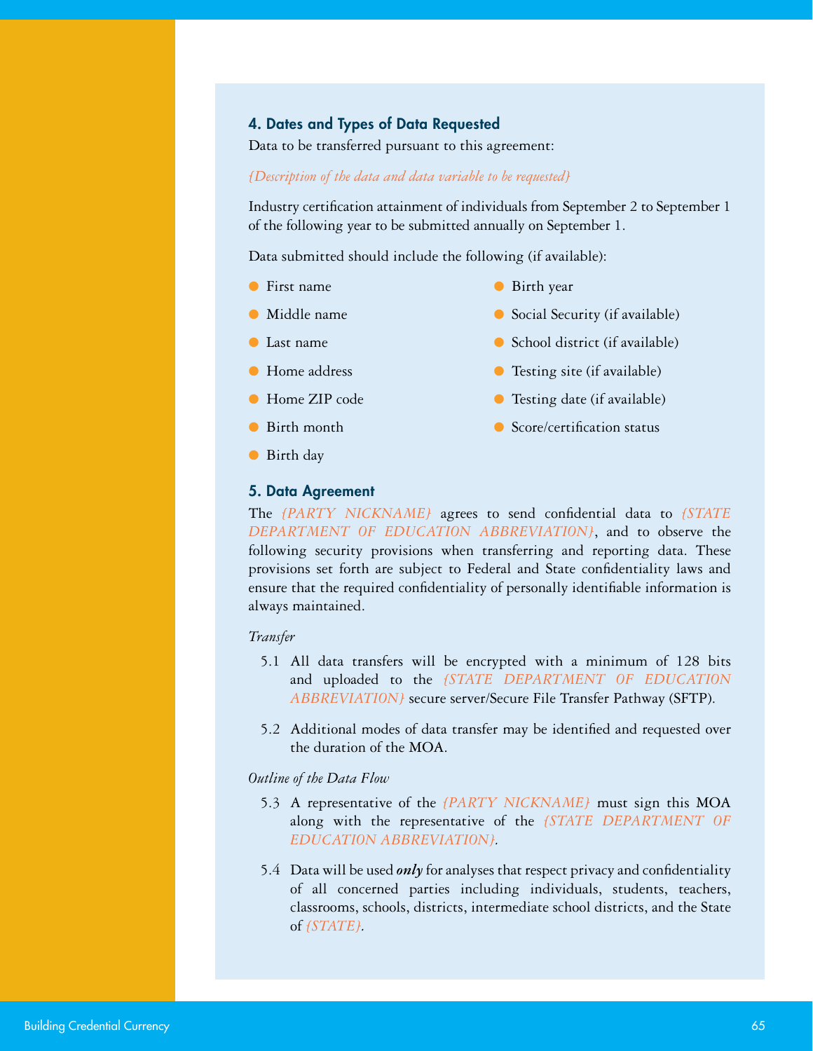## 4. Dates and Types of Data Requested

Data to be transferred pursuant to this agreement:

*{Description of the data and data variable to be requested}*

Industry certification attainment of individuals from September 2 to September 1 of the following year to be submitted annually on September 1.

Data submitted should include the following (if available):

- First name
- Middle name
- Last name
- Home address
- Home ZIP code
- Birth month
- Birth day
- Birth year
- Social Security (if available)
- School district (if available)
- Testing site (if available)
- Testing date (if available)
- Score/certification status

## 5. Data Agreement

The *{PARTY NICKNAME}* agrees to send confidential data to *{STATE DEPARTMENT OF EDUCATION ABBREVIATION}*, and to observe the following security provisions when transferring and reporting data. These provisions set forth are subject to Federal and State confidentiality laws and ensure that the required confidentiality of personally identifiable information is always maintained.

*Transfer*

5.1 All data transfers will be encrypted with a minimum of 128 bits and uploaded to the *{STATE DEPARTMENT OF EDUCATION ABBREVIATION}* secure server/Secure File Transfer Pathway (SFTP).

5.2 Additional modes of data transfer may be identified and requested over the duration of the MOA.

*Outline of the Data Flow*

5.3 A representative of the *{PARTY NICKNAME}* must sign this MOA along with the representative of the *{STATE DEPARTMENT OF EDUCATION ABBREVIATION}*.

5.4 Data will be used ***only*** for analyses that respect privacy and confidentiality of all concerned parties including individuals, students, teachers, classrooms, schools, districts, intermediate school districts, and the State of *{STATE}*.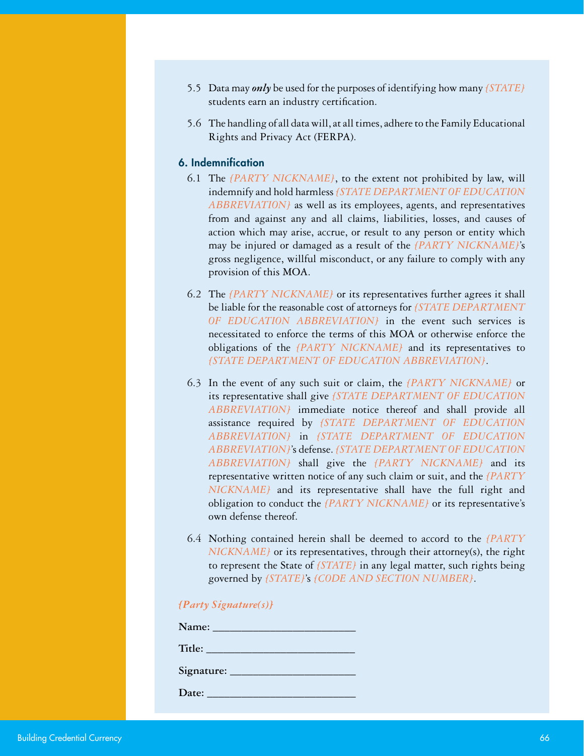5.5 Data may ***only*** be used for the purposes of identifying how many *{STATE}* students earn an industry certification.

5.6 The handling of all data will, at all times, adhere to the Family Educational Rights and Privacy Act (FERPA).

### 6. Indemnification

6.1 The *{PARTY NICKNAME}*, to the extent not prohibited by law, will indemnify and hold harmless *{STATE DEPARTMENT OF EDUCATION ABBREVIATION}* as well as its employees, agents, and representatives from and against any and all claims, liabilities, losses, and causes of action which may arise, accrue, or result to any person or entity which may be injured or damaged as a result of the *{PARTY NICKNAME}*'s gross negligence, willful misconduct, or any failure to comply with any provision of this MOA.

6.2 The *{PARTY NICKNAME}* or its representatives further agrees it shall be liable for the reasonable cost of attorneys for *{STATE DEPARTMENT OF EDUCATION ABBREVIATION}* in the event such services is necessitated to enforce the terms of this MOA or otherwise enforce the obligations of the *{PARTY NICKNAME}* and its representatives to *{STATE DEPARTMENT OF EDUCATION ABBREVIATION}*.

6.3 In the event of any such suit or claim, the *{PARTY NICKNAME}* or its representative shall give *{STATE DEPARTMENT OF EDUCATION ABBREVIATION}* immediate notice thereof and shall provide all assistance required by *{STATE DEPARTMENT OF EDUCATION ABBREVIATION}* in *{STATE DEPARTMENT OF EDUCATION ABBREVIATION}*'s defense. *{STATE DEPARTMENT OF EDUCATION ABBREVIATION}* shall give the *{PARTY NICKNAME}* and its representative written notice of any such claim or suit, and the *{PARTY NICKNAME}* and its representative shall have the full right and obligation to conduct the *{PARTY NICKNAME}* or its representative's own defense thereof.

6.4 Nothing contained herein shall be deemed to accord to the *{PARTY NICKNAME}* or its representatives, through their attorney(s), the right to represent the State of *{STATE}* in any legal matter, such rights being governed by *{STATE}*'s *{CODE AND SECTION NUMBER}*.

***{Party Signature(s)}***

**Name:** ________________________

**Title:** ________________________

**Signature:** ________________________

**Date:** ________________________